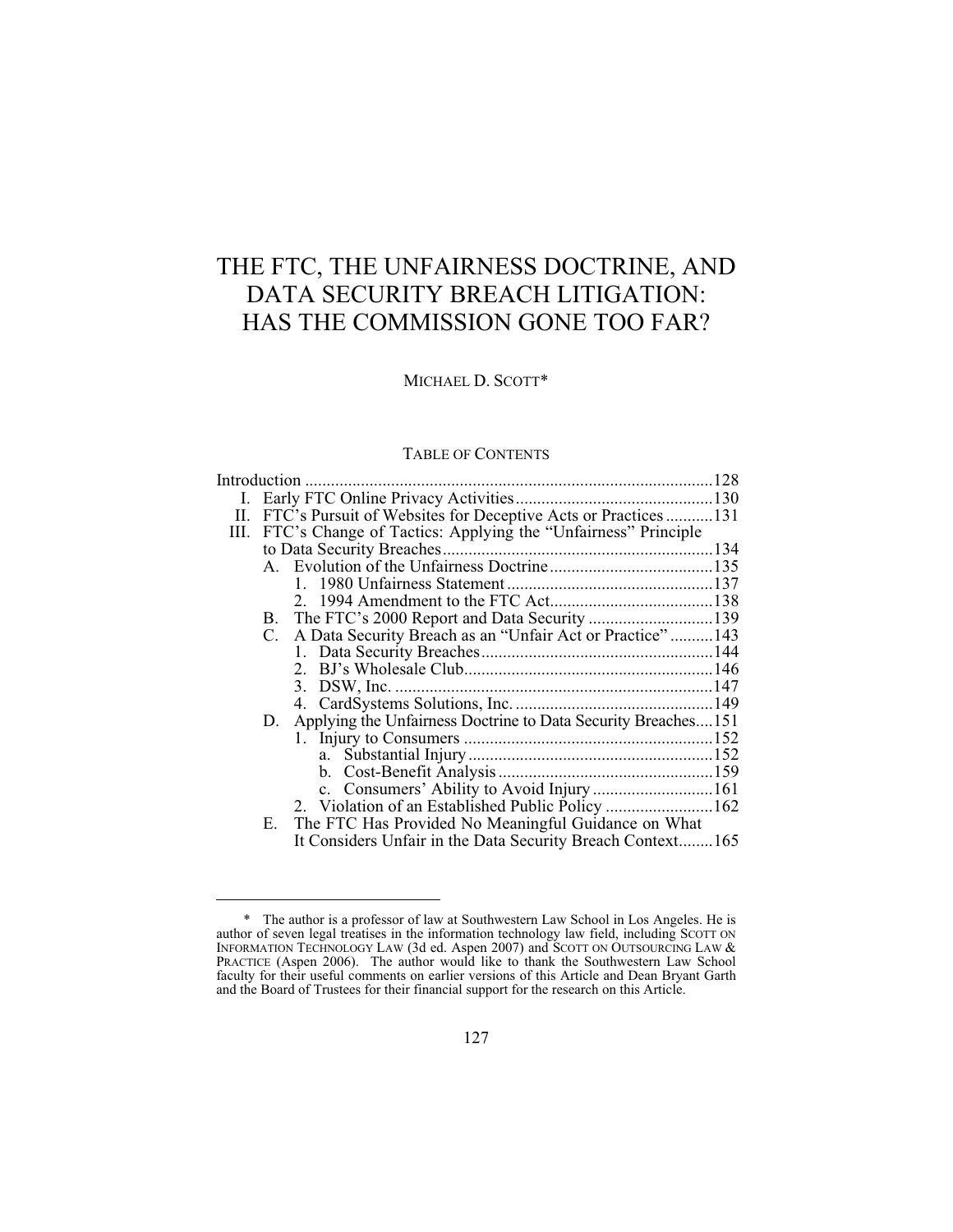# THE FTC, THE UNFAIRNESS DOCTRINE, AND DATA SECURITY BREACH LITIGATION: HAS THE COMMISSION GONE TOO FAR?

MICHAEL D. SCOTT*

TABLE OF CONTENTS

Introduction .......................................................................................128
- I. Early FTC Online Privacy Activities .............................................130
- II. FTC's Pursuit of Websites for Deceptive Acts or Practices ...........131
- III. FTC's Change of Tactics: Applying the "Unfairness" Principle to Data Security Breaches ...............................................................134
  - A. Evolution of the Unfairness Doctrine ......................................135
    - 1. 1980 Unfairness Statement ................................................137
    - 2. 1994 Amendment to the FTC Act ......................................138
  - B. The FTC's 2000 Report and Data Security .............................139
  - C. A Data Security Breach as an "Unfair Act or Practice" ..........143
    - 1. Data Security Breaches ......................................................144
    - 2. BJ's Wholesale Club ..........................................................146
    - 3. DSW, Inc. ..........................................................................147
    - 4. CardSystems Solutions, Inc. ..............................................149
  - D. Applying the Unfairness Doctrine to Data Security Breaches ....151
    - 1. Injury to Consumers ..........................................................152
      - a. Substantial Injury .........................................................152
      - b. Cost-Benefit Analysis ..................................................159
      - c. Consumers' Ability to Avoid Injury ............................161
    - 2. Violation of an Established Public Policy .........................162
  - E. The FTC Has Provided No Meaningful Guidance on What It Considers Unfair in the Data Security Breach Context........165

---

\* The author is a professor of law at Southwestern Law School in Los Angeles. He is author of seven legal treatises in the information technology law field, including SCOTT ON INFORMATION TECHNOLOGY LAW (3d ed. Aspen 2007) and SCOTT ON OUTSOURCING LAW & PRACTICE (Aspen 2006). The author would like to thank the Southwestern Law School faculty for their useful comments on earlier versions of this Article and Dean Bryant Garth and the Board of Trustees for their financial support for the research on this Article.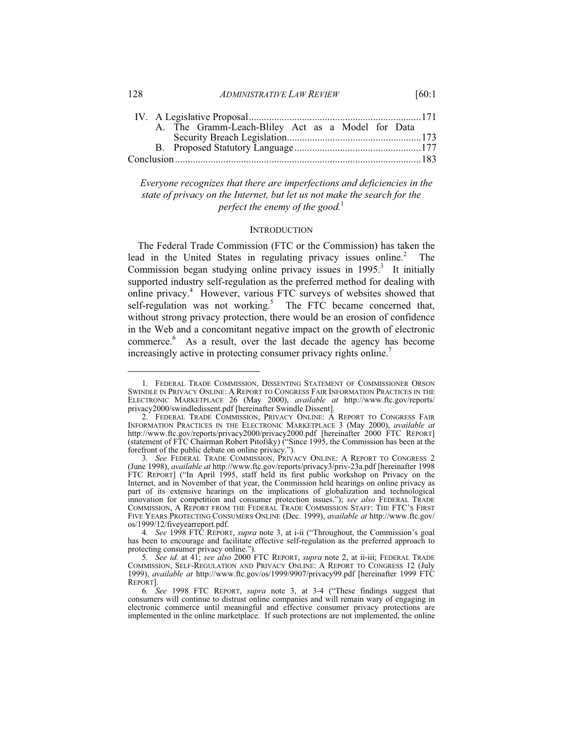IV. A Legislative Proposal ....................................................................171
  A. The Gramm-Leach-Bliley Act as a Model for Data Security Breach Legislation.....................................................173
  B. Proposed Statutory Language..................................................177
Conclusion .................................................................................183

*Everyone recognizes that there are imperfections and deficiencies in the state of privacy on the Internet, but let us not make the search for the perfect the enemy of the good.*[1]

## INTRODUCTION

The Federal Trade Commission (FTC or the Commission) has taken the lead in the United States in regulating privacy issues online.[2] The Commission began studying online privacy issues in 1995.[3] It initially supported industry self-regulation as the preferred method for dealing with online privacy.[4] However, various FTC surveys of websites showed that self-regulation was not working.[5] The FTC became concerned that, without strong privacy protection, there would be an erosion of confidence in the Web and a concomitant negative impact on the growth of electronic commerce.[6] As a result, over the last decade the agency has become increasingly active in protecting consumer privacy rights online.[7]

---

1. FEDERAL TRADE COMMISSION, DISSENTING STATEMENT OF COMMISSIONER ORSON SWINDLE IN PRIVACY ONLINE: A REPORT TO CONGRESS FAIR INFORMATION PRACTICES IN THE ELECTRONIC MARKETPLACE 26 (May 2000), *available at* http://www.ftc.gov/reports/privacy2000/swindledissent.pdf [hereinafter Swindle Dissent].

2. FEDERAL TRADE COMMISSION, PRIVACY ONLINE: A REPORT TO CONGRESS FAIR INFORMATION PRACTICES IN THE ELECTRONIC MARKETPLACE 3 (May 2000), *available at* http://www.ftc.gov/reports/privacy2000/privacy2000.pdf [hereinafter 2000 FTC REPORT] (statement of FTC Chairman Robert Pitofsky) ("Since 1995, the Commission has been at the forefront of the public debate on online privacy.").

3. *See* FEDERAL TRADE COMMISSION, PRIVACY ONLINE: A REPORT TO CONGRESS 2 (June 1998), *available at* http://www.ftc.gov/reports/privacy3/priv-23a.pdf [hereinafter 1998 FTC REPORT] ("In April 1995, staff held its first public workshop on Privacy on the Internet, and in November of that year, the Commission held hearings on online privacy as part of its extensive hearings on the implications of globalization and technological innovation for competition and consumer protection issues."); *see also* FEDERAL TRADE COMMISSION, A REPORT FROM THE FEDERAL TRADE COMMISSION STAFF: THE FTC'S FIRST FIVE YEARS PROTECTING CONSUMERS ONLINE (Dec. 1999), *available at* http://www.ftc.gov/os/1999/12/fiveyearreport.pdf.

4. *See* 1998 FTC REPORT, *supra* note 3, at i-ii ("Throughout, the Commission's goal has been to encourage and facilitate effective self-regulation as the preferred approach to protecting consumer privacy online.").

5. *See id.* at 41; *see also* 2000 FTC REPORT, *supra* note 2, at ii-iii; FEDERAL TRADE COMMISSION, SELF-REGULATION AND PRIVACY ONLINE: A REPORT TO CONGRESS 12 (July 1999), *available at* http://www.ftc.gov/os/1999/9907/privacy99.pdf [hereinafter 1999 FTC REPORT].

6. *See* 1998 FTC REPORT, *supra* note 3, at 3-4 ("These findings suggest that consumers will continue to distrust online companies and will remain wary of engaging in electronic commerce until meaningful and effective consumer privacy protections are implemented in the online marketplace. If such protections are not implemented, the online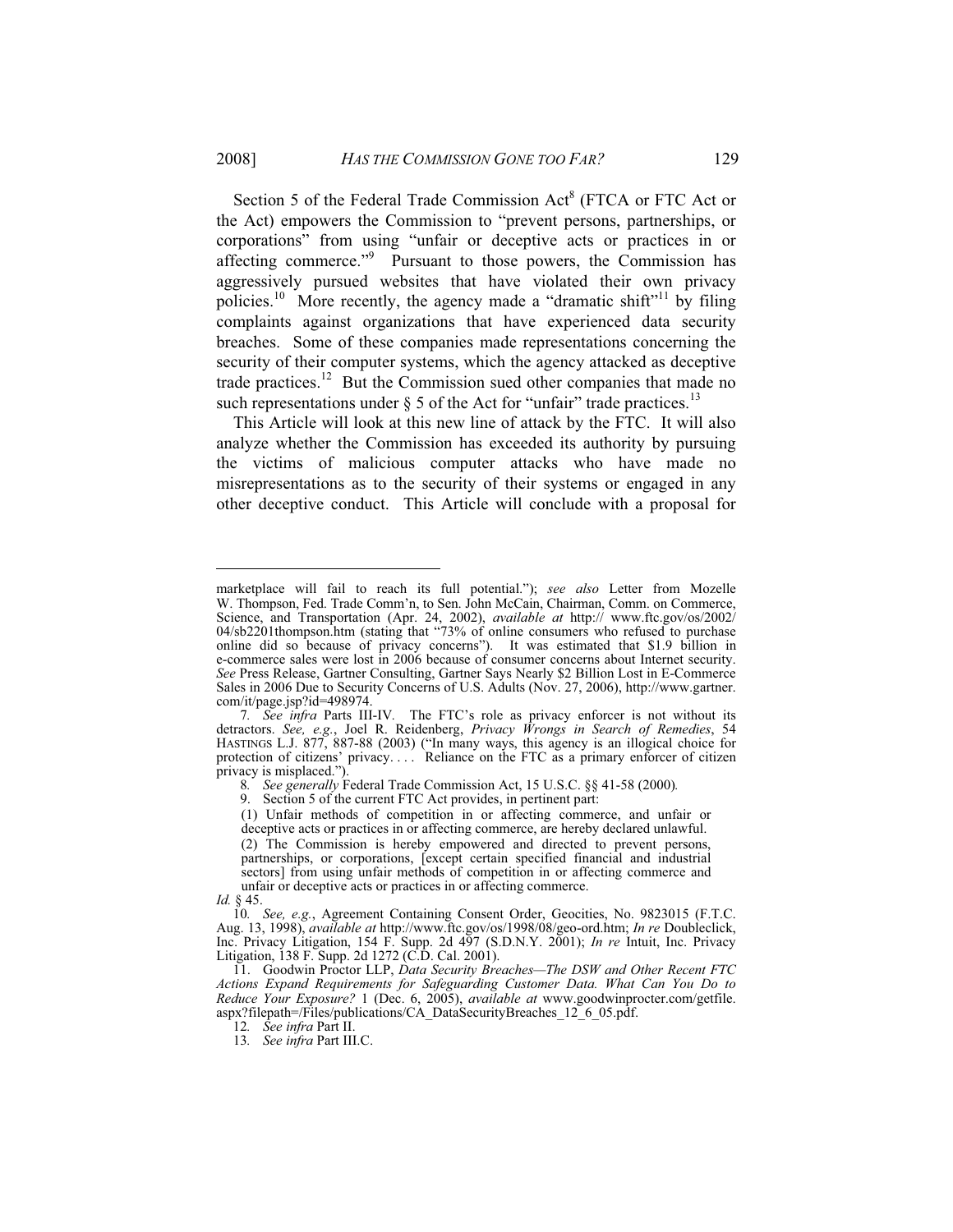Section 5 of the Federal Trade Commission Act[8] (FTCA or FTC Act or the Act) empowers the Commission to "prevent persons, partnerships, or corporations" from using "unfair or deceptive acts or practices in or affecting commerce."[9] Pursuant to those powers, the Commission has aggressively pursued websites that have violated their own privacy policies.[10] More recently, the agency made a "dramatic shift"[11] by filing complaints against organizations that have experienced data security breaches. Some of these companies made representations concerning the security of their computer systems, which the agency attacked as deceptive trade practices.[12] But the Commission sued other companies that made no such representations under § 5 of the Act for "unfair" trade practices.[13]

This Article will look at this new line of attack by the FTC. It will also analyze whether the Commission has exceeded its authority by pursuing the victims of malicious computer attacks who have made no misrepresentations as to the security of their systems or engaged in any other deceptive conduct. This Article will conclude with a proposal for

---

marketplace will fail to reach its full potential."); *see also* Letter from Mozelle W. Thompson, Fed. Trade Comm'n, to Sen. John McCain, Chairman, Comm. on Commerce, Science, and Transportation (Apr. 24, 2002), *available at* http:// www.ftc.gov/os/2002/04/sb2201thompson.htm (stating that "73% of online consumers who refused to purchase online did so because of privacy concerns"). It was estimated that $1.9 billion in e-commerce sales were lost in 2006 because of consumer concerns about Internet security. *See* Press Release, Gartner Consulting, Gartner Says Nearly $2 Billion Lost in E-Commerce Sales in 2006 Due to Security Concerns of U.S. Adults (Nov. 27, 2006), http://www.gartner.com/it/page.jsp?id=498974.

7. *See infra* Parts III-IV. The FTC's role as privacy enforcer is not without its detractors. *See, e.g.*, Joel R. Reidenberg, *Privacy Wrongs in Search of Remedies*, 54 HASTINGS L.J. 877, 887-88 (2003) ("In many ways, this agency is an illogical choice for protection of citizens' privacy. . . . Reliance on the FTC as a primary enforcer of citizen privacy is misplaced.").

8. *See generally* Federal Trade Commission Act, 15 U.S.C. §§ 41-58 (2000).

9. Section 5 of the current FTC Act provides, in pertinent part:

> (1) Unfair methods of competition in or affecting commerce, and unfair or deceptive acts or practices in or affecting commerce, are hereby declared unlawful.
>
> (2) The Commission is hereby empowered and directed to prevent persons, partnerships, or corporations, [except certain specified financial and industrial sectors] from using unfair methods of competition in or affecting commerce and unfair or deceptive acts or practices in or affecting commerce.

*Id.* § 45.

10. *See, e.g.*, Agreement Containing Consent Order, Geocities, No. 9823015 (F.T.C. Aug. 13, 1998), *available at* http://www.ftc.gov/os/1998/08/geo-ord.htm; *In re* Doubleclick, Inc. Privacy Litigation, 154 F. Supp. 2d 497 (S.D.N.Y. 2001); *In re* Intuit, Inc. Privacy Litigation, 138 F. Supp. 2d 1272 (C.D. Cal. 2001).

11. Goodwin Proctor LLP, *Data Security Breaches—The DSW and Other Recent FTC Actions Expand Requirements for Safeguarding Customer Data. What Can You Do to Reduce Your Exposure?* 1 (Dec. 6, 2005), *available at* www.goodwinprocter.com/getfile.aspx?filepath=/Files/publications/CA_DataSecurityBreaches_12_6_05.pdf.

12. *See infra* Part II.

13. *See infra* Part III.C.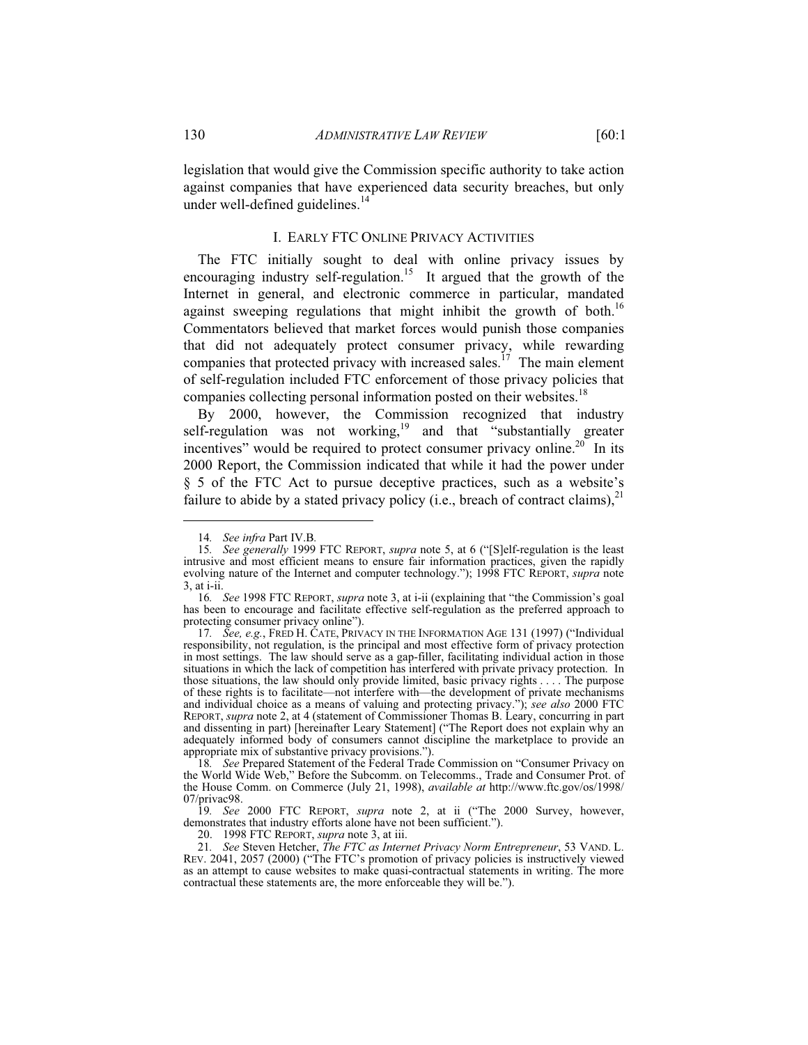legislation that would give the Commission specific authority to take action against companies that have experienced data security breaches, but only under well-defined guidelines.[14]

## I. EARLY FTC ONLINE PRIVACY ACTIVITIES

The FTC initially sought to deal with online privacy issues by encouraging industry self-regulation.[15] It argued that the growth of the Internet in general, and electronic commerce in particular, mandated against sweeping regulations that might inhibit the growth of both.[16] Commentators believed that market forces would punish those companies that did not adequately protect consumer privacy, while rewarding companies that protected privacy with increased sales.[17] The main element of self-regulation included FTC enforcement of those privacy policies that companies collecting personal information posted on their websites.[18]

By 2000, however, the Commission recognized that industry self-regulation was not working,[19] and that "substantially greater incentives" would be required to protect consumer privacy online.[20] In its 2000 Report, the Commission indicated that while it had the power under § 5 of the FTC Act to pursue deceptive practices, such as a website's failure to abide by a stated privacy policy (i.e., breach of contract claims),[21]

---

14. *See infra* Part IV.B.

15. *See generally* 1999 FTC REPORT, *supra* note 5, at 6 ("[S]elf-regulation is the least intrusive and most efficient means to ensure fair information practices, given the rapidly evolving nature of the Internet and computer technology."); 1998 FTC REPORT, *supra* note 3, at i-ii.

16. *See* 1998 FTC REPORT, *supra* note 3, at i-ii (explaining that "the Commission's goal has been to encourage and facilitate effective self-regulation as the preferred approach to protecting consumer privacy online").

17. *See, e.g.*, FRED H. CATE, PRIVACY IN THE INFORMATION AGE 131 (1997) ("Individual responsibility, not regulation, is the principal and most effective form of privacy protection in most settings. The law should serve as a gap-filler, facilitating individual action in those situations in which the lack of competition has interfered with private privacy protection. In those situations, the law should only provide limited, basic privacy rights . . . . The purpose of these rights is to facilitate—not interfere with—the development of private mechanisms and individual choice as a means of valuing and protecting privacy."); *see also* 2000 FTC REPORT, *supra* note 2, at 4 (statement of Commissioner Thomas B. Leary, concurring in part and dissenting in part) [hereinafter Leary Statement] ("The Report does not explain why an adequately informed body of consumers cannot discipline the marketplace to provide an appropriate mix of substantive privacy provisions.").

18. *See* Prepared Statement of the Federal Trade Commission on "Consumer Privacy on the World Wide Web," Before the Subcomm. on Telecomms., Trade and Consumer Prot. of the House Comm. on Commerce (July 21, 1998), *available at* http://www.ftc.gov/os/1998/07/privac98.

19. *See* 2000 FTC REPORT, *supra* note 2, at ii ("The 2000 Survey, however, demonstrates that industry efforts alone have not been sufficient.").

20. 1998 FTC REPORT, *supra* note 3, at iii.

21. *See* Steven Hetcher, *The FTC as Internet Privacy Norm Entrepreneur*, 53 VAND. L. REV. 2041, 2057 (2000) ("The FTC's promotion of privacy policies is instructively viewed as an attempt to cause websites to make quasi-contractual statements in writing. The more contractual these statements are, the more enforceable they will be.").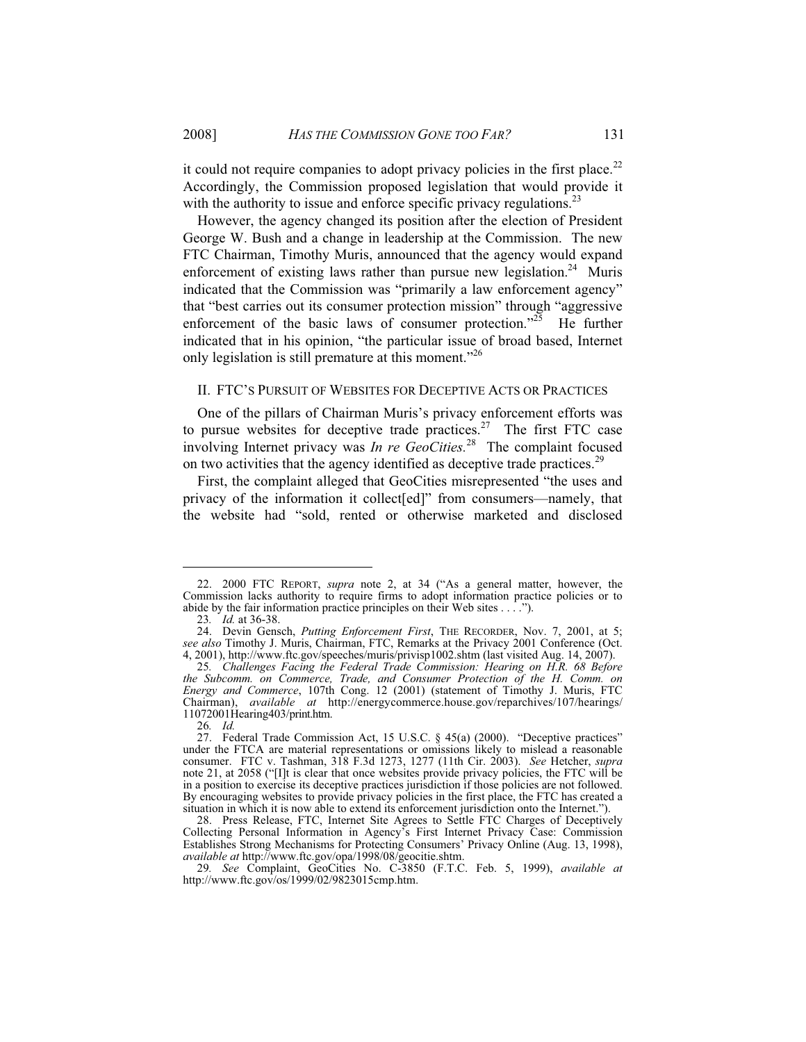it could not require companies to adopt privacy policies in the first place.[22] Accordingly, the Commission proposed legislation that would provide it with the authority to issue and enforce specific privacy regulations.[23]

However, the agency changed its position after the election of President George W. Bush and a change in leadership at the Commission. The new FTC Chairman, Timothy Muris, announced that the agency would expand enforcement of existing laws rather than pursue new legislation.[24] Muris indicated that the Commission was "primarily a law enforcement agency" that "best carries out its consumer protection mission" through "aggressive enforcement of the basic laws of consumer protection."[25] He further indicated that in his opinion, "the particular issue of broad based, Internet only legislation is still premature at this moment."[26]

## II. FTC'S PURSUIT OF WEBSITES FOR DECEPTIVE ACTS OR PRACTICES

One of the pillars of Chairman Muris's privacy enforcement efforts was to pursue websites for deceptive trade practices.[27] The first FTC case involving Internet privacy was *In re GeoCities*.[28] The complaint focused on two activities that the agency identified as deceptive trade practices.[29]

First, the complaint alleged that GeoCities misrepresented "the uses and privacy of the information it collect[ed]" from consumers—namely, that the website had "sold, rented or otherwise marketed and disclosed

---

22. 2000 FTC REPORT, *supra* note 2, at 34 ("As a general matter, however, the Commission lacks authority to require firms to adopt information practice policies or to abide by the fair information practice principles on their Web sites . . . .").

23. *Id.* at 36-38.

24. Devin Gensch, *Putting Enforcement First*, THE RECORDER, Nov. 7, 2001, at 5; *see also* Timothy J. Muris, Chairman, FTC, Remarks at the Privacy 2001 Conference (Oct. 4, 2001), http://www.ftc.gov/speeches/muris/privisp1002.shtm (last visited Aug. 14, 2007).

25. *Challenges Facing the Federal Trade Commission: Hearing on H.R. 68 Before the Subcomm. on Commerce, Trade, and Consumer Protection of the H. Comm. on Energy and Commerce*, 107th Cong. 12 (2001) (statement of Timothy J. Muris, FTC Chairman), *available at* http://energycommerce.house.gov/reparchives/107/hearings/11072001Hearing403/print.htm.

26. *Id.*

27. Federal Trade Commission Act, 15 U.S.C. § 45(a) (2000). "Deceptive practices" under the FTCA are material representations or omissions likely to mislead a reasonable consumer. FTC v. Tashman, 318 F.3d 1273, 1277 (11th Cir. 2003). *See* Hetcher, *supra* note 21, at 2058 ("[I]t is clear that once websites provide privacy policies, the FTC will be in a position to exercise its deceptive practices jurisdiction if those policies are not followed. By encouraging websites to provide privacy policies in the first place, the FTC has created a situation in which it is now able to extend its enforcement jurisdiction onto the Internet.").

28. Press Release, FTC, Internet Site Agrees to Settle FTC Charges of Deceptively Collecting Personal Information in Agency's First Internet Privacy Case: Commission Establishes Strong Mechanisms for Protecting Consumers' Privacy Online (Aug. 13, 1998), *available at* http://www.ftc.gov/opa/1998/08/geocitie.shtm.

29. *See* Complaint, GeoCities No. C-3850 (F.T.C. Feb. 5, 1999), *available at* http://www.ftc.gov/os/1999/02/9823015cmp.htm.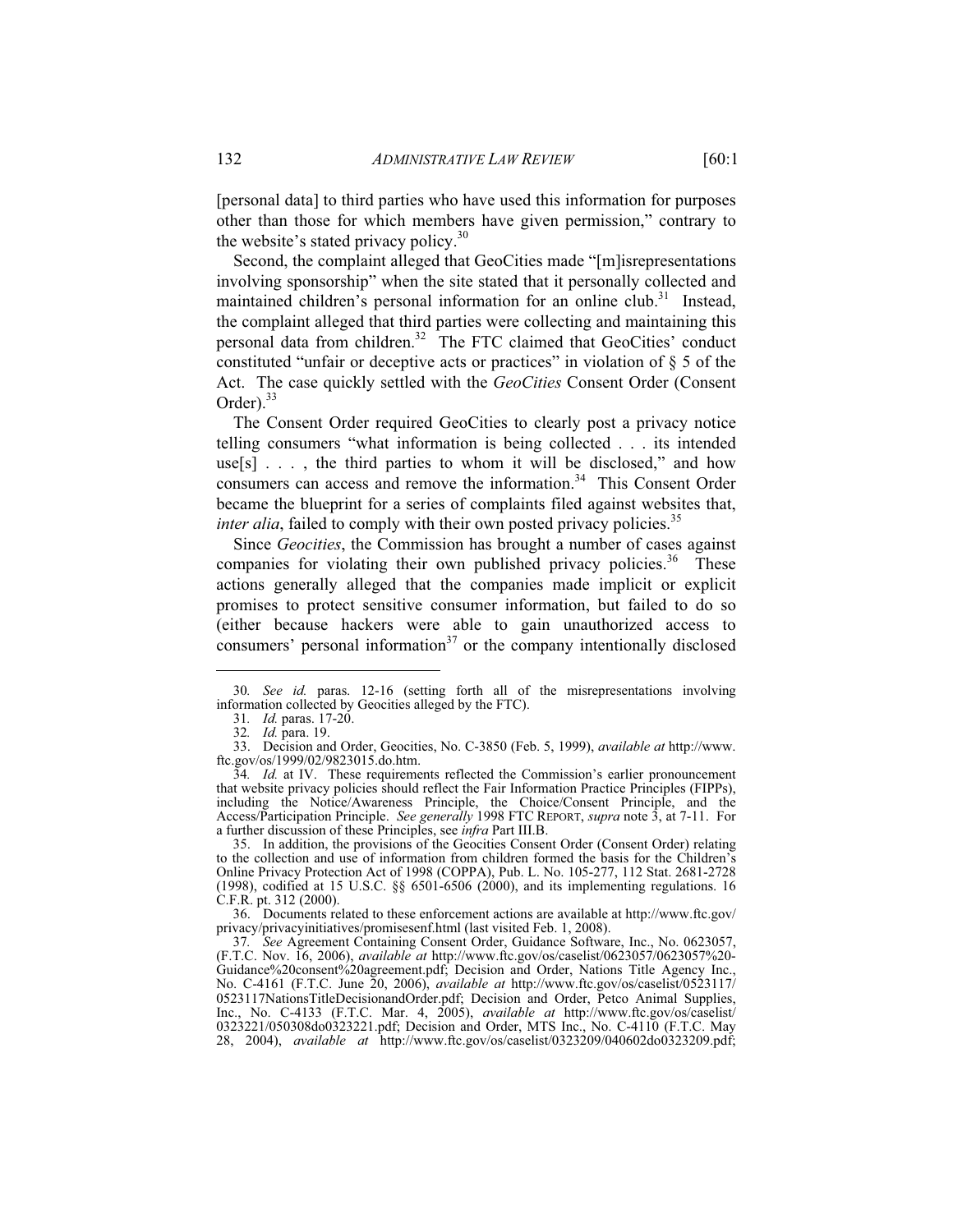[personal data] to third parties who have used this information for purposes other than those for which members have given permission," contrary to the website's stated privacy policy.[30]

Second, the complaint alleged that GeoCities made "[m]isrepresentations involving sponsorship" when the site stated that it personally collected and maintained children's personal information for an online club.[31] Instead, the complaint alleged that third parties were collecting and maintaining this personal data from children.[32] The FTC claimed that GeoCities' conduct constituted "unfair or deceptive acts or practices" in violation of § 5 of the Act. The case quickly settled with the *GeoCities* Consent Order (Consent Order).[33]

The Consent Order required GeoCities to clearly post a privacy notice telling consumers "what information is being collected . . . its intended use[s] . . . , the third parties to whom it will be disclosed," and how consumers can access and remove the information.[34] This Consent Order became the blueprint for a series of complaints filed against websites that, *inter alia*, failed to comply with their own posted privacy policies.[35]

Since *Geocities*, the Commission has brought a number of cases against companies for violating their own published privacy policies.[36] These actions generally alleged that the companies made implicit or explicit promises to protect sensitive consumer information, but failed to do so (either because hackers were able to gain unauthorized access to consumers' personal information[37] or the company intentionally disclosed

---

30. *See id.* paras. 12-16 (setting forth all of the misrepresentations involving information collected by Geocities alleged by the FTC).

31. *Id.* paras. 17-20.

32. *Id.* para. 19.

33. Decision and Order, Geocities, No. C-3850 (Feb. 5, 1999), *available at* http://www.ftc.gov/os/1999/02/9823015.do.htm.

34. *Id.* at IV. These requirements reflected the Commission's earlier pronouncement that website privacy policies should reflect the Fair Information Practice Principles (FIPPs), including the Notice/Awareness Principle, the Choice/Consent Principle, and the Access/Participation Principle. *See generally* 1998 FTC REPORT, *supra* note 3, at 7-11. For a further discussion of these Principles, see *infra* Part III.B.

35. In addition, the provisions of the Geocities Consent Order (Consent Order) relating to the collection and use of information from children formed the basis for the Children's Online Privacy Protection Act of 1998 (COPPA), Pub. L. No. 105-277, 112 Stat. 2681-2728 (1998), codified at 15 U.S.C. §§ 6501-6506 (2000), and its implementing regulations. 16 C.F.R. pt. 312 (2000).

36. Documents related to these enforcement actions are available at http://www.ftc.gov/privacy/privacyinitiatives/promisesenf.html (last visited Feb. 1, 2008).

37. *See* Agreement Containing Consent Order, Guidance Software, Inc., No. 0623057, (F.T.C. Nov. 16, 2006), *available at* http://www.ftc.gov/os/caselist/0623057/0623057%20-Guidance%20consent%20agreement.pdf; Decision and Order, Nations Title Agency Inc., No. C-4161 (F.T.C. June 20, 2006), *available at* http://www.ftc.gov/os/caselist/0523117/0523117NationsTitleDecisionandOrder.pdf; Decision and Order, Petco Animal Supplies, Inc., No. C-4133 (F.T.C. Mar. 4, 2005), *available at* http://www.ftc.gov/os/caselist/0323221/050308do0323221.pdf; Decision and Order, MTS Inc., No. C-4110 (F.T.C. May 28, 2004), *available at* http://www.ftc.gov/os/caselist/0323209/040602do0323209.pdf;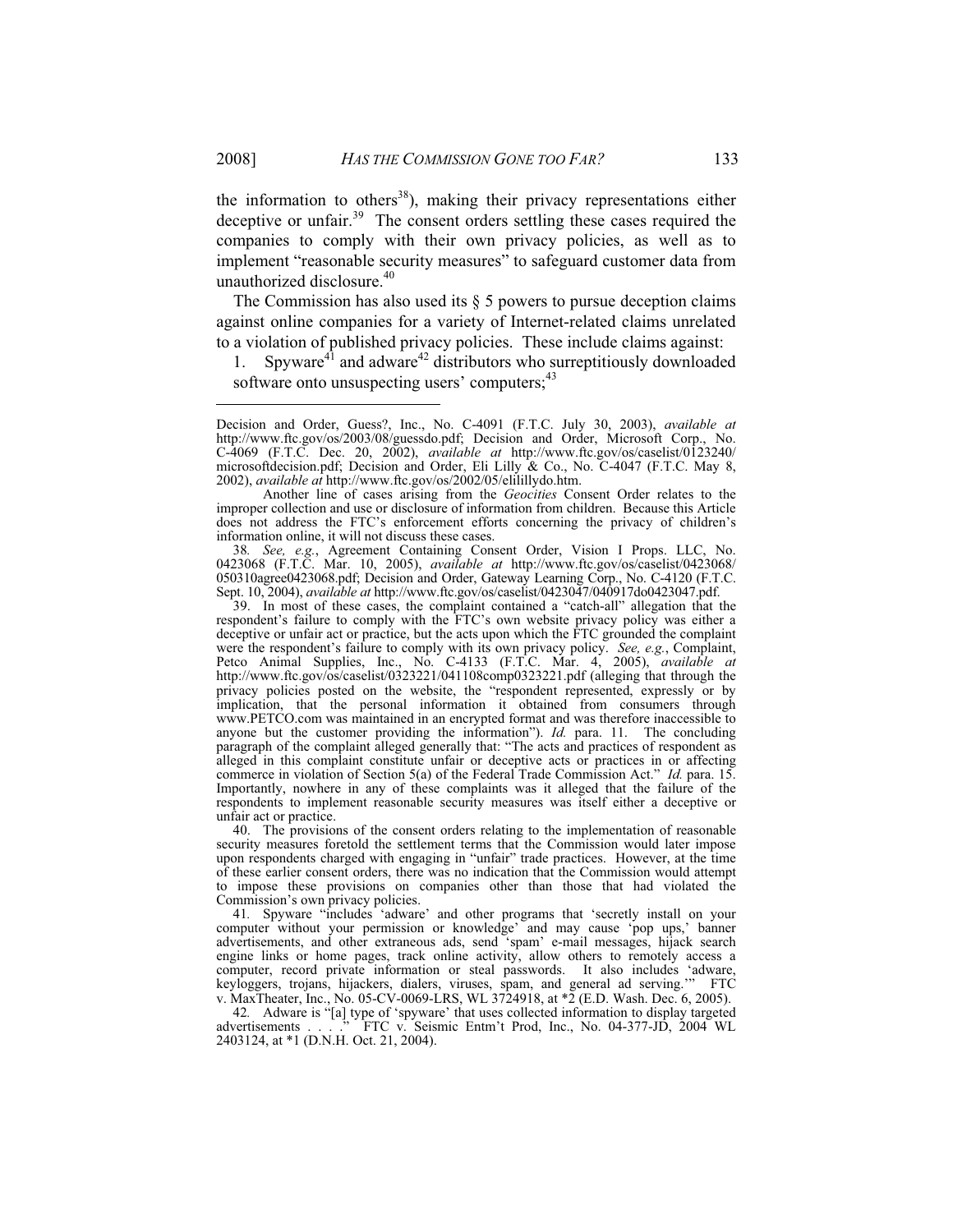the information to others[38]), making their privacy representations either deceptive or unfair.[39] The consent orders settling these cases required the companies to comply with their own privacy policies, as well as to implement "reasonable security measures" to safeguard customer data from unauthorized disclosure.[40]

The Commission has also used its § 5 powers to pursue deception claims against online companies for a variety of Internet-related claims unrelated to a violation of published privacy policies. These include claims against:

1. Spyware[41] and adware[42] distributors who surreptitiously downloaded software onto unsuspecting users' computers;[43]

---

Decision and Order, Guess?, Inc., No. C-4091 (F.T.C. July 30, 2003), *available at* http://www.ftc.gov/os/2003/08/guessdo.pdf; Decision and Order, Microsoft Corp., No. C-4069 (F.T.C. Dec. 20, 2002), *available at* http://www.ftc.gov/os/caselist/0123240/microsoftdecision.pdf; Decision and Order, Eli Lilly & Co., No. C-4047 (F.T.C. May 8, 2002), *available at* http://www.ftc.gov/os/2002/05/elililydo.htm.

Another line of cases arising from the *Geocities* Consent Order relates to the improper collection and use or disclosure of information from children. Because this Article does not address the FTC's enforcement efforts concerning the privacy of children's information online, it will not discuss these cases.

38. *See, e.g.*, Agreement Containing Consent Order, Vision I Props. LLC, No. 0423068 (F.T.C. Mar. 10, 2005), *available at* http://www.ftc.gov/os/caselist/0423068/050310agree0423068.pdf; Decision and Order, Gateway Learning Corp., No. C-4120 (F.T.C. Sept. 10, 2004), *available at* http://www.ftc.gov/os/caselist/0423047/040917do0423047.pdf.

39. In most of these cases, the complaint contained a "catch-all" allegation that the respondent's failure to comply with the FTC's own website privacy policy was either a deceptive or unfair act or practice, but the acts upon which the FTC grounded the complaint were the respondent's failure to comply with its own privacy policy. *See, e.g.*, Complaint, Petco Animal Supplies, Inc., No. C-4133 (F.T.C. Mar. 4, 2005), *available at* http://www.ftc.gov/os/caselist/0323221/041108comp0323221.pdf (alleging that through the privacy policies posted on the website, the "respondent represented, expressly or by implication, that the personal information it obtained from consumers through www.PETCO.com was maintained in an encrypted format and was therefore inaccessible to anyone but the customer providing the information"). *Id.* para. 11. The concluding paragraph of the complaint alleged generally that: "The acts and practices of respondent as alleged in this complaint constitute unfair or deceptive acts or practices in or affecting commerce in violation of Section 5(a) of the Federal Trade Commission Act." *Id.* para. 15. Importantly, nowhere in any of these complaints was it alleged that the failure of the respondents to implement reasonable security measures was itself either a deceptive or unfair act or practice.

40. The provisions of the consent orders relating to the implementation of reasonable security measures foretold the settlement terms that the Commission would later impose upon respondents charged with engaging in "unfair" trade practices. However, at the time of these earlier consent orders, there was no indication that the Commission would attempt to impose these provisions on companies other than those that had violated the Commission's own privacy policies.

41. Spyware "includes 'adware' and other programs that 'secretly install on your computer without your permission or knowledge' and may cause 'pop ups,' banner advertisements, and other extraneous ads, send 'spam' e-mail messages, hijack search engine links or home pages, track online activity, allow others to remotely access a computer, record private information or steal passwords. It also includes 'adware, keyloggers, trojans, hijackers, dialers, viruses, spam, and general ad serving.'" FTC v. MaxTheater, Inc., No. 05-CV-0069-LRS, WL 3724918, at *2 (E.D. Wash. Dec. 6, 2005).

42. Adware is "[a] type of 'spyware' that uses collected information to display targeted advertisements . . . ." FTC v. Seismic Entm't Prod, Inc., No. 04-377-JD, 2004 WL 2403124, at *1 (D.N.H. Oct. 21, 2004).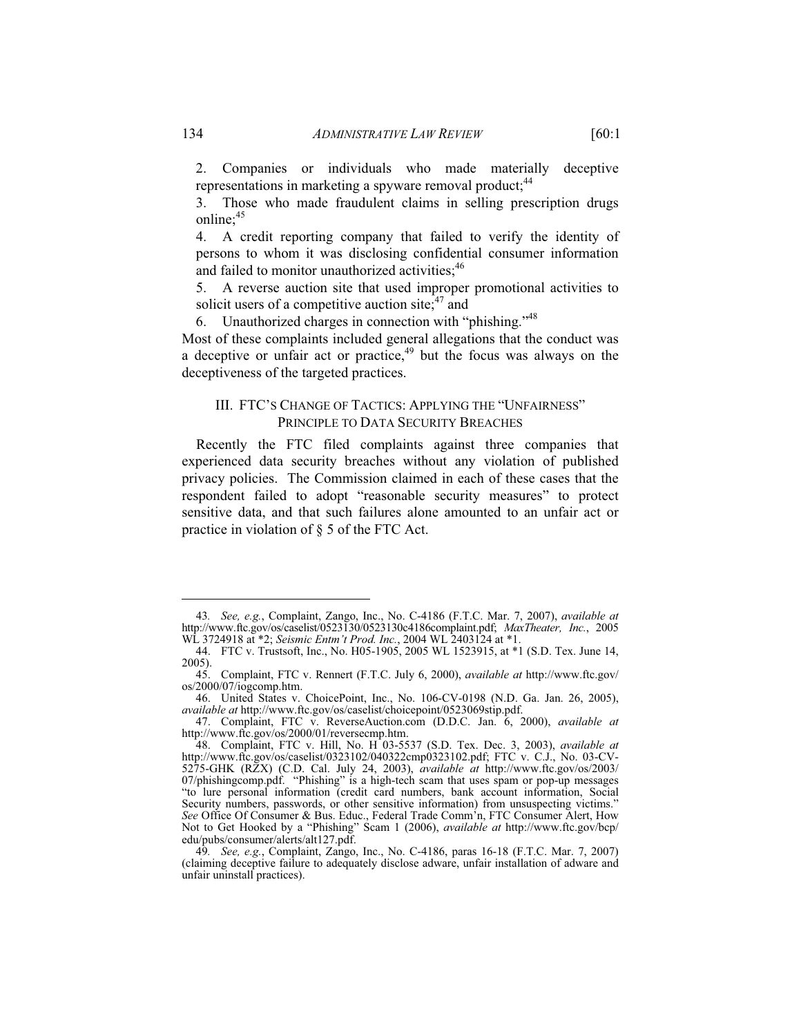2. Companies or individuals who made materially deceptive representations in marketing a spyware removal product;[44]

3. Those who made fraudulent claims in selling prescription drugs online;[45]

4. A credit reporting company that failed to verify the identity of persons to whom it was disclosing confidential consumer information and failed to monitor unauthorized activities;[46]

5. A reverse auction site that used improper promotional activities to solicit users of a competitive auction site;[47] and

6. Unauthorized charges in connection with "phishing."[48]

Most of these complaints included general allegations that the conduct was a deceptive or unfair act or practice,[49] but the focus was always on the deceptiveness of the targeted practices.

## III. FTC'S CHANGE OF TACTICS: APPLYING THE "UNFAIRNESS" PRINCIPLE TO DATA SECURITY BREACHES

Recently the FTC filed complaints against three companies that experienced data security breaches without any violation of published privacy policies. The Commission claimed in each of these cases that the respondent failed to adopt "reasonable security measures" to protect sensitive data, and that such failures alone amounted to an unfair act or practice in violation of § 5 of the FTC Act.

---

43. *See, e.g.*, Complaint, Zango, Inc., No. C-4186 (F.T.C. Mar. 7, 2007), *available at* http://www.ftc.gov/os/caselist/0523130/0523130c4186complaint.pdf; *MaxTheater, Inc.*, 2005 WL 3724918 at *2; *Seismic Entm't Prod. Inc.*, 2004 WL 2403124 at *1.

44. FTC v. Trustsoft, Inc., No. H05-1905, 2005 WL 1523915, at *1 (S.D. Tex. June 14, 2005).

45. Complaint, FTC v. Rennert (F.T.C. July 6, 2000), *available at* http://www.ftc.gov/os/2000/07/iogcomp.htm.

46. United States v. ChoicePoint, Inc., No. 106-CV-0198 (N.D. Ga. Jan. 26, 2005), *available at* http://www.ftc.gov/os/caselist/choicepoint/0523069stip.pdf.

47. Complaint, FTC v. ReverseAuction.com (D.D.C. Jan. 6, 2000), *available at* http://www.ftc.gov/os/2000/01/reversecmp.htm.

48. Complaint, FTC v. Hill, No. H 03-5537 (S.D. Tex. Dec. 3, 2003), *available at* http://www.ftc.gov/os/caselist/0323102/040322cmp0323102.pdf; FTC v. C.J., No. 03-CV-5275-GHK (RZX) (C.D. Cal. July 24, 2003), *available at* http://www.ftc.gov/os/2003/07/phishingcomp.pdf. "Phishing" is a high-tech scam that uses spam or pop-up messages "to lure personal information (credit card numbers, bank account information, Social Security numbers, passwords, or other sensitive information) from unsuspecting victims." *See* Office Of Consumer & Bus. Educ., Federal Trade Comm'n, FTC Consumer Alert, How Not to Get Hooked by a "Phishing" Scam 1 (2006), *available at* http://www.ftc.gov/bcp/edu/pubs/consumer/alerts/alt127.pdf.

49. *See, e.g.*, Complaint, Zango, Inc., No. C-4186, paras 16-18 (F.T.C. Mar. 7, 2007) (claiming deceptive failure to adequately disclose adware, unfair installation of adware and unfair uninstall practices).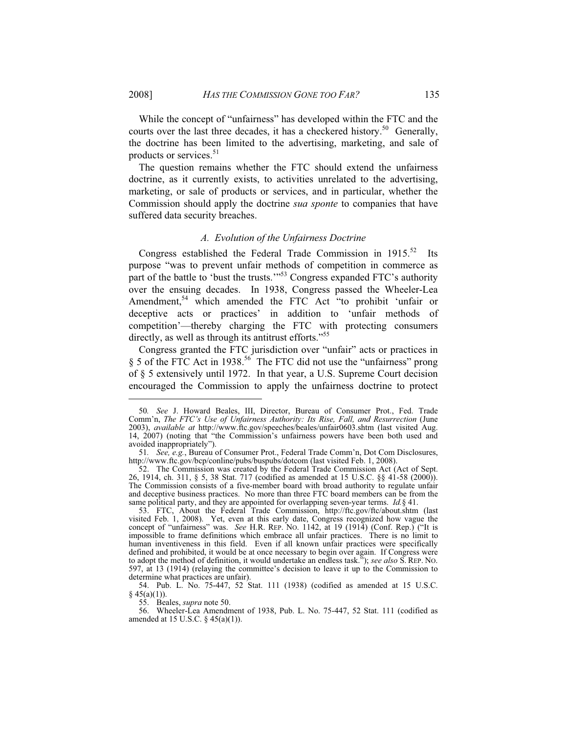While the concept of "unfairness" has developed within the FTC and the courts over the last three decades, it has a checkered history.[50] Generally, the doctrine has been limited to the advertising, marketing, and sale of products or services.[51]

The question remains whether the FTC should extend the unfairness doctrine, as it currently exists, to activities unrelated to the advertising, marketing, or sale of products or services, and in particular, whether the Commission should apply the doctrine *sua sponte* to companies that have suffered data security breaches.

### *A. Evolution of the Unfairness Doctrine*

Congress established the Federal Trade Commission in 1915.[52] Its purpose "was to prevent unfair methods of competition in commerce as part of the battle to 'bust the trusts.'"[53] Congress expanded FTC's authority over the ensuing decades. In 1938, Congress passed the Wheeler-Lea Amendment,[54] which amended the FTC Act "to prohibit 'unfair or deceptive acts or practices' in addition to 'unfair methods of competition'—thereby charging the FTC with protecting consumers directly, as well as through its antitrust efforts."[55]

Congress granted the FTC jurisdiction over "unfair" acts or practices in § 5 of the FTC Act in 1938.[56] The FTC did not use the "unfairness" prong of § 5 extensively until 1972. In that year, a U.S. Supreme Court decision encouraged the Commission to apply the unfairness doctrine to protect

---

50. *See* J. Howard Beales, III, Director, Bureau of Consumer Prot., Fed. Trade Comm'n, *The FTC's Use of Unfairness Authority: Its Rise, Fall, and Resurrection* (June 2003), *available at* http://www.ftc.gov/speeches/beales/unfair0603.shtm (last visited Aug. 14, 2007) (noting that "the Commission's unfairness powers have been both used and avoided inappropriately").

51. *See, e.g.*, Bureau of Consumer Prot., Federal Trade Comm'n, Dot Com Disclosures, http://www.ftc.gov/bcp/conline/pubs/buspubs/dotcom (last visited Feb. 1, 2008).

52. The Commission was created by the Federal Trade Commission Act (Act of Sept. 26, 1914, ch. 311, § 5, 38 Stat. 717 (codified as amended at 15 U.S.C. §§ 41-58 (2000)). The Commission consists of a five-member board with broad authority to regulate unfair and deceptive business practices. No more than three FTC board members can be from the same political party, and they are appointed for overlapping seven-year terms. *Id.* § 41.

53. FTC, About the Federal Trade Commission, http://ftc.gov/ftc/about.shtm (last visited Feb. 1, 2008). Yet, even at this early date, Congress recognized how vague the concept of "unfairness" was. *See* H.R. REP. NO. 1142, at 19 (1914) (Conf. Rep.) ("It is impossible to frame definitions which embrace all unfair practices. There is no limit to human inventiveness in this field. Even if all known unfair practices were specifically defined and prohibited, it would be at once necessary to begin over again. If Congress were to adopt the method of definition, it would undertake an endless task."); *see also* S. REP. NO. 597, at 13 (1914) (relaying the committee's decision to leave it up to the Commission to determine what practices are unfair).

54. Pub. L. No. 75-447, 52 Stat. 111 (1938) (codified as amended at 15 U.S.C. § 45(a)(1)).

55. Beales, *supra* note 50.

56. Wheeler-Lea Amendment of 1938, Pub. L. No. 75-447, 52 Stat. 111 (codified as amended at 15 U.S.C. § 45(a)(1)).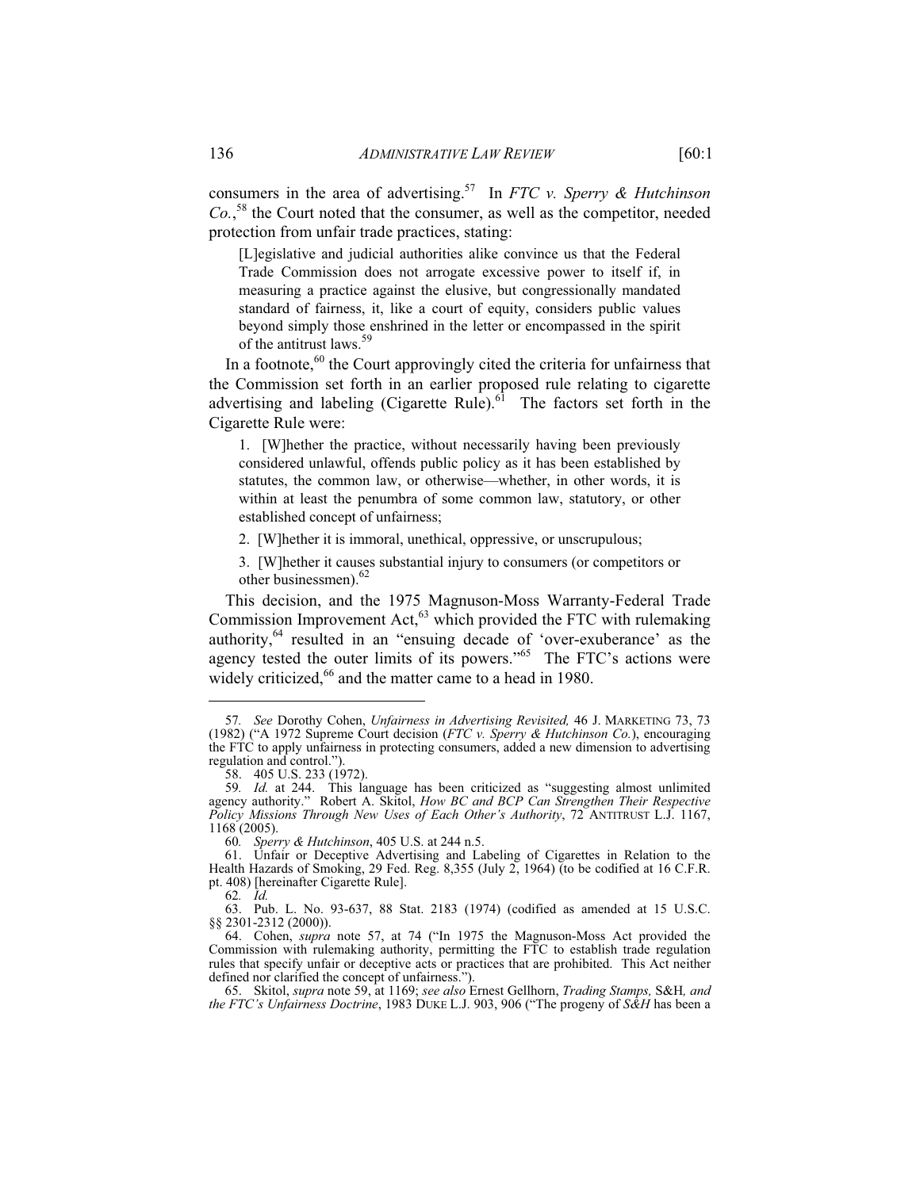consumers in the area of advertising.[57] In *FTC v. Sperry & Hutchinson Co.*,[58] the Court noted that the consumer, as well as the competitor, needed protection from unfair trade practices, stating:

> [L]egislative and judicial authorities alike convince us that the Federal Trade Commission does not arrogate excessive power to itself if, in measuring a practice against the elusive, but congressionally mandated standard of fairness, it, like a court of equity, considers public values beyond simply those enshrined in the letter or encompassed in the spirit of the antitrust laws.[59]

In a footnote,[60] the Court approvingly cited the criteria for unfairness that the Commission set forth in an earlier proposed rule relating to cigarette advertising and labeling (Cigarette Rule).[61] The factors set forth in the Cigarette Rule were:

> 1. [W]hether the practice, without necessarily having been previously considered unlawful, offends public policy as it has been established by statutes, the common law, or otherwise—whether, in other words, it is within at least the penumbra of some common law, statutory, or other established concept of unfairness;
>
> 2. [W]hether it is immoral, unethical, oppressive, or unscrupulous;
>
> 3. [W]hether it causes substantial injury to consumers (or competitors or other businessmen).[62]

This decision, and the 1975 Magnuson-Moss Warranty-Federal Trade Commission Improvement Act,[63] which provided the FTC with rulemaking authority,[64] resulted in an "ensuing decade of 'over-exuberance' as the agency tested the outer limits of its powers."[65] The FTC's actions were widely criticized,[66] and the matter came to a head in 1980.

---

57. *See* Dorothy Cohen, *Unfairness in Advertising Revisited,* 46 J. MARKETING 73, 73 (1982) ("A 1972 Supreme Court decision (*FTC v. Sperry & Hutchinson Co.*), encouraging the FTC to apply unfairness in protecting consumers, added a new dimension to advertising regulation and control.").

58. 405 U.S. 233 (1972).

59. *Id.* at 244. This language has been criticized as "suggesting almost unlimited agency authority." Robert A. Skitol, *How BC and BCP Can Strengthen Their Respective Policy Missions Through New Uses of Each Other's Authority*, 72 ANTITRUST L.J. 1167, 1168 (2005).

60. *Sperry & Hutchinson*, 405 U.S. at 244 n.5.

61. Unfair or Deceptive Advertising and Labeling of Cigarettes in Relation to the Health Hazards of Smoking, 29 Fed. Reg. 8,355 (July 2, 1964) (to be codified at 16 C.F.R. pt. 408) [hereinafter Cigarette Rule].

62. *Id.*

63. Pub. L. No. 93-637, 88 Stat. 2183 (1974) (codified as amended at 15 U.S.C. §§ 2301-2312 (2000)).

64. Cohen, *supra* note 57, at 74 ("In 1975 the Magnuson-Moss Act provided the Commission with rulemaking authority, permitting the FTC to establish trade regulation rules that specify unfair or deceptive acts or practices that are prohibited. This Act neither defined nor clarified the concept of unfairness.").

65. Skitol, *supra* note 59, at 1169; *see also* Ernest Gellhorn, *Trading Stamps,* S&H*, and the FTC's Unfairness Doctrine*, 1983 DUKE L.J. 903, 906 ("The progeny of *S&H* has been a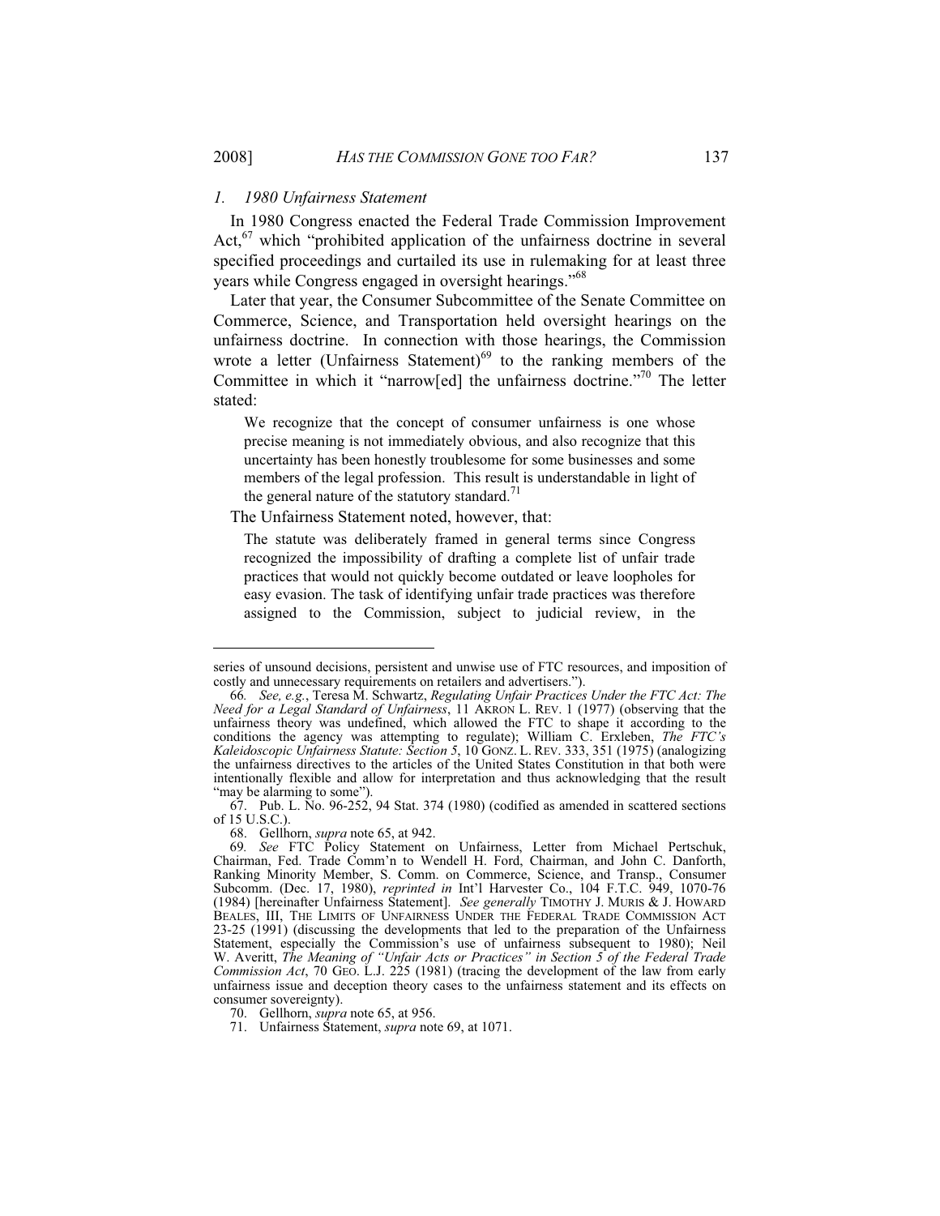### *1. 1980 Unfairness Statement*

In 1980 Congress enacted the Federal Trade Commission Improvement Act,[67] which "prohibited application of the unfairness doctrine in several specified proceedings and curtailed its use in rulemaking for at least three years while Congress engaged in oversight hearings."[68]

Later that year, the Consumer Subcommittee of the Senate Committee on Commerce, Science, and Transportation held oversight hearings on the unfairness doctrine. In connection with those hearings, the Commission wrote a letter (Unfairness Statement)[69] to the ranking members of the Committee in which it "narrow[ed] the unfairness doctrine."[70] The letter stated:

> We recognize that the concept of consumer unfairness is one whose precise meaning is not immediately obvious, and also recognize that this uncertainty has been honestly troublesome for some businesses and some members of the legal profession. This result is understandable in light of the general nature of the statutory standard.[71]

The Unfairness Statement noted, however, that:

> The statute was deliberately framed in general terms since Congress recognized the impossibility of drafting a complete list of unfair trade practices that would not quickly become outdated or leave loopholes for easy evasion. The task of identifying unfair trade practices was therefore assigned to the Commission, subject to judicial review, in the

---

series of unsound decisions, persistent and unwise use of FTC resources, and imposition of costly and unnecessary requirements on retailers and advertisers.").

66. *See, e.g.*, Teresa M. Schwartz, *Regulating Unfair Practices Under the FTC Act: The Need for a Legal Standard of Unfairness*, 11 AKRON L. REV. 1 (1977) (observing that the unfairness theory was undefined, which allowed the FTC to shape it according to the conditions the agency was attempting to regulate); William C. Erxleben, *The FTC's Kaleidoscopic Unfairness Statute: Section 5*, 10 GONZ. L. REV. 333, 351 (1975) (analogizing the unfairness directives to the articles of the United States Constitution in that both were intentionally flexible and allow for interpretation and thus acknowledging that the result "may be alarming to some").

67. Pub. L. No. 96-252, 94 Stat. 374 (1980) (codified as amended in scattered sections of 15 U.S.C.).

68. Gellhorn, *supra* note 65, at 942.

69. *See* FTC Policy Statement on Unfairness, Letter from Michael Pertschuk, Chairman, Fed. Trade Comm'n to Wendell H. Ford, Chairman, and John C. Danforth, Ranking Minority Member, S. Comm. on Commerce, Science, and Transp., Consumer Subcomm. (Dec. 17, 1980), *reprinted in* Int'l Harvester Co., 104 F.T.C. 949, 1070-76 (1984) [hereinafter Unfairness Statement]. *See generally* TIMOTHY J. MURIS & J. HOWARD BEALES, III, THE LIMITS OF UNFAIRNESS UNDER THE FEDERAL TRADE COMMISSION ACT 23-25 (1991) (discussing the developments that led to the preparation of the Unfairness Statement, especially the Commission's use of unfairness subsequent to 1980); Neil W. Averitt, *The Meaning of "Unfair Acts or Practices" in Section 5 of the Federal Trade Commission Act*, 70 GEO. L.J. 225 (1981) (tracing the development of the law from early unfairness issue and deception theory cases to the unfairness statement and its effects on consumer sovereignty).

70. Gellhorn, *supra* note 65, at 956.

71. Unfairness Statement, *supra* note 69, at 1071.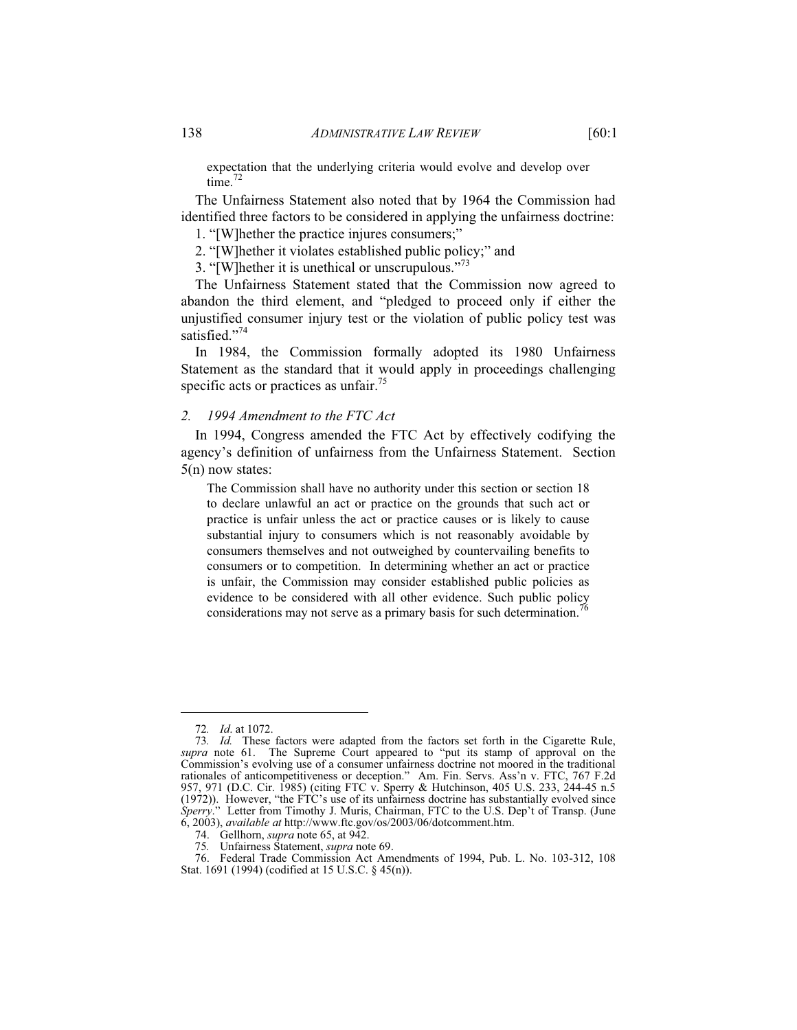expectation that the underlying criteria would evolve and develop over time.[72]

The Unfairness Statement also noted that by 1964 the Commission had identified three factors to be considered in applying the unfairness doctrine:

1. "[W]hether the practice injures consumers;"
2. "[W]hether it violates established public policy;" and
3. "[W]hether it is unethical or unscrupulous."[73]

The Unfairness Statement stated that the Commission now agreed to abandon the third element, and "pledged to proceed only if either the unjustified consumer injury test or the violation of public policy test was satisfied."[74]

In 1984, the Commission formally adopted its 1980 Unfairness Statement as the standard that it would apply in proceedings challenging specific acts or practices as unfair.[75]

### *2. 1994 Amendment to the FTC Act*

In 1994, Congress amended the FTC Act by effectively codifying the agency's definition of unfairness from the Unfairness Statement. Section 5(n) now states:

> The Commission shall have no authority under this section or section 18 to declare unlawful an act or practice on the grounds that such act or practice is unfair unless the act or practice causes or is likely to cause substantial injury to consumers which is not reasonably avoidable by consumers themselves and not outweighed by countervailing benefits to consumers or to competition. In determining whether an act or practice is unfair, the Commission may consider established public policies as evidence to be considered with all other evidence. Such public policy considerations may not serve as a primary basis for such determination.[76]

---

72. *Id*. at 1072.

73. *Id.* These factors were adapted from the factors set forth in the Cigarette Rule, *supra* note 61. The Supreme Court appeared to "put its stamp of approval on the Commission's evolving use of a consumer unfairness doctrine not moored in the traditional rationales of anticompetitiveness or deception." Am. Fin. Servs. Ass'n v. FTC, 767 F.2d 957, 971 (D.C. Cir. 1985) (citing FTC v. Sperry & Hutchinson, 405 U.S. 233, 244-45 n.5 (1972)). However, "the FTC's use of its unfairness doctrine has substantially evolved since *Sperry*." Letter from Timothy J. Muris, Chairman, FTC to the U.S. Dep't of Transp. (June 6, 2003), *available at* http://www.ftc.gov/os/2003/06/dotcomment.htm.

74. Gellhorn, *supra* note 65, at 942.

75. Unfairness Statement, *supra* note 69.

76. Federal Trade Commission Act Amendments of 1994, Pub. L. No. 103-312, 108 Stat. 1691 (1994) (codified at 15 U.S.C. § 45(n)).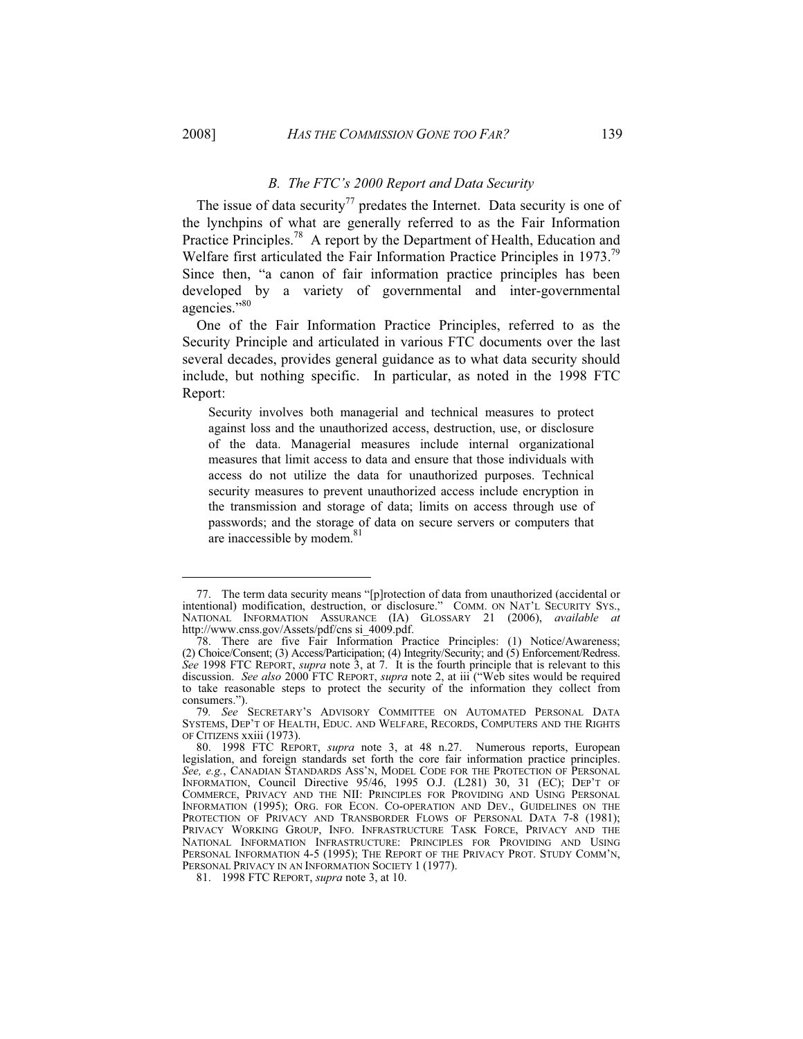### B. *The FTC's 2000 Report and Data Security*

The issue of data security[77] predates the Internet. Data security is one of the lynchpins of what are generally referred to as the Fair Information Practice Principles.[78] A report by the Department of Health, Education and Welfare first articulated the Fair Information Practice Principles in 1973.[79] Since then, "a canon of fair information practice principles has been developed by a variety of governmental and inter-governmental agencies."[80]

One of the Fair Information Practice Principles, referred to as the Security Principle and articulated in various FTC documents over the last several decades, provides general guidance as to what data security should include, but nothing specific. In particular, as noted in the 1998 FTC Report:

> Security involves both managerial and technical measures to protect against loss and the unauthorized access, destruction, use, or disclosure of the data. Managerial measures include internal organizational measures that limit access to data and ensure that those individuals with access do not utilize the data for unauthorized purposes. Technical security measures to prevent unauthorized access include encryption in the transmission and storage of data; limits on access through use of passwords; and the storage of data on secure servers or computers that are inaccessible by modem.[81]

---

77. The term data security means "[p]rotection of data from unauthorized (accidental or intentional) modification, destruction, or disclosure." COMM. ON NAT'L SECURITY SYS., NATIONAL INFORMATION ASSURANCE (IA) GLOSSARY 21 (2006), *available at* http://www.cnss.gov/Assets/pdf/cns si_4009.pdf.

78. There are five Fair Information Practice Principles: (1) Notice/Awareness; (2) Choice/Consent; (3) Access/Participation; (4) Integrity/Security; and (5) Enforcement/Redress. *See* 1998 FTC REPORT, *supra* note 3, at 7. It is the fourth principle that is relevant to this discussion. *See also* 2000 FTC REPORT, *supra* note 2, at iii ("Web sites would be required to take reasonable steps to protect the security of the information they collect from consumers.").

79. *See* SECRETARY'S ADVISORY COMMITTEE ON AUTOMATED PERSONAL DATA SYSTEMS, DEP'T OF HEALTH, EDUC. AND WELFARE, RECORDS, COMPUTERS AND THE RIGHTS OF CITIZENS xxiii (1973).

80. 1998 FTC REPORT, *supra* note 3, at 48 n.27. Numerous reports, European legislation, and foreign standards set forth the core fair information practice principles. *See, e.g.*, CANADIAN STANDARDS ASS'N, MODEL CODE FOR THE PROTECTION OF PERSONAL INFORMATION, Council Directive 95/46, 1995 O.J. (L281) 30, 31 (EC); DEP'T OF COMMERCE, PRIVACY AND THE NII: PRINCIPLES FOR PROVIDING AND USING PERSONAL INFORMATION (1995); ORG. FOR ECON. CO-OPERATION AND DEV., GUIDELINES ON THE PROTECTION OF PRIVACY AND TRANSBORDER FLOWS OF PERSONAL DATA 7-8 (1981); PRIVACY WORKING GROUP, INFO. INFRASTRUCTURE TASK FORCE, PRIVACY AND THE NATIONAL INFORMATION INFRASTRUCTURE: PRINCIPLES FOR PROVIDING AND USING PERSONAL INFORMATION 4-5 (1995); THE REPORT OF THE PRIVACY PROT. STUDY COMM'N, PERSONAL PRIVACY IN AN INFORMATION SOCIETY 1 (1977).

81. 1998 FTC REPORT, *supra* note 3, at 10.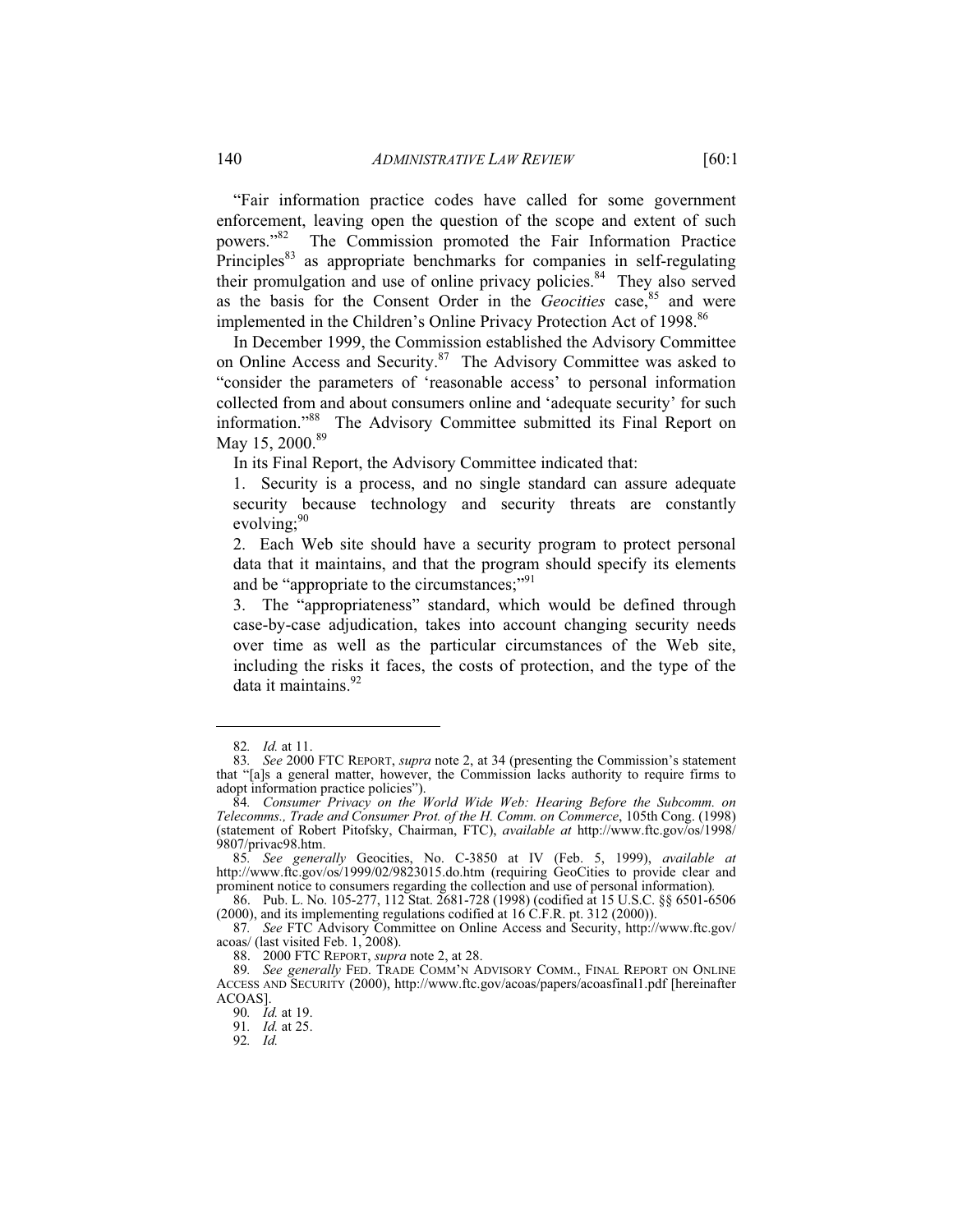"Fair information practice codes have called for some government enforcement, leaving open the question of the scope and extent of such powers."[82] The Commission promoted the Fair Information Practice Principles[83] as appropriate benchmarks for companies in self-regulating their promulgation and use of online privacy policies.[84] They also served as the basis for the Consent Order in the *Geocities* case,[85] and were implemented in the Children's Online Privacy Protection Act of 1998.[86]

In December 1999, the Commission established the Advisory Committee on Online Access and Security.[87] The Advisory Committee was asked to "consider the parameters of 'reasonable access' to personal information collected from and about consumers online and 'adequate security' for such information."[88] The Advisory Committee submitted its Final Report on May 15, 2000.[89]

In its Final Report, the Advisory Committee indicated that:

1. Security is a process, and no single standard can assure adequate security because technology and security threats are constantly evolving;[90]

2. Each Web site should have a security program to protect personal data that it maintains, and that the program should specify its elements and be "appropriate to the circumstances;"[91]

3. The "appropriateness" standard, which would be defined through case-by-case adjudication, takes into account changing security needs over time as well as the particular circumstances of the Web site, including the risks it faces, the costs of protection, and the type of the data it maintains.[92]

---

82. *Id.* at 11.

83. *See* 2000 FTC REPORT, *supra* note 2, at 34 (presenting the Commission's statement that "[a]s a general matter, however, the Commission lacks authority to require firms to adopt information practice policies").

84. *Consumer Privacy on the World Wide Web: Hearing Before the Subcomm. on Telecomms., Trade and Consumer Prot. of the H. Comm. on Commerce*, 105th Cong. (1998) (statement of Robert Pitofsky, Chairman, FTC), *available at* http://www.ftc.gov/os/1998/9807/privac98.htm.

85. *See generally* Geocities, No. C-3850 at IV (Feb. 5, 1999), *available at* http://www.ftc.gov/os/1999/02/9823015.do.htm (requiring GeoCities to provide clear and prominent notice to consumers regarding the collection and use of personal information).

86. Pub. L. No. 105-277, 112 Stat. 2681-728 (1998) (codified at 15 U.S.C. §§ 6501-6506 (2000), and its implementing regulations codified at 16 C.F.R. pt. 312 (2000)).

87. *See* FTC Advisory Committee on Online Access and Security, http://www.ftc.gov/acoas/ (last visited Feb. 1, 2008).

88. 2000 FTC REPORT, *supra* note 2, at 28.

89. *See generally* FED. TRADE COMM'N ADVISORY COMM., FINAL REPORT ON ONLINE ACCESS AND SECURITY (2000), http://www.ftc.gov/acoas/papers/acoasfinal1.pdf [hereinafter ACOAS].

90. *Id.* at 19.

91. *Id.* at 25.

92. *Id.*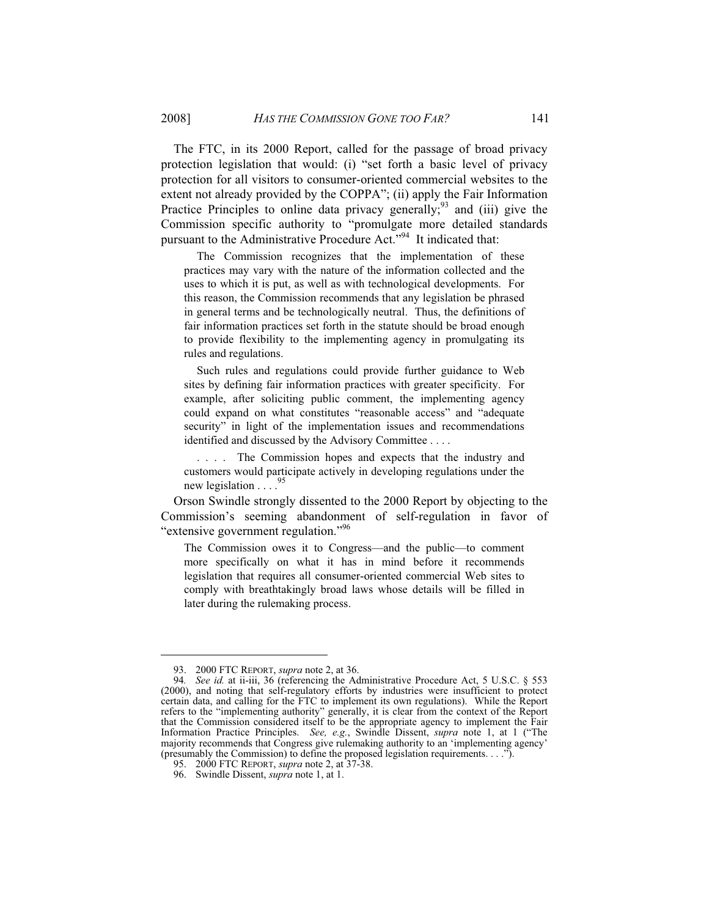The FTC, in its 2000 Report, called for the passage of broad privacy protection legislation that would: (i) "set forth a basic level of privacy protection for all visitors to consumer-oriented commercial websites to the extent not already provided by the COPPA"; (ii) apply the Fair Information Practice Principles to online data privacy generally;[93] and (iii) give the Commission specific authority to "promulgate more detailed standards pursuant to the Administrative Procedure Act."[94] It indicated that:

> The Commission recognizes that the implementation of these practices may vary with the nature of the information collected and the uses to which it is put, as well as with technological developments. For this reason, the Commission recommends that any legislation be phrased in general terms and be technologically neutral. Thus, the definitions of fair information practices set forth in the statute should be broad enough to provide flexibility to the implementing agency in promulgating its rules and regulations.
>
> Such rules and regulations could provide further guidance to Web sites by defining fair information practices with greater specificity. For example, after soliciting public comment, the implementing agency could expand on what constitutes "reasonable access" and "adequate security" in light of the implementation issues and recommendations identified and discussed by the Advisory Committee . . . .
>
> . . . . The Commission hopes and expects that the industry and customers would participate actively in developing regulations under the new legislation . . . .[95]

Orson Swindle strongly dissented to the 2000 Report by objecting to the Commission's seeming abandonment of self-regulation in favor of "extensive government regulation."[96]

> The Commission owes it to Congress—and the public—to comment more specifically on what it has in mind before it recommends legislation that requires all consumer-oriented commercial Web sites to comply with breathtakingly broad laws whose details will be filled in later during the rulemaking process.

---

93. 2000 FTC REPORT, *supra* note 2, at 36.

94. *See id.* at ii-iii, 36 (referencing the Administrative Procedure Act, 5 U.S.C. § 553 (2000), and noting that self-regulatory efforts by industries were insufficient to protect certain data, and calling for the FTC to implement its own regulations). While the Report refers to the "implementing authority" generally, it is clear from the context of the Report that the Commission considered itself to be the appropriate agency to implement the Fair Information Practice Principles. *See, e.g.*, Swindle Dissent, *supra* note 1, at 1 ("The majority recommends that Congress give rulemaking authority to an 'implementing agency' (presumably the Commission) to define the proposed legislation requirements. . . .").

95. 2000 FTC REPORT, *supra* note 2, at 37-38.

96. Swindle Dissent, *supra* note 1, at 1.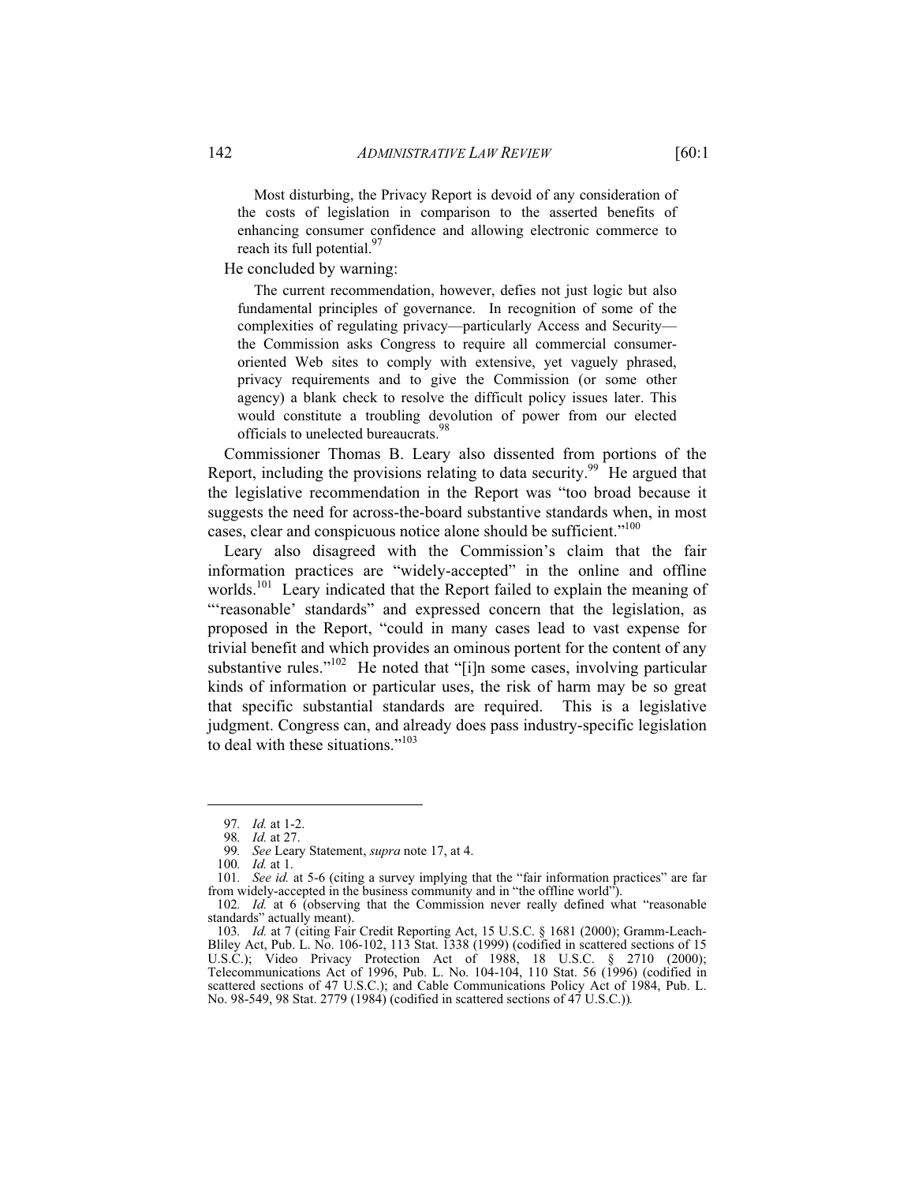> Most disturbing, the Privacy Report is devoid of any consideration of the costs of legislation in comparison to the asserted benefits of enhancing consumer confidence and allowing electronic commerce to reach its full potential.[97]

He concluded by warning:

> The current recommendation, however, defies not just logic but also fundamental principles of governance. In recognition of some of the complexities of regulating privacy—particularly Access and Security—the Commission asks Congress to require all commercial consumer-oriented Web sites to comply with extensive, yet vaguely phrased, privacy requirements and to give the Commission (or some other agency) a blank check to resolve the difficult policy issues later. This would constitute a troubling devolution of power from our elected officials to unelected bureaucrats.[98]

Commissioner Thomas B. Leary also dissented from portions of the Report, including the provisions relating to data security.[99] He argued that the legislative recommendation in the Report was "too broad because it suggests the need for across-the-board substantive standards when, in most cases, clear and conspicuous notice alone should be sufficient."[100]

Leary also disagreed with the Commission's claim that the fair information practices are "widely-accepted" in the online and offline worlds.[101] Leary indicated that the Report failed to explain the meaning of "'reasonable' standards" and expressed concern that the legislation, as proposed in the Report, "could in many cases lead to vast expense for trivial benefit and which provides an ominous portent for the content of any substantive rules."[102] He noted that "[i]n some cases, involving particular kinds of information or particular uses, the risk of harm may be so great that specific substantial standards are required. This is a legislative judgment. Congress can, and already does pass industry-specific legislation to deal with these situations."[103]

---

97. *Id.* at 1-2.

98. *Id.* at 27.

99. *See* Leary Statement, *supra* note 17, at 4.

100. *Id.* at 1.

101. *See id.* at 5-6 (citing a survey implying that the "fair information practices" are far from widely-accepted in the business community and in "the offline world").

102. *Id.* at 6 (observing that the Commission never really defined what "reasonable standards" actually meant).

103. *Id.* at 7 (citing Fair Credit Reporting Act, 15 U.S.C. § 1681 (2000); Gramm-Leach-Bliley Act, Pub. L. No. 106-102, 113 Stat. 1338 (1999) (codified in scattered sections of 15 U.S.C.); Video Privacy Protection Act of 1988, 18 U.S.C. § 2710 (2000); Telecommunications Act of 1996, Pub. L. No. 104-104, 110 Stat. 56 (1996) (codified in scattered sections of 47 U.S.C.); and Cable Communications Policy Act of 1984, Pub. L. No. 98-549, 98 Stat. 2779 (1984) (codified in scattered sections of 47 U.S.C.)).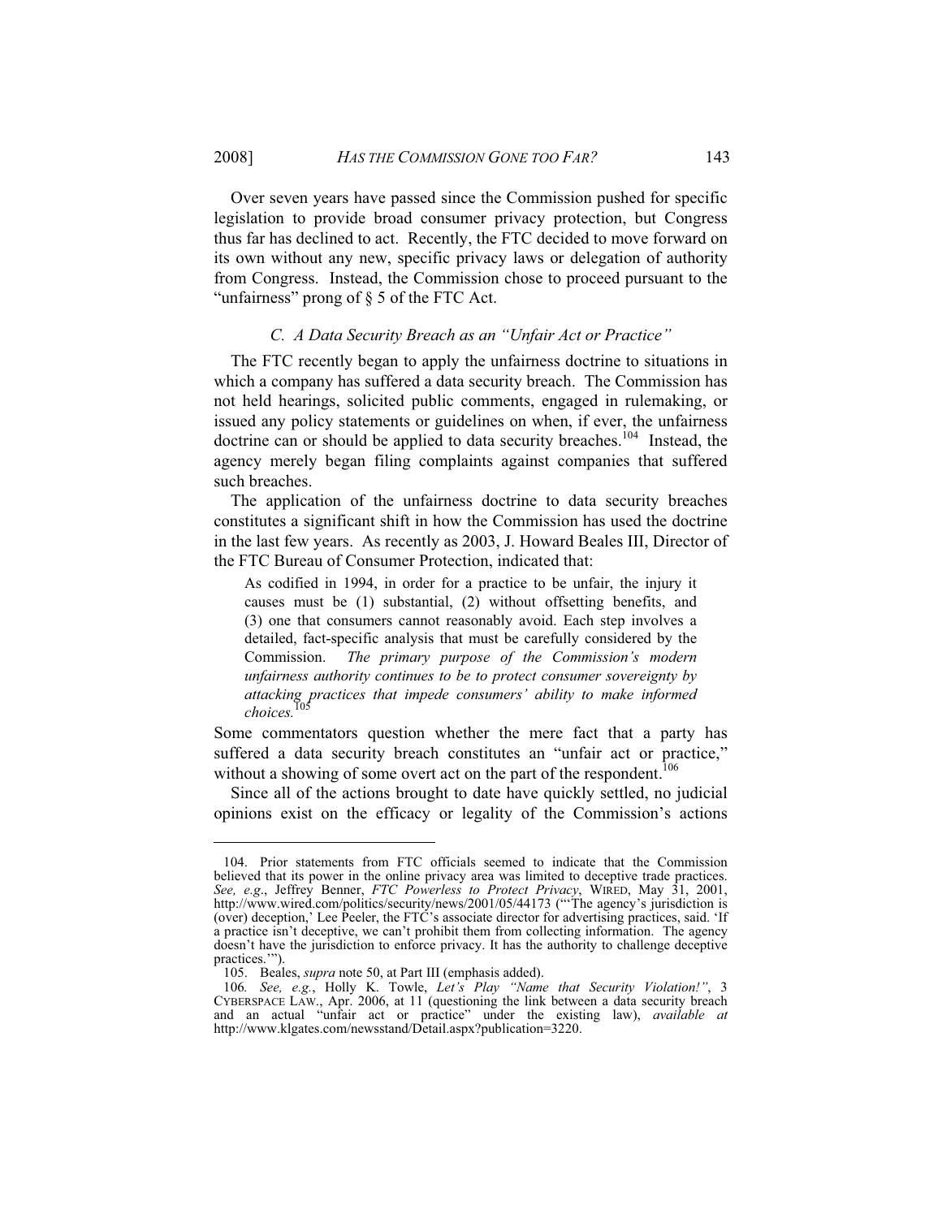Over seven years have passed since the Commission pushed for specific legislation to provide broad consumer privacy protection, but Congress thus far has declined to act. Recently, the FTC decided to move forward on its own without any new, specific privacy laws or delegation of authority from Congress. Instead, the Commission chose to proceed pursuant to the "unfairness" prong of § 5 of the FTC Act.

### *C. A Data Security Breach as an "Unfair Act or Practice"*

The FTC recently began to apply the unfairness doctrine to situations in which a company has suffered a data security breach. The Commission has not held hearings, solicited public comments, engaged in rulemaking, or issued any policy statements or guidelines on when, if ever, the unfairness doctrine can or should be applied to data security breaches.[104] Instead, the agency merely began filing complaints against companies that suffered such breaches.

The application of the unfairness doctrine to data security breaches constitutes a significant shift in how the Commission has used the doctrine in the last few years. As recently as 2003, J. Howard Beales III, Director of the FTC Bureau of Consumer Protection, indicated that:

> As codified in 1994, in order for a practice to be unfair, the injury it causes must be (1) substantial, (2) without offsetting benefits, and (3) one that consumers cannot reasonably avoid. Each step involves a detailed, fact-specific analysis that must be carefully considered by the Commission. *The primary purpose of the Commission's modern unfairness authority continues to be to protect consumer sovereignty by attacking practices that impede consumers' ability to make informed choices.*[105]

Some commentators question whether the mere fact that a party has suffered a data security breach constitutes an "unfair act or practice," without a showing of some overt act on the part of the respondent.[106]

Since all of the actions brought to date have quickly settled, no judicial opinions exist on the efficacy or legality of the Commission's actions

---

104. Prior statements from FTC officials seemed to indicate that the Commission believed that its power in the online privacy area was limited to deceptive trade practices. *See, e.g*., Jeffrey Benner, *FTC Powerless to Protect Privacy*, WIRED, May 31, 2001, http://www.wired.com/politics/security/news/2001/05/44173 ("'The agency's jurisdiction is (over) deception,' Lee Peeler, the FTC's associate director for advertising practices, said. 'If a practice isn't deceptive, we can't prohibit them from collecting information. The agency doesn't have the jurisdiction to enforce privacy. It has the authority to challenge deceptive practices.'").

105. Beales, *supra* note 50, at Part III (emphasis added).

106. *See, e.g.*, Holly K. Towle, *Let's Play "Name that Security Violation!"*, 3 CYBERSPACE LAW., Apr. 2006, at 11 (questioning the link between a data security breach and an actual "unfair act or practice" under the existing law), *available at* http://www.klgates.com/newsstand/Detail.aspx?publication=3220.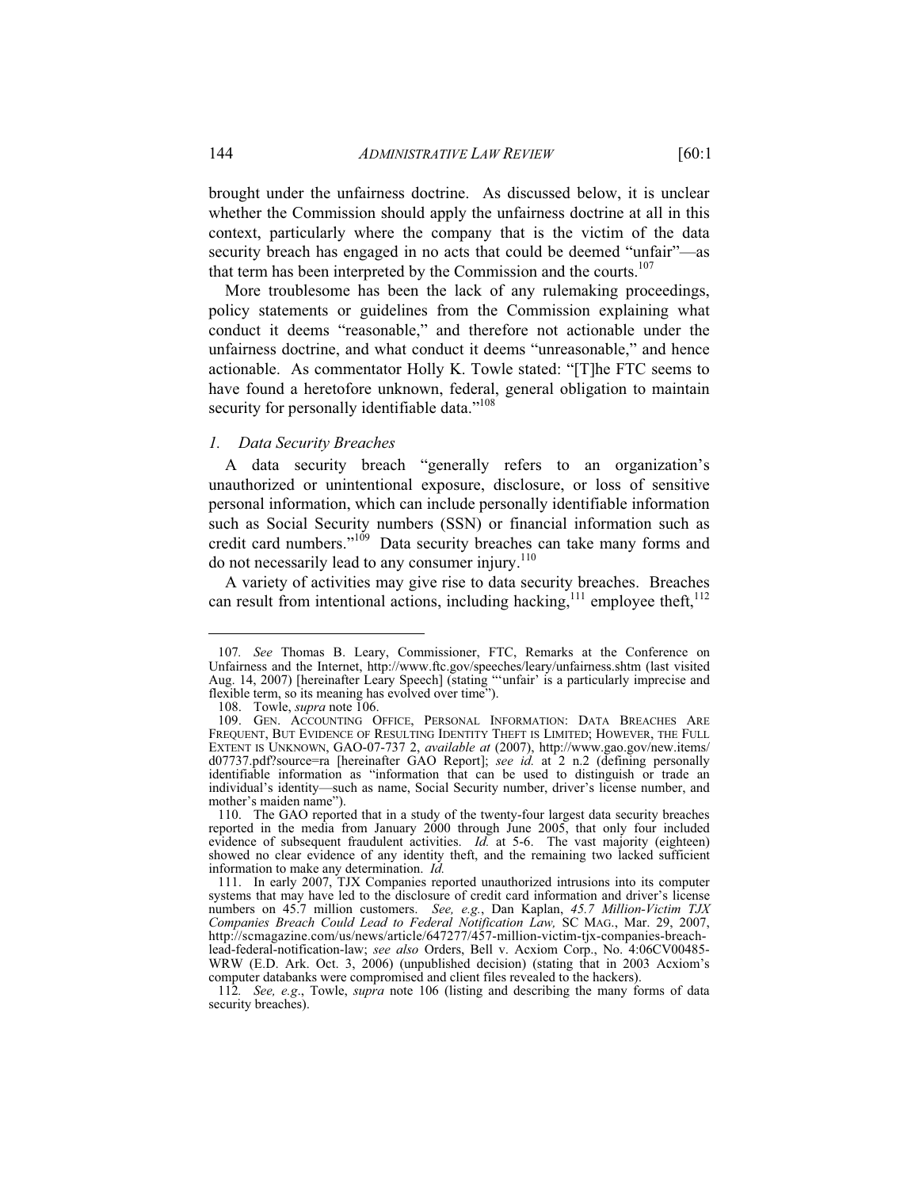brought under the unfairness doctrine. As discussed below, it is unclear whether the Commission should apply the unfairness doctrine at all in this context, particularly where the company that is the victim of the data security breach has engaged in no acts that could be deemed "unfair"—as that term has been interpreted by the Commission and the courts.[107]

More troublesome has been the lack of any rulemaking proceedings, policy statements or guidelines from the Commission explaining what conduct it deems "reasonable," and therefore not actionable under the unfairness doctrine, and what conduct it deems "unreasonable," and hence actionable. As commentator Holly K. Towle stated: "[T]he FTC seems to have found a heretofore unknown, federal, general obligation to maintain security for personally identifiable data."[108]

### *1. Data Security Breaches*

A data security breach "generally refers to an organization's unauthorized or unintentional exposure, disclosure, or loss of sensitive personal information, which can include personally identifiable information such as Social Security numbers (SSN) or financial information such as credit card numbers."[109] Data security breaches can take many forms and do not necessarily lead to any consumer injury.[110]

A variety of activities may give rise to data security breaches. Breaches can result from intentional actions, including hacking,[111] employee theft,[112]

---

107. *See* Thomas B. Leary, Commissioner, FTC, Remarks at the Conference on Unfairness and the Internet, http://www.ftc.gov/speeches/leary/unfairness.shtm (last visited Aug. 14, 2007) [hereinafter Leary Speech] (stating "'unfair' is a particularly imprecise and flexible term, so its meaning has evolved over time").

108. Towle, *supra* note 106.

109. GEN. ACCOUNTING OFFICE, PERSONAL INFORMATION: DATA BREACHES ARE FREQUENT, BUT EVIDENCE OF RESULTING IDENTITY THEFT IS LIMITED; HOWEVER, THE FULL EXTENT IS UNKNOWN, GAO-07-737 2, *available at* (2007), http://www.gao.gov/new.items/d07737.pdf?source=ra [hereinafter GAO Report]; *see id.* at 2 n.2 (defining personally identifiable information as "information that can be used to distinguish or trade an individual's identity—such as name, Social Security number, driver's license number, and mother's maiden name").

110. The GAO reported that in a study of the twenty-four largest data security breaches reported in the media from January 2000 through June 2005, that only four included evidence of subsequent fraudulent activities. *Id.* at 5-6. The vast majority (eighteen) showed no clear evidence of any identity theft, and the remaining two lacked sufficient information to make any determination. *Id.*

111. In early 2007, TJX Companies reported unauthorized intrusions into its computer systems that may have led to the disclosure of credit card information and driver's license numbers on 45.7 million customers. *See, e.g.*, Dan Kaplan, *45.7 Million-Victim TJX Companies Breach Could Lead to Federal Notification Law,* SC MAG., Mar. 29, 2007, http://scmagazine.com/us/news/article/647277/457-million-victim-tjx-companies-breach-lead-federal-notification-law; *see also* Orders, Bell v. Acxiom Corp., No. 4:06CV00485-WRW (E.D. Ark. Oct. 3, 2006) (unpublished decision) (stating that in 2003 Acxiom's computer databanks were compromised and client files revealed to the hackers).

112. *See, e.g.*, Towle, *supra* note 106 (listing and describing the many forms of data security breaches).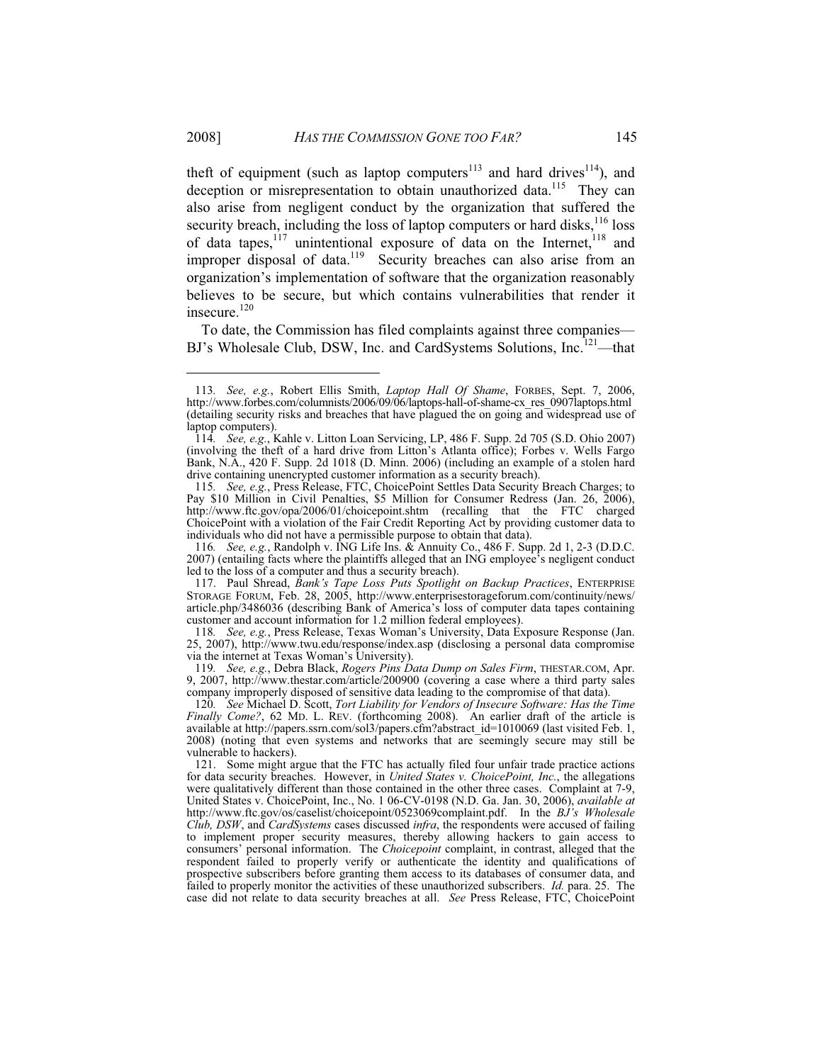theft of equipment (such as laptop computers[113] and hard drives[114]), and deception or misrepresentation to obtain unauthorized data.[115] They can also arise from negligent conduct by the organization that suffered the security breach, including the loss of laptop computers or hard disks,[116] loss of data tapes,[117] unintentional exposure of data on the Internet,[118] and improper disposal of data.[119] Security breaches can also arise from an organization's implementation of software that the organization reasonably believes to be secure, but which contains vulnerabilities that render it insecure.[120]

To date, the Commission has filed complaints against three companies—BJ's Wholesale Club, DSW, Inc. and CardSystems Solutions, Inc.[121]—that

---

113. *See, e.g.*, Robert Ellis Smith, *Laptop Hall Of Shame*, FORBES, Sept. 7, 2006, http://www.forbes.com/columnists/2006/09/06/laptops-hall-of-shame-cx_res_0907laptops.html (detailing security risks and breaches that have plagued the on going and widespread use of laptop computers).

114. *See, e.g.*, Kahle v. Litton Loan Servicing, LP, 486 F. Supp. 2d 705 (S.D. Ohio 2007) (involving the theft of a hard drive from Litton's Atlanta office); Forbes v. Wells Fargo Bank, N.A., 420 F. Supp. 2d 1018 (D. Minn. 2006) (including an example of a stolen hard drive containing unencrypted customer information as a security breach).

115. *See, e.g.*, Press Release, FTC, ChoicePoint Settles Data Security Breach Charges; to Pay $10 Million in Civil Penalties, $5 Million for Consumer Redress (Jan. 26, 2006), http://www.ftc.gov/opa/2006/01/choicepoint.shtm (recalling that the FTC charged ChoicePoint with a violation of the Fair Credit Reporting Act by providing customer data to individuals who did not have a permissible purpose to obtain that data).

116. *See, e.g.*, Randolph v. ING Life Ins. & Annuity Co., 486 F. Supp. 2d 1, 2-3 (D.D.C. 2007) (entailing facts where the plaintiffs alleged that an ING employee's negligent conduct led to the loss of a computer and thus a security breach).

117. Paul Shread, *Bank's Tape Loss Puts Spotlight on Backup Practices*, ENTERPRISE STORAGE FORUM, Feb. 28, 2005, http://www.enterprisestorageforum.com/continuity/news/article.php/3486036 (describing Bank of America's loss of computer data tapes containing customer and account information for 1.2 million federal employees).

118. *See, e.g.*, Press Release, Texas Woman's University, Data Exposure Response (Jan. 25, 2007), http://www.twu.edu/response/index.asp (disclosing a personal data compromise via the internet at Texas Woman's University).

119. *See, e.g.*, Debra Black, *Rogers Pins Data Dump on Sales Firm*, THESTAR.COM, Apr. 9, 2007, http://www.thestar.com/article/200900 (covering a case where a third party sales company improperly disposed of sensitive data leading to the compromise of that data).

120. *See* Michael D. Scott, *Tort Liability for Vendors of Insecure Software: Has the Time Finally Come?*, 62 MD. L. REV. (forthcoming 2008). An earlier draft of the article is available at http://papers.ssrn.com/sol3/papers.cfm?abstract_id=1010069 (last visited Feb. 1, 2008) (noting that even systems and networks that are seemingly secure may still be vulnerable to hackers).

121. Some might argue that the FTC has actually filed four unfair trade practice actions for data security breaches. However, in *United States v. ChoicePoint, Inc.*, the allegations were qualitatively different than those contained in the other three cases. Complaint at 7-9, United States v. ChoicePoint, Inc., No. 1 06-CV-0198 (N.D. Ga. Jan. 30, 2006), *available at* http://www.ftc.gov/os/caselist/choicepoint/0523069complaint.pdf. In the *BJ's Wholesale Club, DSW*, and *CardSystems* cases discussed *infra*, the respondents were accused of failing to implement proper security measures, thereby allowing hackers to gain access to consumers' personal information. The *Choicepoint* complaint, in contrast, alleged that the respondent failed to properly verify or authenticate the identity and qualifications of prospective subscribers before granting them access to its databases of consumer data, and failed to properly monitor the activities of these unauthorized subscribers. *Id.* para. 25. The case did not relate to data security breaches at all. *See* Press Release, FTC, ChoicePoint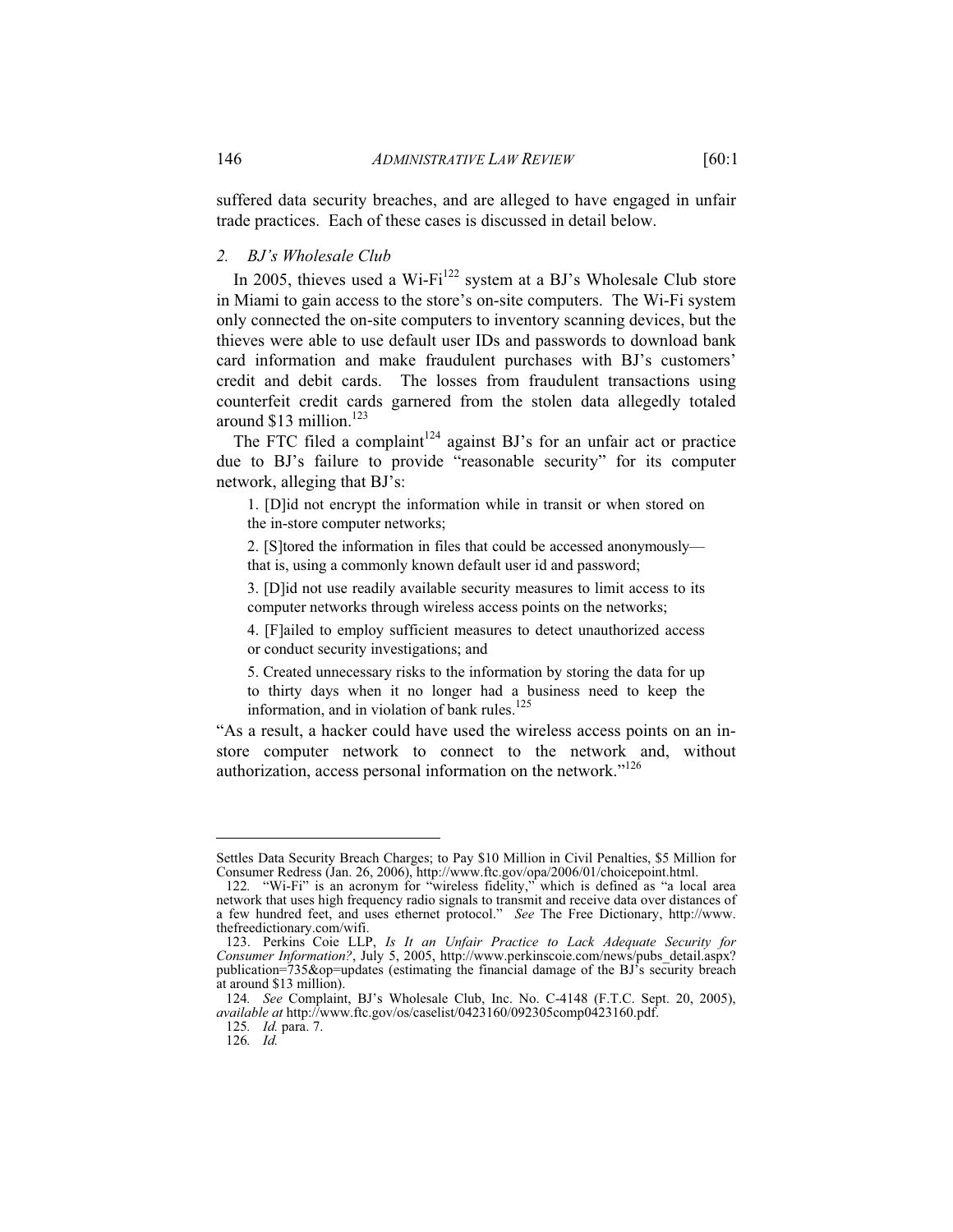suffered data security breaches, and are alleged to have engaged in unfair trade practices. Each of these cases is discussed in detail below.

### *2. BJ's Wholesale Club*

In 2005, thieves used a Wi-Fi[122] system at a BJ's Wholesale Club store in Miami to gain access to the store's on-site computers. The Wi-Fi system only connected the on-site computers to inventory scanning devices, but the thieves were able to use default user IDs and passwords to download bank card information and make fraudulent purchases with BJ's customers' credit and debit cards. The losses from fraudulent transactions using counterfeit credit cards garnered from the stolen data allegedly totaled around $13 million.[123]

The FTC filed a complaint[124] against BJ's for an unfair act or practice due to BJ's failure to provide "reasonable security" for its computer network, alleging that BJ's:

> 1. [D]id not encrypt the information while in transit or when stored on the in-store computer networks;
>
> 2. [S]tored the information in files that could be accessed anonymously—that is, using a commonly known default user id and password;
>
> 3. [D]id not use readily available security measures to limit access to its computer networks through wireless access points on the networks;
>
> 4. [F]ailed to employ sufficient measures to detect unauthorized access or conduct security investigations; and
>
> 5. Created unnecessary risks to the information by storing the data for up to thirty days when it no longer had a business need to keep the information, and in violation of bank rules.[125]

"As a result, a hacker could have used the wireless access points on an in-store computer network to connect to the network and, without authorization, access personal information on the network."[126]

---

Settles Data Security Breach Charges; to Pay $10 Million in Civil Penalties, $5 Million for Consumer Redress (Jan. 26, 2006), http://www.ftc.gov/opa/2006/01/choicepoint.html.

122. "Wi-Fi" is an acronym for "wireless fidelity," which is defined as "a local area network that uses high frequency radio signals to transmit and receive data over distances of a few hundred feet, and uses ethernet protocol." *See* The Free Dictionary, http://www.thefreedictionary.com/wifi.

123. Perkins Coie LLP, *Is It an Unfair Practice to Lack Adequate Security for Consumer Information?*, July 5, 2005, http://www.perkinscoie.com/news/pubs_detail.aspx?publication=735&op=updates (estimating the financial damage of the BJ's security breach at around $13 million).

124. *See* Complaint, BJ's Wholesale Club, Inc. No. C-4148 (F.T.C. Sept. 20, 2005), *available at* http://www.ftc.gov/os/caselist/0423160/092305comp0423160.pdf.

125. *Id.* para. 7.

126. *Id.*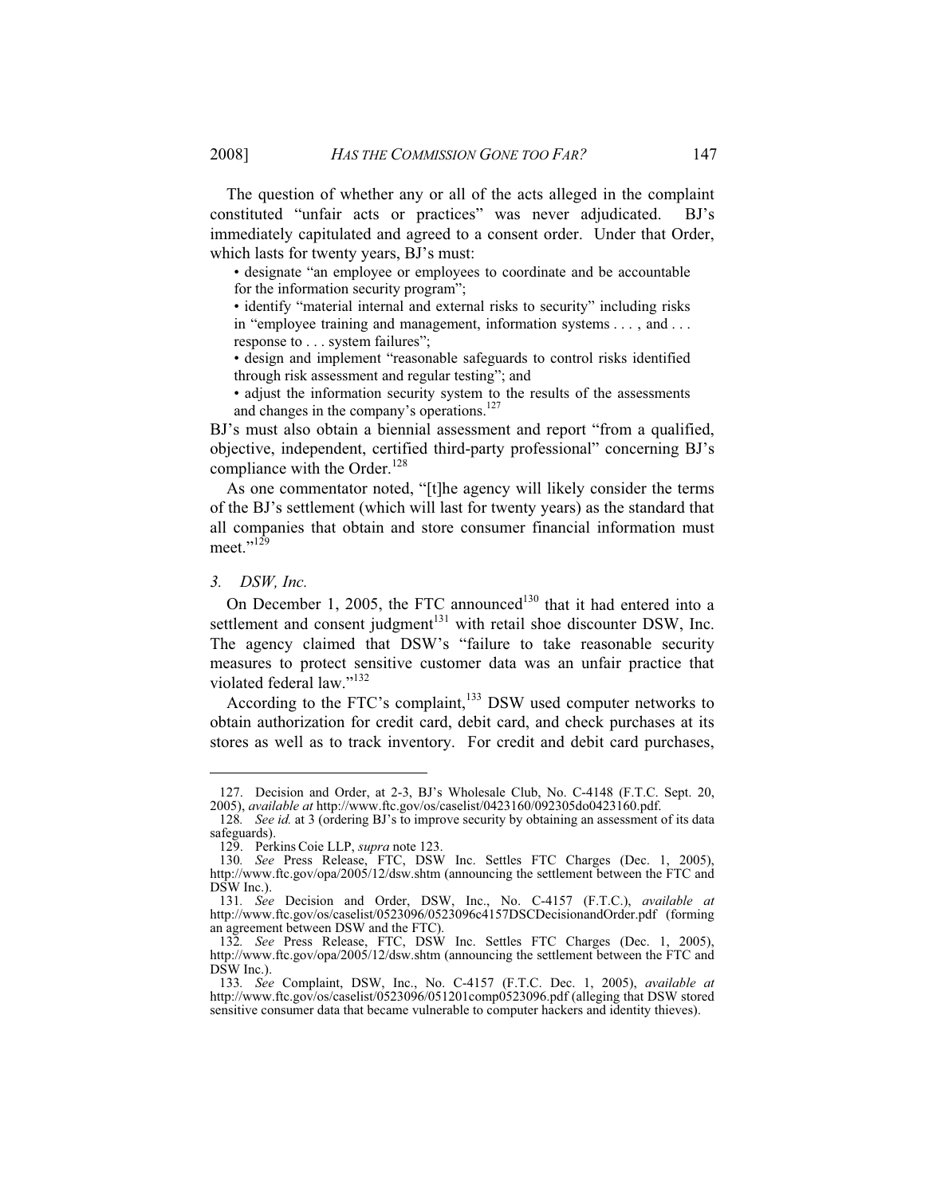The question of whether any or all of the acts alleged in the complaint constituted "unfair acts or practices" was never adjudicated. BJ's immediately capitulated and agreed to a consent order. Under that Order, which lasts for twenty years, BJ's must:

- designate "an employee or employees to coordinate and be accountable for the information security program";
- identify "material internal and external risks to security" including risks in "employee training and management, information systems . . . , and . . . response to . . . system failures";
- design and implement "reasonable safeguards to control risks identified through risk assessment and regular testing"; and
- adjust the information security system to the results of the assessments and changes in the company's operations.[127]

BJ's must also obtain a biennial assessment and report "from a qualified, objective, independent, certified third-party professional" concerning BJ's compliance with the Order.[128]

As one commentator noted, "[t]he agency will likely consider the terms of the BJ's settlement (which will last for twenty years) as the standard that all companies that obtain and store consumer financial information must meet."[129]

### 3. *DSW, Inc.*

On December 1, 2005, the FTC announced[130] that it had entered into a settlement and consent judgment[131] with retail shoe discounter DSW, Inc. The agency claimed that DSW's "failure to take reasonable security measures to protect sensitive customer data was an unfair practice that violated federal law."[132]

According to the FTC's complaint,[133] DSW used computer networks to obtain authorization for credit card, debit card, and check purchases at its stores as well as to track inventory. For credit and debit card purchases,

---

127. Decision and Order, at 2-3, BJ's Wholesale Club, No. C-4148 (F.T.C. Sept. 20, 2005), *available at* http://www.ftc.gov/os/caselist/0423160/092305do0423160.pdf.

128. *See id.* at 3 (ordering BJ's to improve security by obtaining an assessment of its data safeguards).

129. Perkins Coie LLP, *supra* note 123.

130. *See* Press Release, FTC, DSW Inc. Settles FTC Charges (Dec. 1, 2005), http://www.ftc.gov/opa/2005/12/dsw.shtm (announcing the settlement between the FTC and DSW Inc.).

131. *See* Decision and Order, DSW, Inc., No. C-4157 (F.T.C.), *available at* http://www.ftc.gov/os/caselist/0523096/0523096c4157DSCDecisionandOrder.pdf (forming an agreement between DSW and the FTC).

132. *See* Press Release, FTC, DSW Inc. Settles FTC Charges (Dec. 1, 2005), http://www.ftc.gov/opa/2005/12/dsw.shtm (announcing the settlement between the FTC and DSW Inc.).

133. *See* Complaint, DSW, Inc., No. C-4157 (F.T.C. Dec. 1, 2005), *available at* http://www.ftc.gov/os/caselist/0523096/051201comp0523096.pdf (alleging that DSW stored sensitive consumer data that became vulnerable to computer hackers and identity thieves).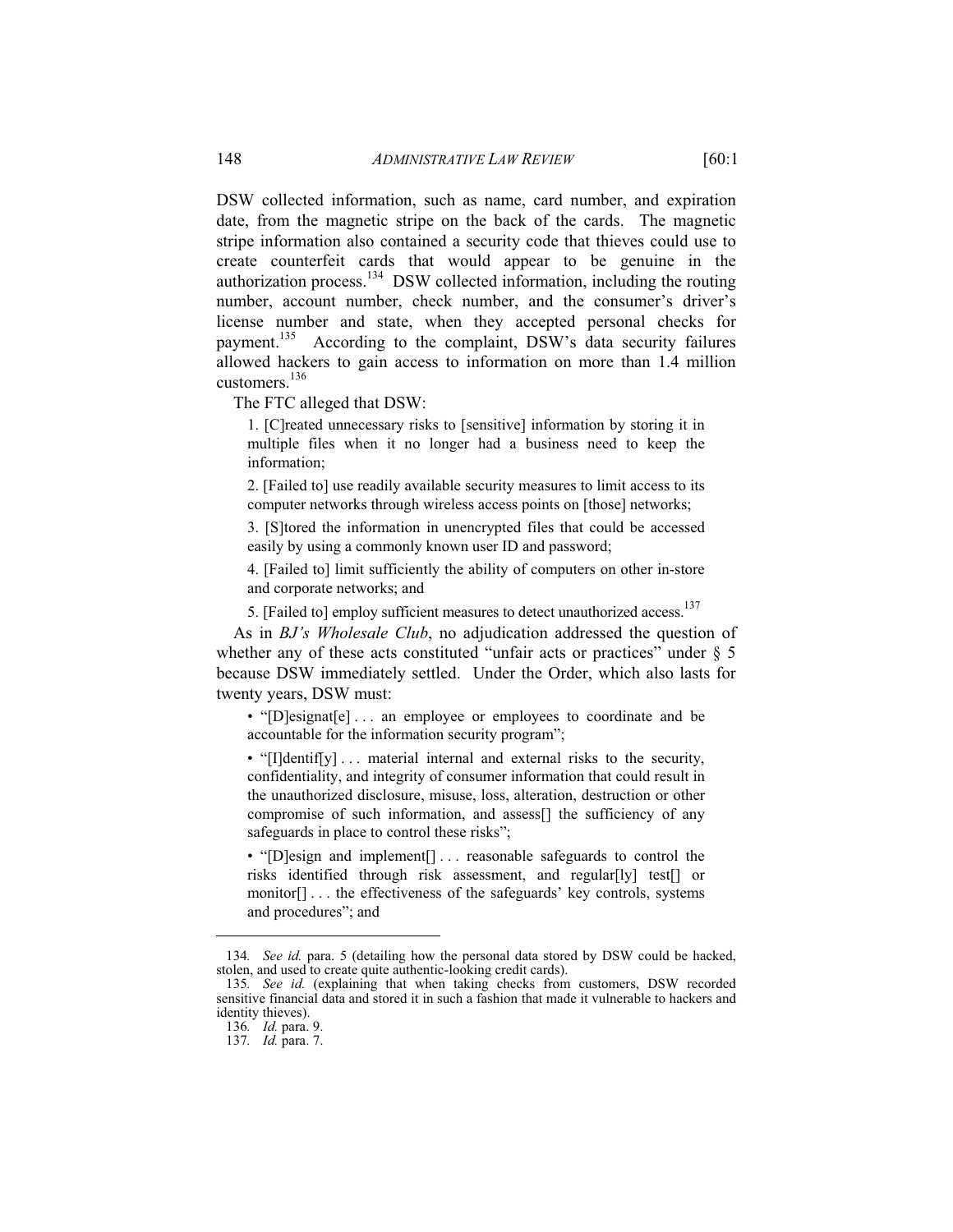DSW collected information, such as name, card number, and expiration date, from the magnetic stripe on the back of the cards. The magnetic stripe information also contained a security code that thieves could use to create counterfeit cards that would appear to be genuine in the authorization process.[134] DSW collected information, including the routing number, account number, check number, and the consumer's driver's license number and state, when they accepted personal checks for payment.[135] According to the complaint, DSW's data security failures allowed hackers to gain access to information on more than 1.4 million customers.[136]

The FTC alleged that DSW:

> 1. [C]reated unnecessary risks to [sensitive] information by storing it in multiple files when it no longer had a business need to keep the information;
>
> 2. [Failed to] use readily available security measures to limit access to its computer networks through wireless access points on [those] networks;
>
> 3. [S]tored the information in unencrypted files that could be accessed easily by using a commonly known user ID and password;
>
> 4. [Failed to] limit sufficiently the ability of computers on other in-store and corporate networks; and
>
> 5. [Failed to] employ sufficient measures to detect unauthorized access.[137]

As in *BJ's Wholesale Club*, no adjudication addressed the question of whether any of these acts constituted "unfair acts or practices" under § 5 because DSW immediately settled. Under the Order, which also lasts for twenty years, DSW must:

> • "[D]esignat[e] . . . an employee or employees to coordinate and be accountable for the information security program";
>
> • "[I]dentif[y] . . . material internal and external risks to the security, confidentiality, and integrity of consumer information that could result in the unauthorized disclosure, misuse, loss, alteration, destruction or other compromise of such information, and assess[] the sufficiency of any safeguards in place to control these risks";
>
> • "[D]esign and implement[] . . . reasonable safeguards to control the risks identified through risk assessment, and regular[ly] test[] or monitor[] . . . the effectiveness of the safeguards' key controls, systems and procedures"; and

---

134. *See id.* para. 5 (detailing how the personal data stored by DSW could be hacked, stolen, and used to create quite authentic-looking credit cards).

135. *See id.* (explaining that when taking checks from customers, DSW recorded sensitive financial data and stored it in such a fashion that made it vulnerable to hackers and identity thieves).

136. *Id.* para. 9.

137. *Id.* para. 7.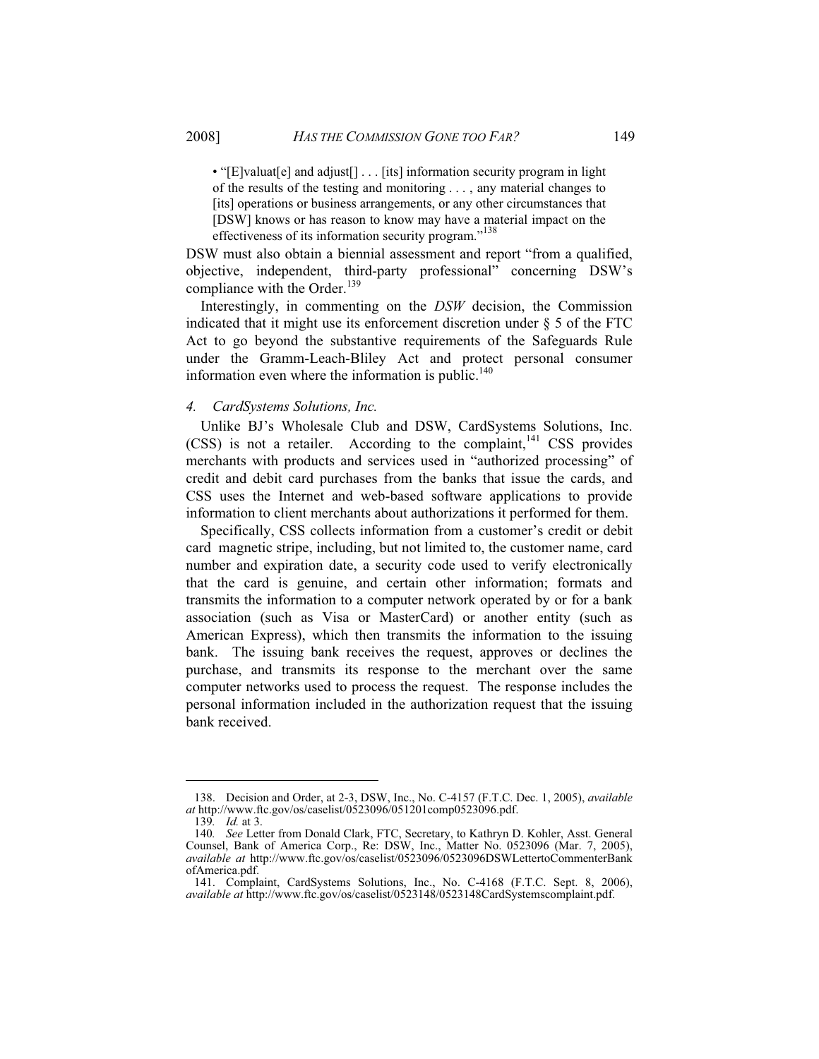- "[E]valuat[e] and adjust[] . . . [its] information security program in light of the results of the testing and monitoring . . . , any material changes to [its] operations or business arrangements, or any other circumstances that [DSW] knows or has reason to know may have a material impact on the effectiveness of its information security program."[138]

DSW must also obtain a biennial assessment and report "from a qualified, objective, independent, third-party professional" concerning DSW's compliance with the Order.[139]

Interestingly, in commenting on the *DSW* decision, the Commission indicated that it might use its enforcement discretion under § 5 of the FTC Act to go beyond the substantive requirements of the Safeguards Rule under the Gramm-Leach-Bliley Act and protect personal consumer information even where the information is public.[140]

#### *4. CardSystems Solutions, Inc.*

Unlike BJ's Wholesale Club and DSW, CardSystems Solutions, Inc. (CSS) is not a retailer. According to the complaint,[141] CSS provides merchants with products and services used in "authorized processing" of credit and debit card purchases from the banks that issue the cards, and CSS uses the Internet and web-based software applications to provide information to client merchants about authorizations it performed for them.

Specifically, CSS collects information from a customer's credit or debit card magnetic stripe, including, but not limited to, the customer name, card number and expiration date, a security code used to verify electronically that the card is genuine, and certain other information; formats and transmits the information to a computer network operated by or for a bank association (such as Visa or MasterCard) or another entity (such as American Express), which then transmits the information to the issuing bank. The issuing bank receives the request, approves or declines the purchase, and transmits its response to the merchant over the same computer networks used to process the request. The response includes the personal information included in the authorization request that the issuing bank received.

---

138. Decision and Order, at 2-3, DSW, Inc., No. C-4157 (F.T.C. Dec. 1, 2005), *available at* http://www.ftc.gov/os/caselist/0523096/051201comp0523096.pdf.

139. *Id.* at 3.

140. *See* Letter from Donald Clark, FTC, Secretary, to Kathryn D. Kohler, Asst. General Counsel, Bank of America Corp., Re: DSW, Inc., Matter No. 0523096 (Mar. 7, 2005), *available at* http://www.ftc.gov/os/caselist/0523096/0523096DSWLettertoCommenterBankofAmerica.pdf.

141. Complaint, CardSystems Solutions, Inc., No. C-4168 (F.T.C. Sept. 8, 2006), *available at* http://www.ftc.gov/os/caselist/0523148/0523148CardSystemscomplaint.pdf.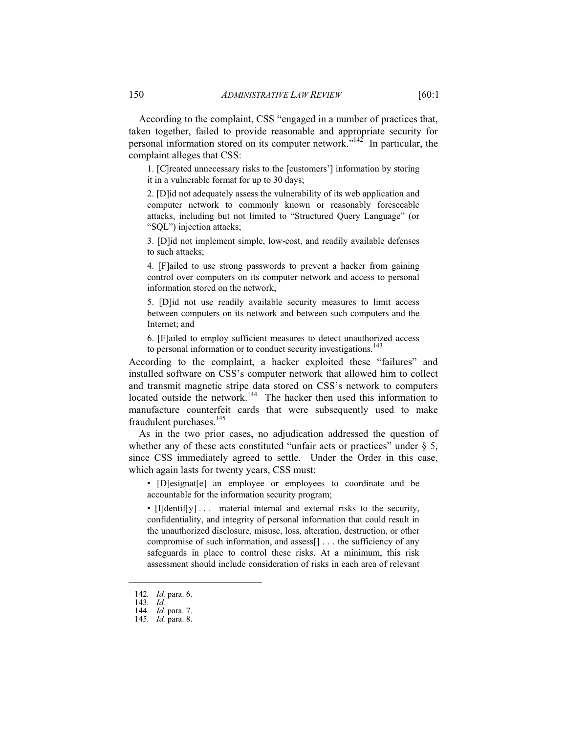According to the complaint, CSS "engaged in a number of practices that, taken together, failed to provide reasonable and appropriate security for personal information stored on its computer network."[142] In particular, the complaint alleges that CSS:

> 1. [C]reated unnecessary risks to the [customers'] information by storing it in a vulnerable format for up to 30 days;
>
> 2. [D]id not adequately assess the vulnerability of its web application and computer network to commonly known or reasonably foreseeable attacks, including but not limited to "Structured Query Language" (or "SQL") injection attacks;
>
> 3. [D]id not implement simple, low-cost, and readily available defenses to such attacks;
>
> 4. [F]ailed to use strong passwords to prevent a hacker from gaining control over computers on its computer network and access to personal information stored on the network;
>
> 5. [D]id not use readily available security measures to limit access between computers on its network and between such computers and the Internet; and
>
> 6. [F]ailed to employ sufficient measures to detect unauthorized access to personal information or to conduct security investigations.[143]

According to the complaint, a hacker exploited these "failures" and installed software on CSS's computer network that allowed him to collect and transmit magnetic stripe data stored on CSS's network to computers located outside the network.[144] The hacker then used this information to manufacture counterfeit cards that were subsequently used to make fraudulent purchases.[145]

As in the two prior cases, no adjudication addressed the question of whether any of these acts constituted "unfair acts or practices" under § 5, since CSS immediately agreed to settle. Under the Order in this case, which again lasts for twenty years, CSS must:

> • [D]esignat[e] an employee or employees to coordinate and be accountable for the information security program;
>
> • [I]dentif[y] . . . material internal and external risks to the security, confidentiality, and integrity of personal information that could result in the unauthorized disclosure, misuse, loss, alteration, destruction, or other compromise of such information, and assess[] . . . the sufficiency of any safeguards in place to control these risks. At a minimum, this risk assessment should include consideration of risks in each area of relevant

---

142. *Id.* para. 6.

143. *Id.*

144. *Id.* para. 7.

145. *Id.* para. 8.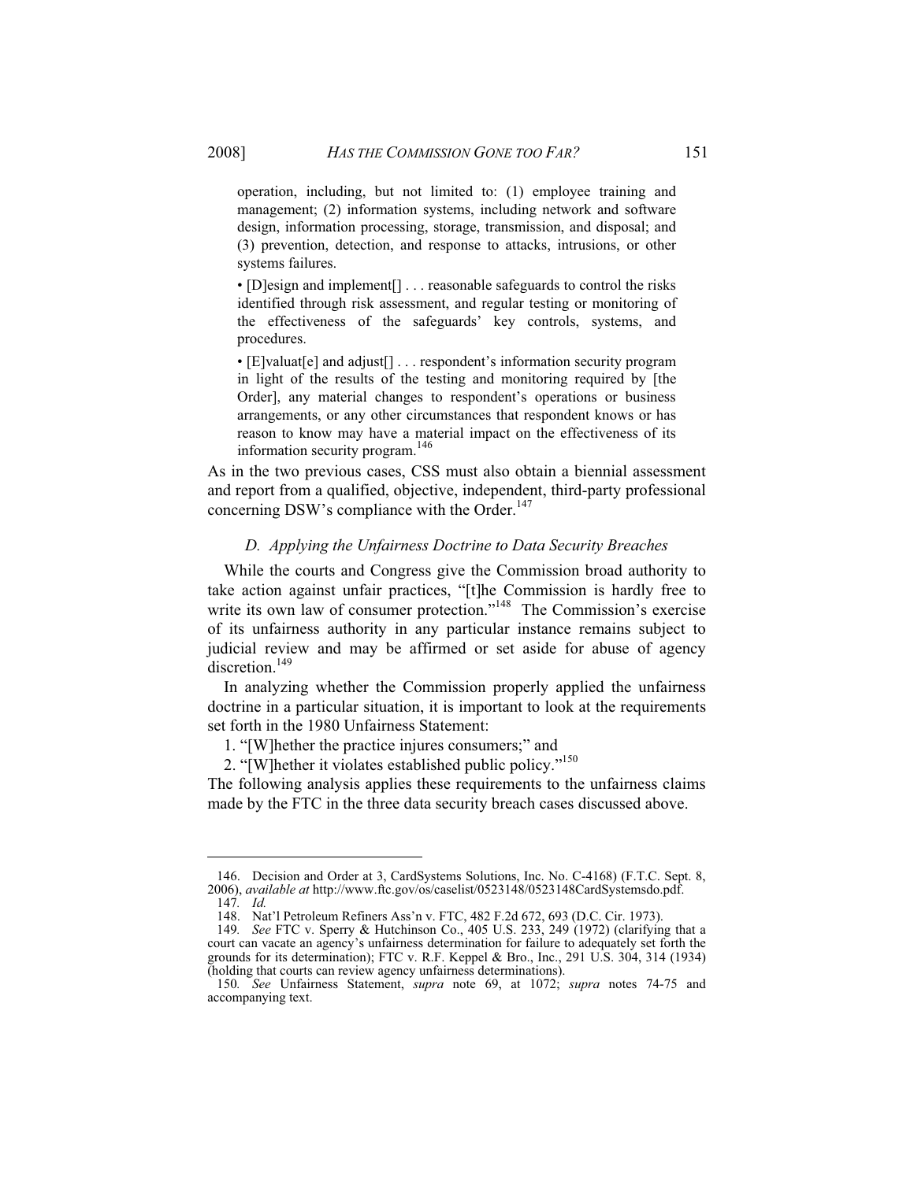> operation, including, but not limited to: (1) employee training and management; (2) information systems, including network and software design, information processing, storage, transmission, and disposal; and (3) prevention, detection, and response to attacks, intrusions, or other systems failures.
>
> • [D]esign and implement[] . . . reasonable safeguards to control the risks identified through risk assessment, and regular testing or monitoring of the effectiveness of the safeguards' key controls, systems, and procedures.
>
> • [E]valuat[e] and adjust[] . . . respondent's information security program in light of the results of the testing and monitoring required by [the Order], any material changes to respondent's operations or business arrangements, or any other circumstances that respondent knows or has reason to know may have a material impact on the effectiveness of its information security program.[146]

As in the two previous cases, CSS must also obtain a biennial assessment and report from a qualified, objective, independent, third-party professional concerning DSW's compliance with the Order.[147]

### *D. Applying the Unfairness Doctrine to Data Security Breaches*

While the courts and Congress give the Commission broad authority to take action against unfair practices, "[t]he Commission is hardly free to write its own law of consumer protection."[148] The Commission's exercise of its unfairness authority in any particular instance remains subject to judicial review and may be affirmed or set aside for abuse of agency discretion.[149]

In analyzing whether the Commission properly applied the unfairness doctrine in a particular situation, it is important to look at the requirements set forth in the 1980 Unfairness Statement:

1. "[W]hether the practice injures consumers;" and
2. "[W]hether it violates established public policy."[150]

The following analysis applies these requirements to the unfairness claims made by the FTC in the three data security breach cases discussed above.

---

146. Decision and Order at 3, CardSystems Solutions, Inc. No. C-4168) (F.T.C. Sept. 8, 2006), *available at* http://www.ftc.gov/os/caselist/0523148/0523148CardSystemsdo.pdf.

147. *Id.*

148. Nat'l Petroleum Refiners Ass'n v. FTC, 482 F.2d 672, 693 (D.C. Cir. 1973).

149. *See* FTC v. Sperry & Hutchinson Co., 405 U.S. 233, 249 (1972) (clarifying that a court can vacate an agency's unfairness determination for failure to adequately set forth the grounds for its determination); FTC v. R.F. Keppel & Bro., Inc., 291 U.S. 304, 314 (1934) (holding that courts can review agency unfairness determinations).

150. *See* Unfairness Statement, *supra* note 69, at 1072; *supra* notes 74-75 and accompanying text.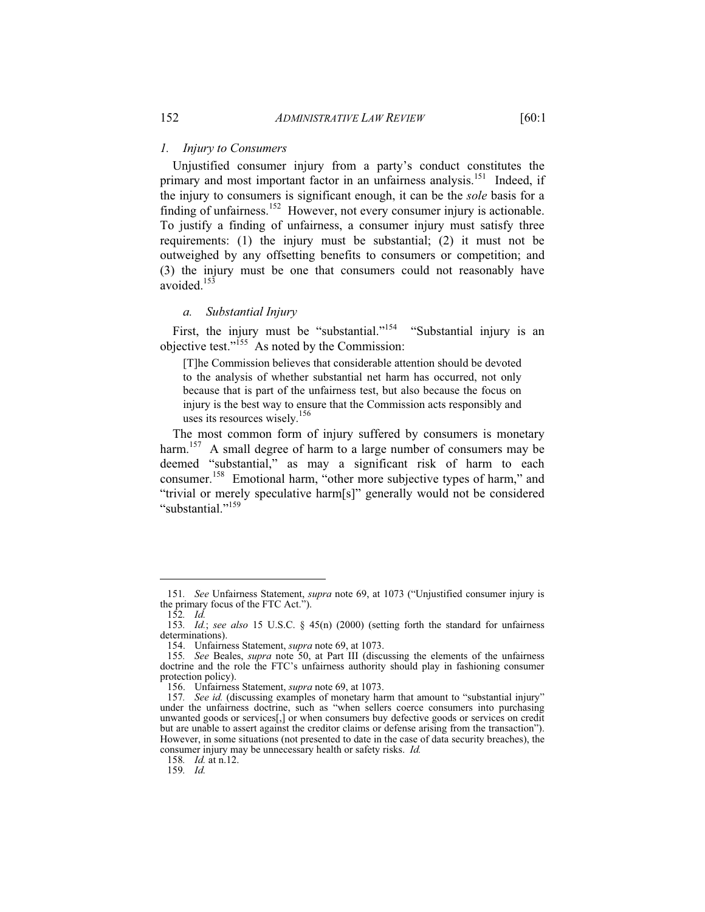### *1. Injury to Consumers*

Unjustified consumer injury from a party's conduct constitutes the primary and most important factor in an unfairness analysis.[151] Indeed, if the injury to consumers is significant enough, it can be the *sole* basis for a finding of unfairness.[152] However, not every consumer injury is actionable. To justify a finding of unfairness, a consumer injury must satisfy three requirements: (1) the injury must be substantial; (2) it must not be outweighed by any offsetting benefits to consumers or competition; and (3) the injury must be one that consumers could not reasonably have avoided.[153]

#### *a. Substantial Injury*

First, the injury must be "substantial."[154] "Substantial injury is an objective test."[155] As noted by the Commission:

> [T]he Commission believes that considerable attention should be devoted to the analysis of whether substantial net harm has occurred, not only because that is part of the unfairness test, but also because the focus on injury is the best way to ensure that the Commission acts responsibly and uses its resources wisely.[156]

The most common form of injury suffered by consumers is monetary harm.[157] A small degree of harm to a large number of consumers may be deemed "substantial," as may a significant risk of harm to each consumer.[158] Emotional harm, "other more subjective types of harm," and "trivial or merely speculative harm[s]" generally would not be considered "substantial."[159]

---

151. *See* Unfairness Statement, *supra* note 69, at 1073 ("Unjustified consumer injury is the primary focus of the FTC Act.").

152. *Id.*

153. *Id.*; *see also* 15 U.S.C. § 45(n) (2000) (setting forth the standard for unfairness determinations).

154. Unfairness Statement, *supra* note 69, at 1073.

155. *See* Beales, *supra* note 50, at Part III (discussing the elements of the unfairness doctrine and the role the FTC's unfairness authority should play in fashioning consumer protection policy).

156. Unfairness Statement, *supra* note 69, at 1073.

157. *See id.* (discussing examples of monetary harm that amount to "substantial injury" under the unfairness doctrine, such as "when sellers coerce consumers into purchasing unwanted goods or services[,] or when consumers buy defective goods or services on credit but are unable to assert against the creditor claims or defense arising from the transaction"). However, in some situations (not presented to date in the case of data security breaches), the consumer injury may be unnecessary health or safety risks. *Id.*

158. *Id.* at n.12.

159. *Id.*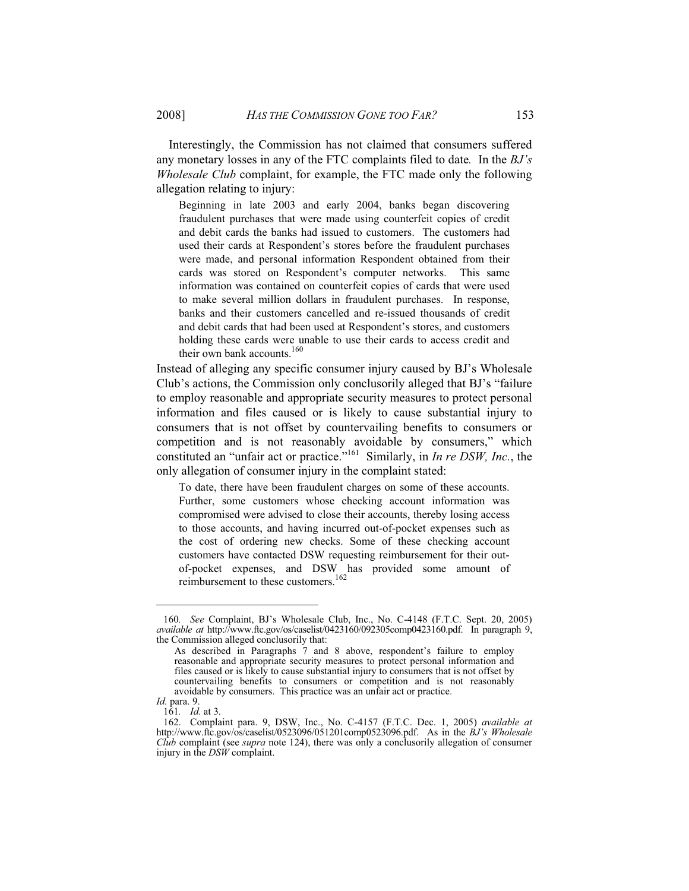Interestingly, the Commission has not claimed that consumers suffered any monetary losses in any of the FTC complaints filed to date*.* In the *BJ's Wholesale Club* complaint, for example, the FTC made only the following allegation relating to injury:

> Beginning in late 2003 and early 2004, banks began discovering fraudulent purchases that were made using counterfeit copies of credit and debit cards the banks had issued to customers. The customers had used their cards at Respondent's stores before the fraudulent purchases were made, and personal information Respondent obtained from their cards was stored on Respondent's computer networks. This same information was contained on counterfeit copies of cards that were used to make several million dollars in fraudulent purchases. In response, banks and their customers cancelled and re-issued thousands of credit and debit cards that had been used at Respondent's stores, and customers holding these cards were unable to use their cards to access credit and their own bank accounts.[160]

Instead of alleging any specific consumer injury caused by BJ's Wholesale Club's actions, the Commission only conclusorily alleged that BJ's "failure to employ reasonable and appropriate security measures to protect personal information and files caused or is likely to cause substantial injury to consumers that is not offset by countervailing benefits to consumers or competition and is not reasonably avoidable by consumers," which constituted an "unfair act or practice."[161] Similarly, in *In re DSW, Inc.*, the only allegation of consumer injury in the complaint stated:

> To date, there have been fraudulent charges on some of these accounts. Further, some customers whose checking account information was compromised were advised to close their accounts, thereby losing access to those accounts, and having incurred out-of-pocket expenses such as the cost of ordering new checks. Some of these checking account customers have contacted DSW requesting reimbursement for their out-of-pocket expenses, and DSW has provided some amount of reimbursement to these customers.[162]

---

160. *See* Complaint, BJ's Wholesale Club, Inc., No. C-4148 (F.T.C. Sept. 20, 2005) *available at* http://www.ftc.gov/os/caselist/0423160/092305comp0423160.pdf. In paragraph 9, the Commission alleged conclusorily that:

> As described in Paragraphs 7 and 8 above, respondent's failure to employ reasonable and appropriate security measures to protect personal information and files caused or is likely to cause substantial injury to consumers that is not offset by countervailing benefits to consumers or competition and is not reasonably avoidable by consumers. This practice was an unfair act or practice.

*Id.* para. 9.

161. *Id.* at 3.

162. Complaint para. 9, DSW, Inc., No. C-4157 (F.T.C. Dec. 1, 2005) *available at* http://www.ftc.gov/os/caselist/0523096/051201comp0523096.pdf. As in the *BJ's Wholesale Club* complaint (see *supra* note 124), there was only a conclusorily allegation of consumer injury in the *DSW* complaint.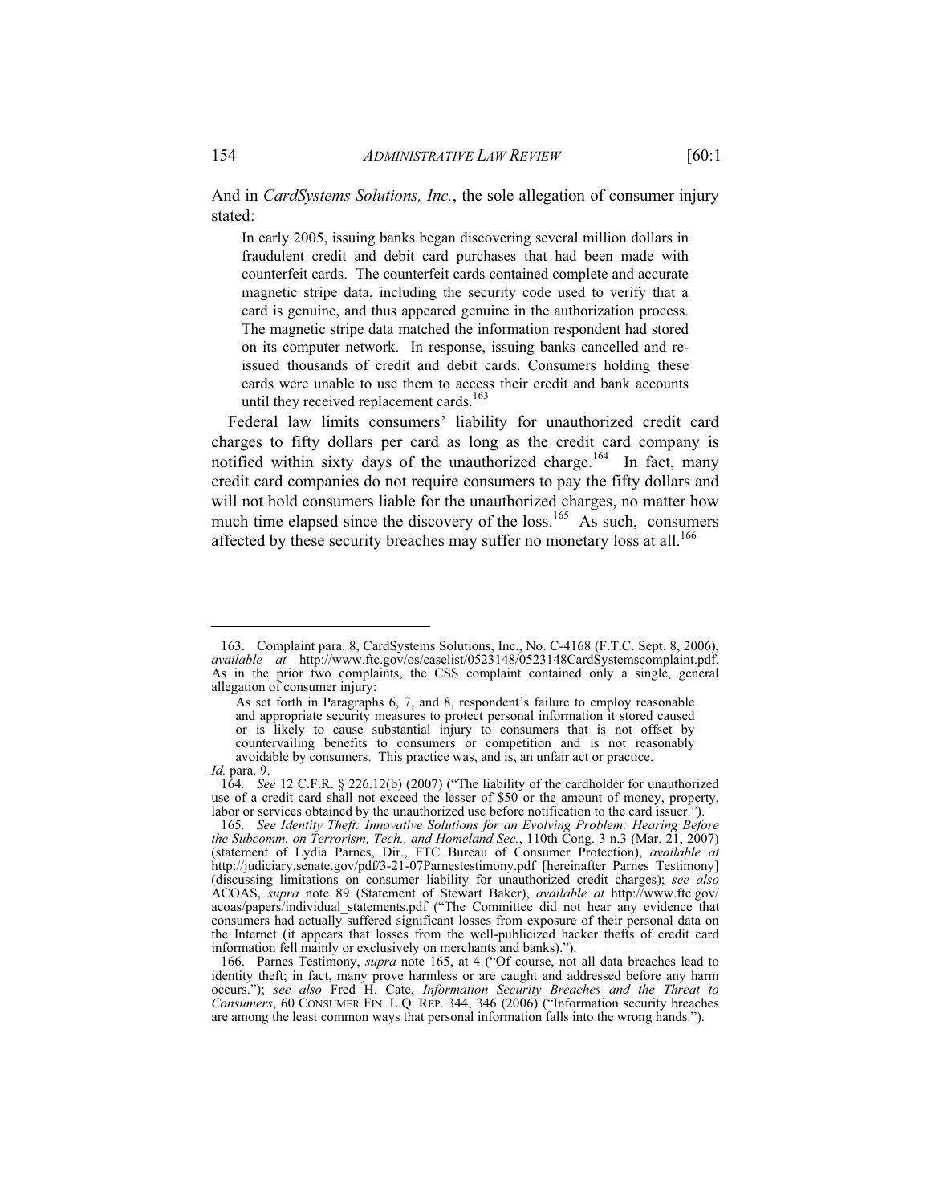And in *CardSystems Solutions, Inc.*, the sole allegation of consumer injury stated:

> In early 2005, issuing banks began discovering several million dollars in fraudulent credit and debit card purchases that had been made with counterfeit cards. The counterfeit cards contained complete and accurate magnetic stripe data, including the security code used to verify that a card is genuine, and thus appeared genuine in the authorization process. The magnetic stripe data matched the information respondent had stored on its computer network. In response, issuing banks cancelled and re-issued thousands of credit and debit cards. Consumers holding these cards were unable to use them to access their credit and bank accounts until they received replacement cards.[163]

Federal law limits consumers' liability for unauthorized credit card charges to fifty dollars per card as long as the credit card company is notified within sixty days of the unauthorized charge.[164] In fact, many credit card companies do not require consumers to pay the fifty dollars and will not hold consumers liable for the unauthorized charges, no matter how much time elapsed since the discovery of the loss.[165] As such, consumers affected by these security breaches may suffer no monetary loss at all.[166]

---

163. Complaint para. 8, CardSystems Solutions, Inc., No. C-4168 (F.T.C. Sept. 8, 2006), *available at* http://www.ftc.gov/os/caselist/0523148/0523148CardSystemscomplaint.pdf. As in the prior two complaints, the CSS complaint contained only a single, general allegation of consumer injury:

> As set forth in Paragraphs 6, 7, and 8, respondent's failure to employ reasonable and appropriate security measures to protect personal information it stored caused or is likely to cause substantial injury to consumers that is not offset by countervailing benefits to consumers or competition and is not reasonably avoidable by consumers. This practice was, and is, an unfair act or practice.

*Id.* para. 9.

164. *See* 12 C.F.R. § 226.12(b) (2007) ("The liability of the cardholder for unauthorized use of a credit card shall not exceed the lesser of $50 or the amount of money, property, labor or services obtained by the unauthorized use before notification to the card issuer.").

165. *See Identity Theft: Innovative Solutions for an Evolving Problem: Hearing Before the Subcomm. on Terrorism, Tech., and Homeland Sec.*, 110th Cong. 3 n.3 (Mar. 21, 2007) (statement of Lydia Parnes, Dir., FTC Bureau of Consumer Protection), *available at* http://judiciary.senate.gov/pdf/3-21-07Parnestestimony.pdf [hereinafter Parnes Testimony] (discussing limitations on consumer liability for unauthorized credit charges); *see also* ACOAS, *supra* note 89 (Statement of Stewart Baker), *available at* http://www.ftc.gov/acoas/papers/individual_statements.pdf ("The Committee did not hear any evidence that consumers had actually suffered significant losses from exposure of their personal data on the Internet (it appears that losses from the well-publicized hacker thefts of credit card information fell mainly or exclusively on merchants and banks).").

166. Parnes Testimony, *supra* note 165, at 4 ("Of course, not all data breaches lead to identity theft; in fact, many prove harmless or are caught and addressed before any harm occurs."); *see also* Fred H. Cate, *Information Security Breaches and the Threat to Consumers*, 60 CONSUMER FIN. L.Q. REP. 344, 346 (2006) ("Information security breaches are among the least common ways that personal information falls into the wrong hands.").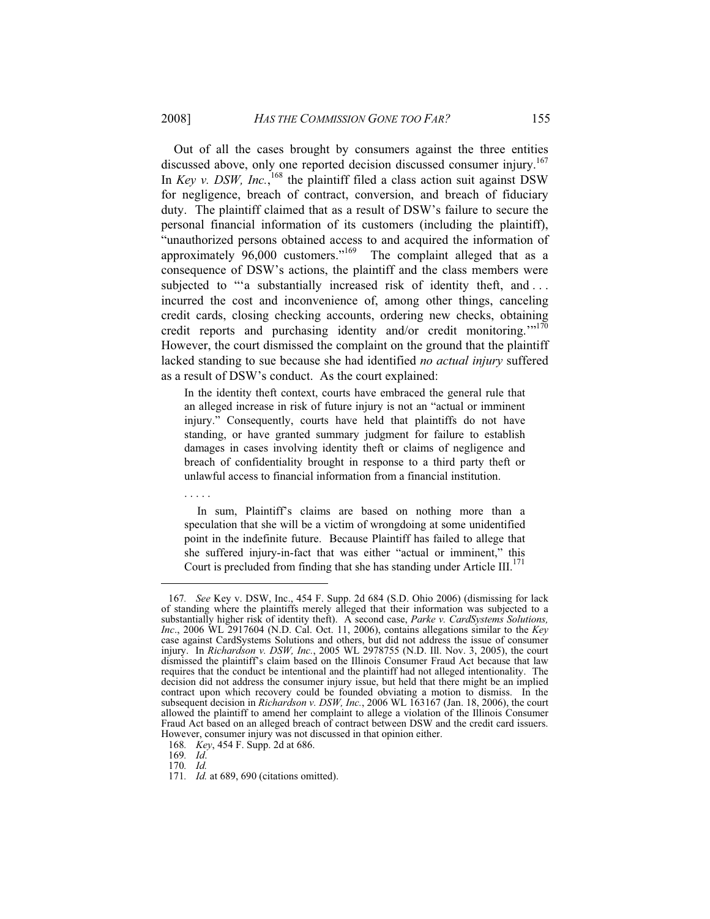Out of all the cases brought by consumers against the three entities discussed above, only one reported decision discussed consumer injury.[167] In *Key v. DSW, Inc.*,[168] the plaintiff filed a class action suit against DSW for negligence, breach of contract, conversion, and breach of fiduciary duty. The plaintiff claimed that as a result of DSW's failure to secure the personal financial information of its customers (including the plaintiff), "unauthorized persons obtained access to and acquired the information of approximately 96,000 customers."[169] The complaint alleged that as a consequence of DSW's actions, the plaintiff and the class members were subjected to "'a substantially increased risk of identity theft, and . . . incurred the cost and inconvenience of, among other things, canceling credit cards, closing checking accounts, ordering new checks, obtaining credit reports and purchasing identity and/or credit monitoring.'"[170] However, the court dismissed the complaint on the ground that the plaintiff lacked standing to sue because she had identified *no actual injury* suffered as a result of DSW's conduct. As the court explained:

> In the identity theft context, courts have embraced the general rule that an alleged increase in risk of future injury is not an "actual or imminent injury." Consequently, courts have held that plaintiffs do not have standing, or have granted summary judgment for failure to establish damages in cases involving identity theft or claims of negligence and breach of confidentiality brought in response to a third party theft or unlawful access to financial information from a financial institution.
>
> . . . . .
>
> In sum, Plaintiff's claims are based on nothing more than a speculation that she will be a victim of wrongdoing at some unidentified point in the indefinite future. Because Plaintiff has failed to allege that she suffered injury-in-fact that was either "actual or imminent," this Court is precluded from finding that she has standing under Article III.[171]

---

167. *See* Key v. DSW, Inc., 454 F. Supp. 2d 684 (S.D. Ohio 2006) (dismissing for lack of standing where the plaintiffs merely alleged that their information was subjected to a substantially higher risk of identity theft). A second case, *Parke v. CardSystems Solutions, Inc*., 2006 WL 2917604 (N.D. Cal. Oct. 11, 2006), contains allegations similar to the *Key* case against CardSystems Solutions and others, but did not address the issue of consumer injury. In *Richardson v. DSW, Inc.*, 2005 WL 2978755 (N.D. Ill. Nov. 3, 2005), the court dismissed the plaintiff's claim based on the Illinois Consumer Fraud Act because that law requires that the conduct be intentional and the plaintiff had not alleged intentionality. The decision did not address the consumer injury issue, but held that there might be an implied contract upon which recovery could be founded obviating a motion to dismiss. In the subsequent decision in *Richardson v. DSW, Inc.*, 2006 WL 163167 (Jan. 18, 2006), the court allowed the plaintiff to amend her complaint to allege a violation of the Illinois Consumer Fraud Act based on an alleged breach of contract between DSW and the credit card issuers. However, consumer injury was not discussed in that opinion either.

168. *Key*, 454 F. Supp. 2d at 686.

169. *Id.*

170. *Id.*

171. *Id.* at 689, 690 (citations omitted).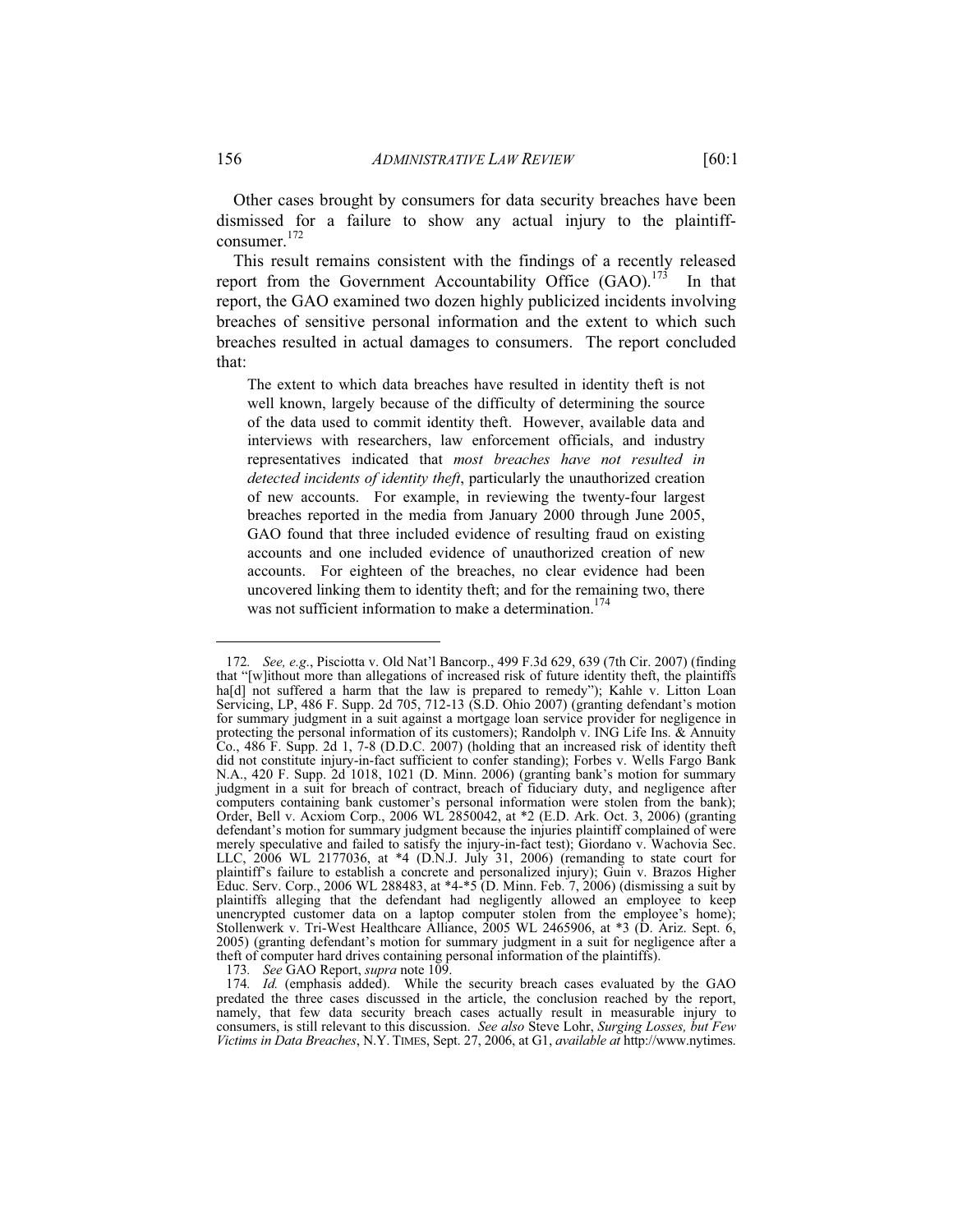Other cases brought by consumers for data security breaches have been dismissed for a failure to show any actual injury to the plaintiff-consumer.[172]

This result remains consistent with the findings of a recently released report from the Government Accountability Office (GAO).[173] In that report, the GAO examined two dozen highly publicized incidents involving breaches of sensitive personal information and the extent to which such breaches resulted in actual damages to consumers. The report concluded that:

> The extent to which data breaches have resulted in identity theft is not well known, largely because of the difficulty of determining the source of the data used to commit identity theft. However, available data and interviews with researchers, law enforcement officials, and industry representatives indicated that *most breaches have not resulted in detected incidents of identity theft*, particularly the unauthorized creation of new accounts. For example, in reviewing the twenty-four largest breaches reported in the media from January 2000 through June 2005, GAO found that three included evidence of resulting fraud on existing accounts and one included evidence of unauthorized creation of new accounts. For eighteen of the breaches, no clear evidence had been uncovered linking them to identity theft; and for the remaining two, there was not sufficient information to make a determination.[174]

---

172. *See, e.g.*, Pisciotta v. Old Nat'l Bancorp., 499 F.3d 629, 639 (7th Cir. 2007) (finding that "[w]ithout more than allegations of increased risk of future identity theft, the plaintiffs ha[d] not suffered a harm that the law is prepared to remedy"); Kahle v. Litton Loan Servicing, LP, 486 F. Supp. 2d 705, 712-13 (S.D. Ohio 2007) (granting defendant's motion for summary judgment in a suit against a mortgage loan service provider for negligence in protecting the personal information of its customers); Randolph v. ING Life Ins. & Annuity Co., 486 F. Supp. 2d 1, 7-8 (D.D.C. 2007) (holding that an increased risk of identity theft did not constitute injury-in-fact sufficient to confer standing); Forbes v. Wells Fargo Bank N.A., 420 F. Supp. 2d 1018, 1021 (D. Minn. 2006) (granting bank's motion for summary judgment in a suit for breach of contract, breach of fiduciary duty, and negligence after computers containing bank customer's personal information were stolen from the bank); Order, Bell v. Acxiom Corp., 2006 WL 2850042, at \*2 (E.D. Ark. Oct. 3, 2006) (granting defendant's motion for summary judgment because the injuries plaintiff complained of were merely speculative and failed to satisfy the injury-in-fact test); Giordano v. Wachovia Sec. LLC, 2006 WL 2177036, at \*4 (D.N.J. July 31, 2006) (remanding to state court for plaintiff's failure to establish a concrete and personalized injury); Guin v. Brazos Higher Educ. Serv. Corp., 2006 WL 288483, at \*4-\*5 (D. Minn. Feb. 7, 2006) (dismissing a suit by plaintiffs alleging that the defendant had negligently allowed an employee to keep unencrypted customer data on a laptop computer stolen from the employee's home); Stollenwerk v. Tri-West Healthcare Alliance, 2005 WL 2465906, at \*3 (D. Ariz. Sept. 6, 2005) (granting defendant's motion for summary judgment in a suit for negligence after a theft of computer hard drives containing personal information of the plaintiffs).

173. *See* GAO Report, *supra* note 109.

174. *Id.* (emphasis added). While the security breach cases evaluated by the GAO predated the three cases discussed in the article, the conclusion reached by the report, namely, that few data security breach cases actually result in measurable injury to consumers, is still relevant to this discussion. *See also* Steve Lohr, *Surging Losses, but Few Victims in Data Breaches*, N.Y. TIMES, Sept. 27, 2006, at G1, *available at* http://www.nytimes.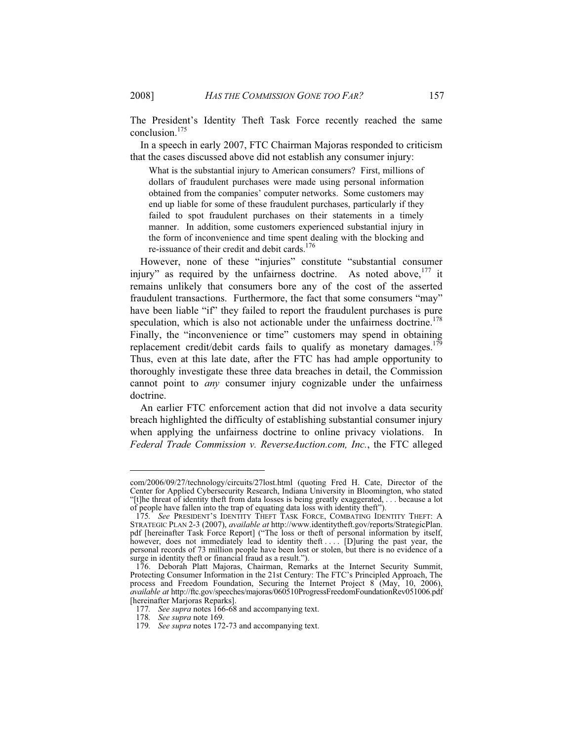The President's Identity Theft Task Force recently reached the same conclusion.[175]

In a speech in early 2007, FTC Chairman Majoras responded to criticism that the cases discussed above did not establish any consumer injury:

> What is the substantial injury to American consumers? First, millions of dollars of fraudulent purchases were made using personal information obtained from the companies' computer networks. Some customers may end up liable for some of these fraudulent purchases, particularly if they failed to spot fraudulent purchases on their statements in a timely manner. In addition, some customers experienced substantial injury in the form of inconvenience and time spent dealing with the blocking and re-issuance of their credit and debit cards.[176]

However, none of these "injuries" constitute "substantial consumer injury" as required by the unfairness doctrine. As noted above,[177] it remains unlikely that consumers bore any of the cost of the asserted fraudulent transactions. Furthermore, the fact that some consumers "may" have been liable "if" they failed to report the fraudulent purchases is pure speculation, which is also not actionable under the unfairness doctrine.[178] Finally, the "inconvenience or time" customers may spend in obtaining replacement credit/debit cards fails to qualify as monetary damages.[179] Thus, even at this late date, after the FTC has had ample opportunity to thoroughly investigate these three data breaches in detail, the Commission cannot point to *any* consumer injury cognizable under the unfairness doctrine.

An earlier FTC enforcement action that did not involve a data security breach highlighted the difficulty of establishing substantial consumer injury when applying the unfairness doctrine to online privacy violations. In *Federal Trade Commission v. ReverseAuction.com, Inc.*, the FTC alleged

---

com/2006/09/27/technology/circuits/27lost.html (quoting Fred H. Cate, Director of the Center for Applied Cybersecurity Research, Indiana University in Bloomington, who stated "[t]he threat of identity theft from data losses is being greatly exaggerated, . . . because a lot of people have fallen into the trap of equating data loss with identity theft").

175. *See* PRESIDENT'S IDENTITY THEFT TASK FORCE, COMBATING IDENTITY THEFT: A STRATEGIC PLAN 2-3 (2007), *available at* http://www.identitytheft.gov/reports/StrategicPlan.pdf [hereinafter Task Force Report] ("The loss or theft of personal information by itself, however, does not immediately lead to identity theft . . . . [D]uring the past year, the personal records of 73 million people have been lost or stolen, but there is no evidence of a surge in identity theft or financial fraud as a result.").

176. Deborah Platt Majoras, Chairman, Remarks at the Internet Security Summit, Protecting Consumer Information in the 21st Century: The FTC's Principled Approach, The process and Freedom Foundation, Securing the Internet Project 8 (May, 10, 2006), *available at* http://ftc.gov/speeches/majoras/060510ProgressFreedomFoundationRev051006.pdf [hereinafter Marjoras Reparks].

177. *See supra* notes 166-68 and accompanying text.

178. *See supra* note 169.

179. *See supra* notes 172-73 and accompanying text.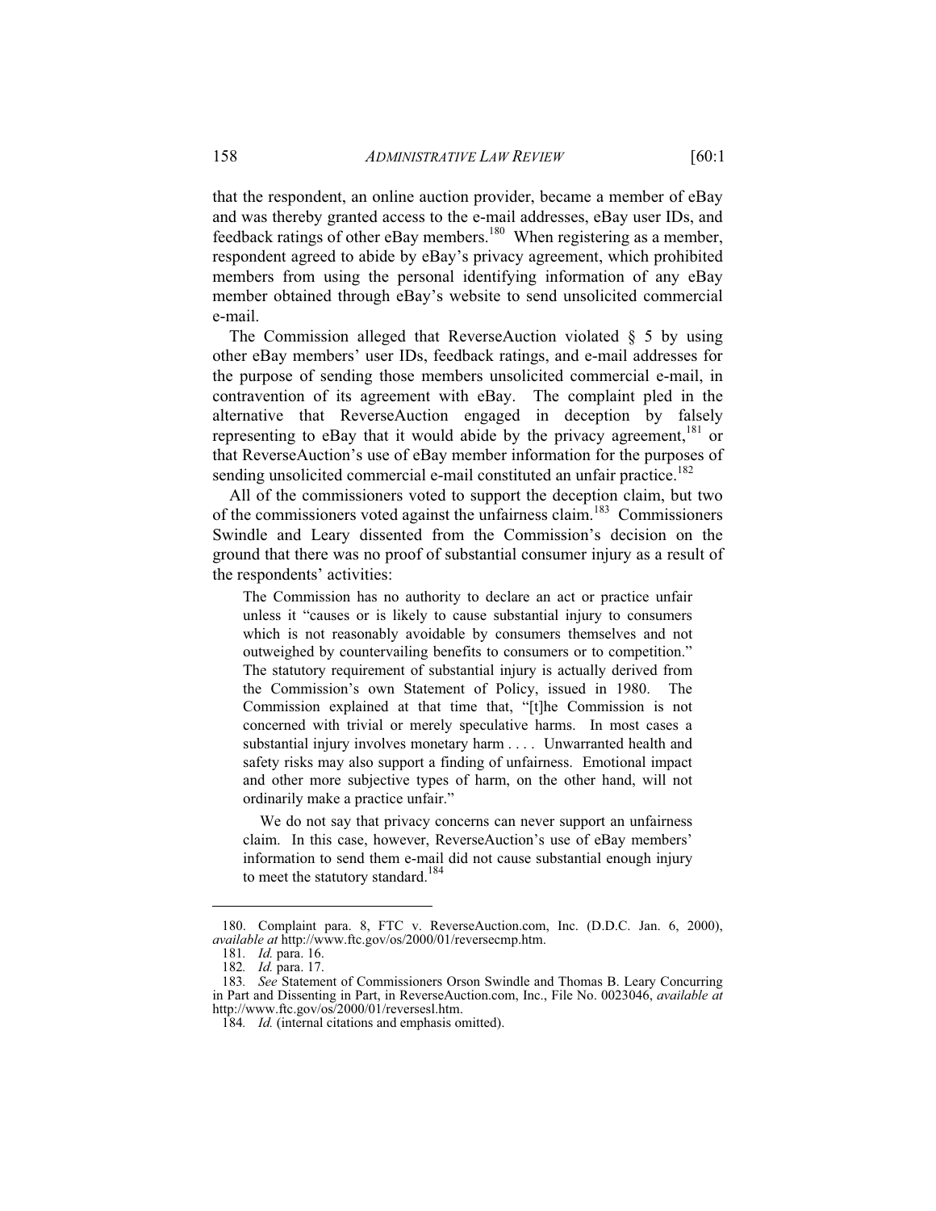that the respondent, an online auction provider, became a member of eBay and was thereby granted access to the e-mail addresses, eBay user IDs, and feedback ratings of other eBay members.[180] When registering as a member, respondent agreed to abide by eBay's privacy agreement, which prohibited members from using the personal identifying information of any eBay member obtained through eBay's website to send unsolicited commercial e-mail.

The Commission alleged that ReverseAuction violated § 5 by using other eBay members' user IDs, feedback ratings, and e-mail addresses for the purpose of sending those members unsolicited commercial e-mail, in contravention of its agreement with eBay. The complaint pled in the alternative that ReverseAuction engaged in deception by falsely representing to eBay that it would abide by the privacy agreement,[181] or that ReverseAuction's use of eBay member information for the purposes of sending unsolicited commercial e-mail constituted an unfair practice.[182]

All of the commissioners voted to support the deception claim, but two of the commissioners voted against the unfairness claim.[183] Commissioners Swindle and Leary dissented from the Commission's decision on the ground that there was no proof of substantial consumer injury as a result of the respondents' activities:

> The Commission has no authority to declare an act or practice unfair unless it "causes or is likely to cause substantial injury to consumers which is not reasonably avoidable by consumers themselves and not outweighed by countervailing benefits to consumers or to competition." The statutory requirement of substantial injury is actually derived from the Commission's own Statement of Policy, issued in 1980. The Commission explained at that time that, "[t]he Commission is not concerned with trivial or merely speculative harms. In most cases a substantial injury involves monetary harm . . . . Unwarranted health and safety risks may also support a finding of unfairness. Emotional impact and other more subjective types of harm, on the other hand, will not ordinarily make a practice unfair."
>
> We do not say that privacy concerns can never support an unfairness claim. In this case, however, ReverseAuction's use of eBay members' information to send them e-mail did not cause substantial enough injury to meet the statutory standard.[184]

---

180. Complaint para. 8, FTC v. ReverseAuction.com, Inc. (D.D.C. Jan. 6, 2000), *available at* http://www.ftc.gov/os/2000/01/reversecmp.htm.

181. *Id.* para. 16.

182. *Id.* para. 17.

183. *See* Statement of Commissioners Orson Swindle and Thomas B. Leary Concurring in Part and Dissenting in Part, in ReverseAuction.com, Inc., File No. 0023046, *available at* http://www.ftc.gov/os/2000/01/reversesl.htm.

184. *Id.* (internal citations and emphasis omitted).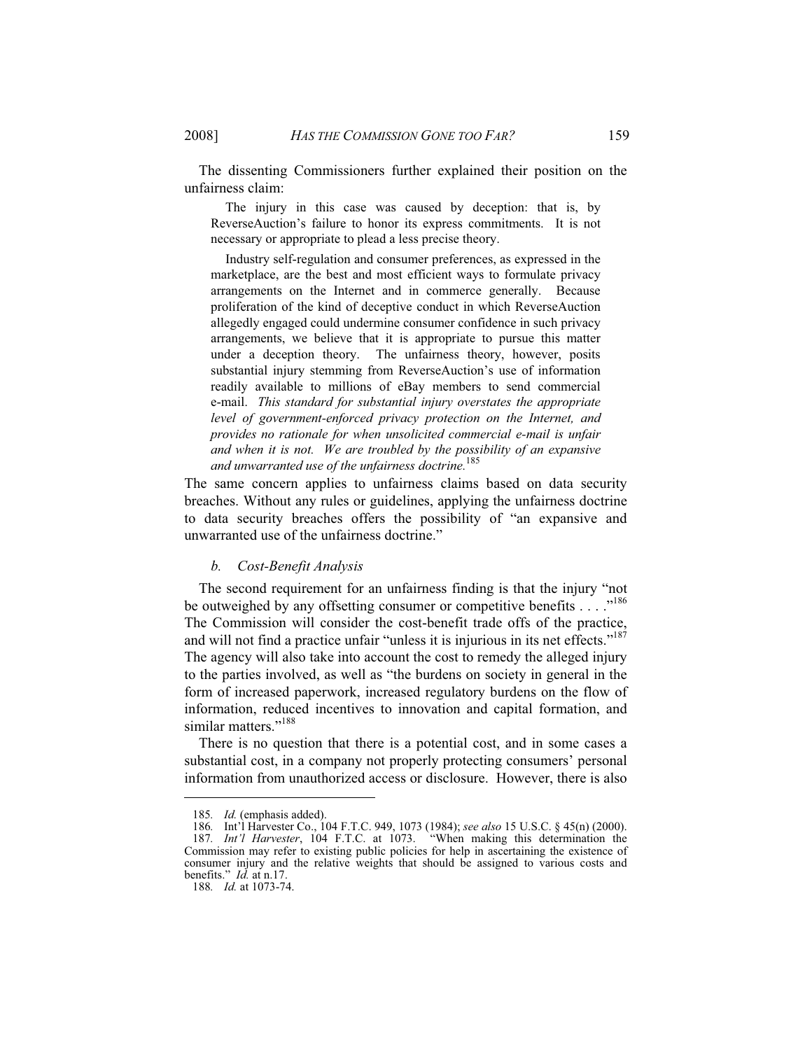The dissenting Commissioners further explained their position on the unfairness claim:

> The injury in this case was caused by deception: that is, by ReverseAuction's failure to honor its express commitments. It is not necessary or appropriate to plead a less precise theory.
>
> Industry self-regulation and consumer preferences, as expressed in the marketplace, are the best and most efficient ways to formulate privacy arrangements on the Internet and in commerce generally. Because proliferation of the kind of deceptive conduct in which ReverseAuction allegedly engaged could undermine consumer confidence in such privacy arrangements, we believe that it is appropriate to pursue this matter under a deception theory. The unfairness theory, however, posits substantial injury stemming from ReverseAuction's use of information readily available to millions of eBay members to send commercial e-mail. *This standard for substantial injury overstates the appropriate level of government-enforced privacy protection on the Internet, and provides no rationale for when unsolicited commercial e-mail is unfair and when it is not. We are troubled by the possibility of an expansive and unwarranted use of the unfairness doctrine.*[185]

The same concern applies to unfairness claims based on data security breaches. Without any rules or guidelines, applying the unfairness doctrine to data security breaches offers the possibility of "an expansive and unwarranted use of the unfairness doctrine."

### *b. Cost-Benefit Analysis*

The second requirement for an unfairness finding is that the injury "not be outweighed by any offsetting consumer or competitive benefits . . . ."[186] The Commission will consider the cost-benefit trade offs of the practice, and will not find a practice unfair "unless it is injurious in its net effects."[187] The agency will also take into account the cost to remedy the alleged injury to the parties involved, as well as "the burdens on society in general in the form of increased paperwork, increased regulatory burdens on the flow of information, reduced incentives to innovation and capital formation, and similar matters."[188]

There is no question that there is a potential cost, and in some cases a substantial cost, in a company not properly protecting consumers' personal information from unauthorized access or disclosure. However, there is also

---

185. *Id.* (emphasis added).

186. Int'l Harvester Co., 104 F.T.C. 949, 1073 (1984); *see also* 15 U.S.C. § 45(n) (2000).

187. *Int'l Harvester*, 104 F.T.C. at 1073. "When making this determination the Commission may refer to existing public policies for help in ascertaining the existence of consumer injury and the relative weights that should be assigned to various costs and benefits." *Id.* at n.17.

188. *Id.* at 1073-74.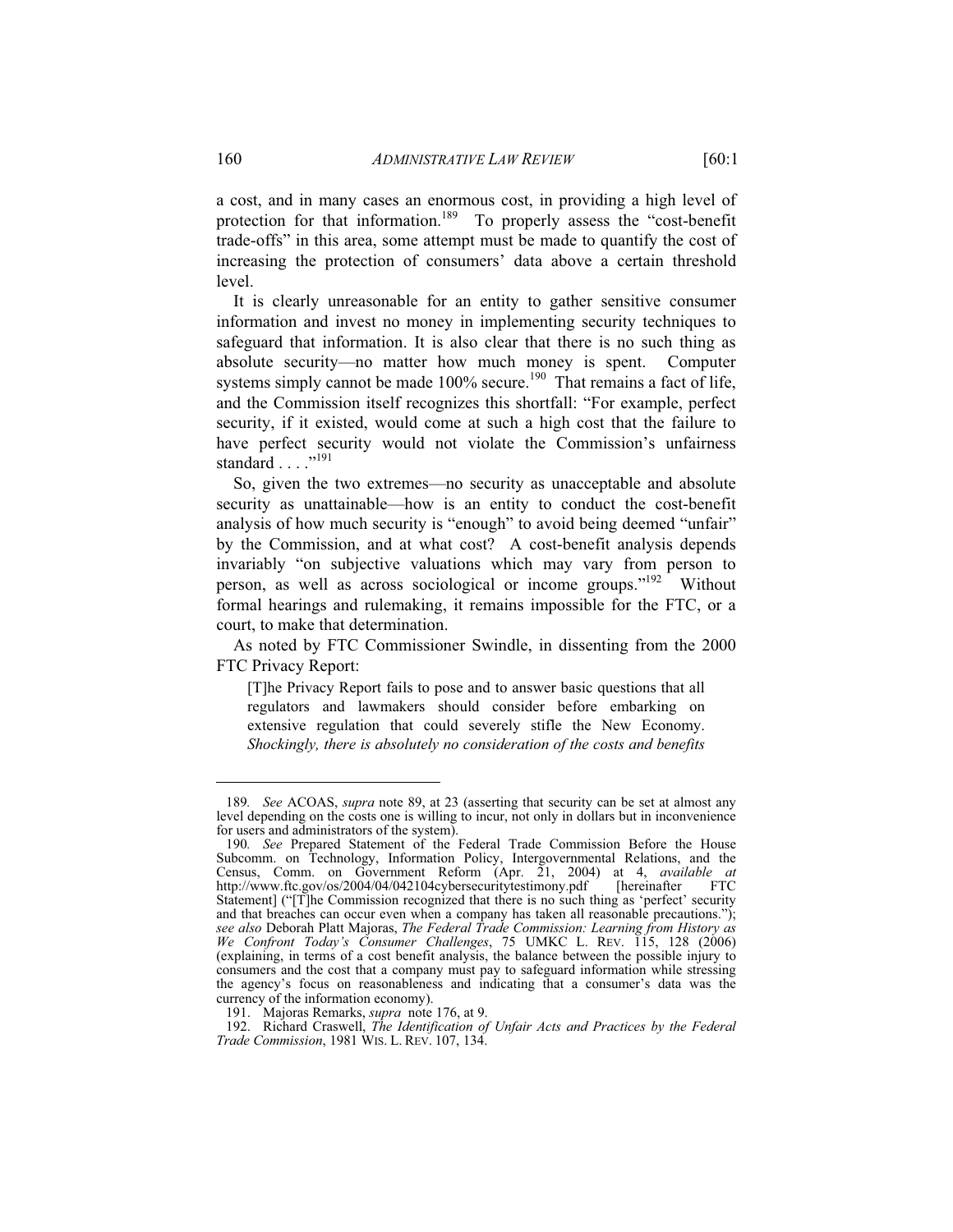a cost, and in many cases an enormous cost, in providing a high level of protection for that information.[189] To properly assess the "cost-benefit trade-offs" in this area, some attempt must be made to quantify the cost of increasing the protection of consumers' data above a certain threshold level.

It is clearly unreasonable for an entity to gather sensitive consumer information and invest no money in implementing security techniques to safeguard that information. It is also clear that there is no such thing as absolute security—no matter how much money is spent. Computer systems simply cannot be made 100% secure.[190] That remains a fact of life, and the Commission itself recognizes this shortfall: "For example, perfect security, if it existed, would come at such a high cost that the failure to have perfect security would not violate the Commission's unfairness standard . . . ."[191]

So, given the two extremes—no security as unacceptable and absolute security as unattainable—how is an entity to conduct the cost-benefit analysis of how much security is "enough" to avoid being deemed "unfair" by the Commission, and at what cost? A cost-benefit analysis depends invariably "on subjective valuations which may vary from person to person, as well as across sociological or income groups."[192] Without formal hearings and rulemaking, it remains impossible for the FTC, or a court, to make that determination.

As noted by FTC Commissioner Swindle, in dissenting from the 2000 FTC Privacy Report:

> [T]he Privacy Report fails to pose and to answer basic questions that all regulators and lawmakers should consider before embarking on extensive regulation that could severely stifle the New Economy. *Shockingly, there is absolutely no consideration of the costs and benefits*

---

189. *See* ACOAS, *supra* note 89, at 23 (asserting that security can be set at almost any level depending on the costs one is willing to incur, not only in dollars but in inconvenience for users and administrators of the system).

190. *See* Prepared Statement of the Federal Trade Commission Before the House Subcomm. on Technology, Information Policy, Intergovernmental Relations, and the Census, Comm. on Government Reform (Apr. 21, 2004) at 4, *available at* http://www.ftc.gov/os/2004/04/042104cybersecuritytestimony.pdf [hereinafter FTC Statement] ("[T]he Commission recognized that there is no such thing as 'perfect' security and that breaches can occur even when a company has taken all reasonable precautions."); *see also* Deborah Platt Majoras, *The Federal Trade Commission: Learning from History as We Confront Today's Consumer Challenges*, 75 UMKC L. REV. 115, 128 (2006) (explaining, in terms of a cost benefit analysis, the balance between the possible injury to consumers and the cost that a company must pay to safeguard information while stressing the agency's focus on reasonableness and indicating that a consumer's data was the currency of the information economy).

191. Majoras Remarks, *supra* note 176, at 9.

192. Richard Craswell, *The Identification of Unfair Acts and Practices by the Federal Trade Commission*, 1981 WIS. L. REV. 107, 134.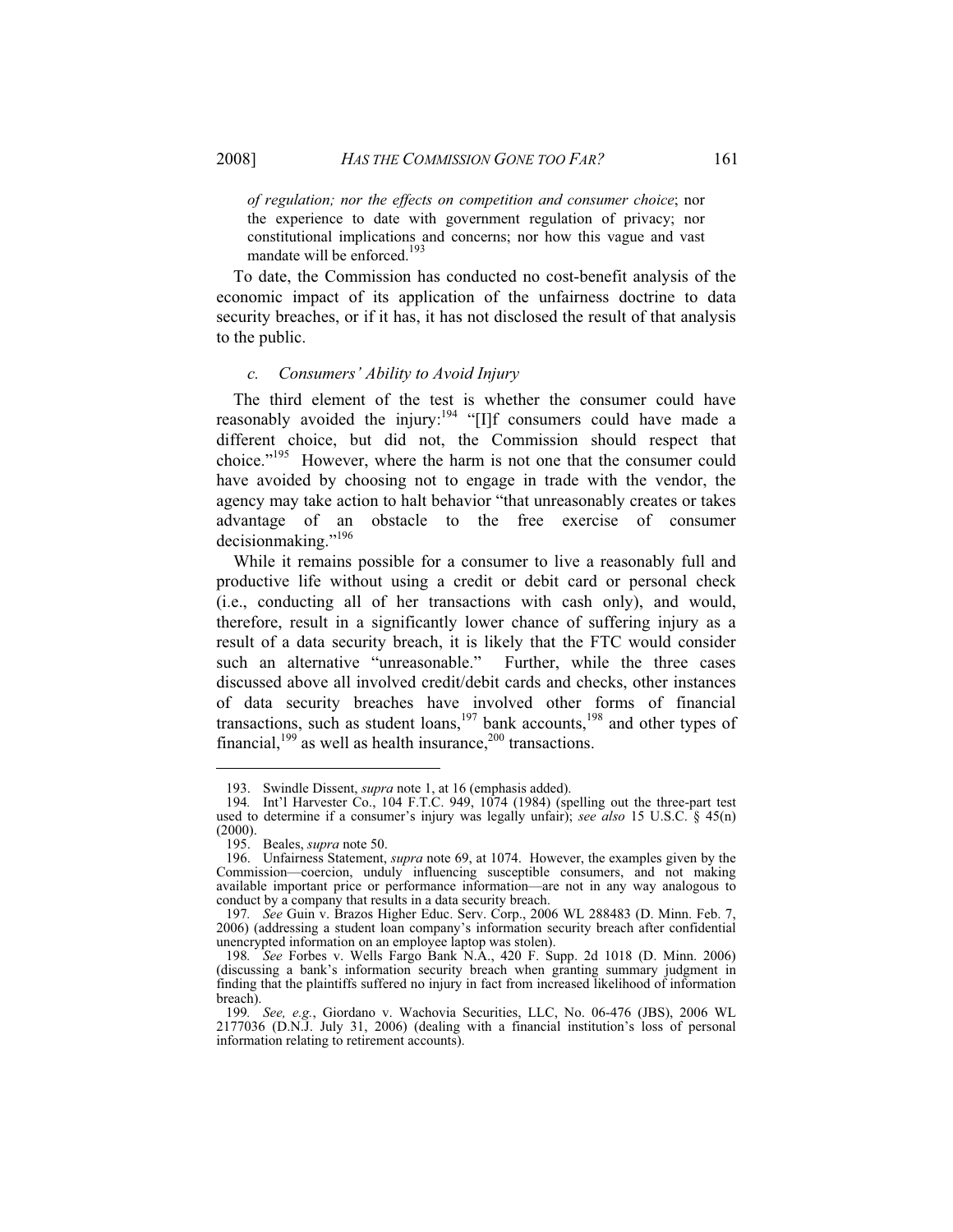> *of regulation; nor the effects on competition and consumer choice*; nor the experience to date with government regulation of privacy; nor constitutional implications and concerns; nor how this vague and vast mandate will be enforced.[193]

To date, the Commission has conducted no cost-benefit analysis of the economic impact of its application of the unfairness doctrine to data security breaches, or if it has, it has not disclosed the result of that analysis to the public.

#### *c. Consumers' Ability to Avoid Injury*

The third element of the test is whether the consumer could have reasonably avoided the injury:[194] "[I]f consumers could have made a different choice, but did not, the Commission should respect that choice."[195] However, where the harm is not one that the consumer could have avoided by choosing not to engage in trade with the vendor, the agency may take action to halt behavior "that unreasonably creates or takes advantage of an obstacle to the free exercise of consumer decisionmaking."[196]

While it remains possible for a consumer to live a reasonably full and productive life without using a credit or debit card or personal check (i.e., conducting all of her transactions with cash only), and would, therefore, result in a significantly lower chance of suffering injury as a result of a data security breach, it is likely that the FTC would consider such an alternative "unreasonable." Further, while the three cases discussed above all involved credit/debit cards and checks, other instances of data security breaches have involved other forms of financial transactions, such as student loans,[197] bank accounts,[198] and other types of financial,[199] as well as health insurance,[200] transactions.

---

193. Swindle Dissent, *supra* note 1, at 16 (emphasis added).

194. Int'l Harvester Co., 104 F.T.C. 949, 1074 (1984) (spelling out the three-part test used to determine if a consumer's injury was legally unfair); *see also* 15 U.S.C. § 45(n) (2000).

195. Beales, *supra* note 50.

196. Unfairness Statement, *supra* note 69, at 1074. However, the examples given by the Commission—coercion, unduly influencing susceptible consumers, and not making available important price or performance information—are not in any way analogous to conduct by a company that results in a data security breach.

197. *See* Guin v. Brazos Higher Educ. Serv. Corp., 2006 WL 288483 (D. Minn. Feb. 7, 2006) (addressing a student loan company's information security breach after confidential unencrypted information on an employee laptop was stolen).

198. *See* Forbes v. Wells Fargo Bank N.A., 420 F. Supp. 2d 1018 (D. Minn. 2006) (discussing a bank's information security breach when granting summary judgment in finding that the plaintiffs suffered no injury in fact from increased likelihood of information breach).

199. *See, e.g.*, Giordano v. Wachovia Securities, LLC, No. 06-476 (JBS), 2006 WL 2177036 (D.N.J. July 31, 2006) (dealing with a financial institution's loss of personal information relating to retirement accounts).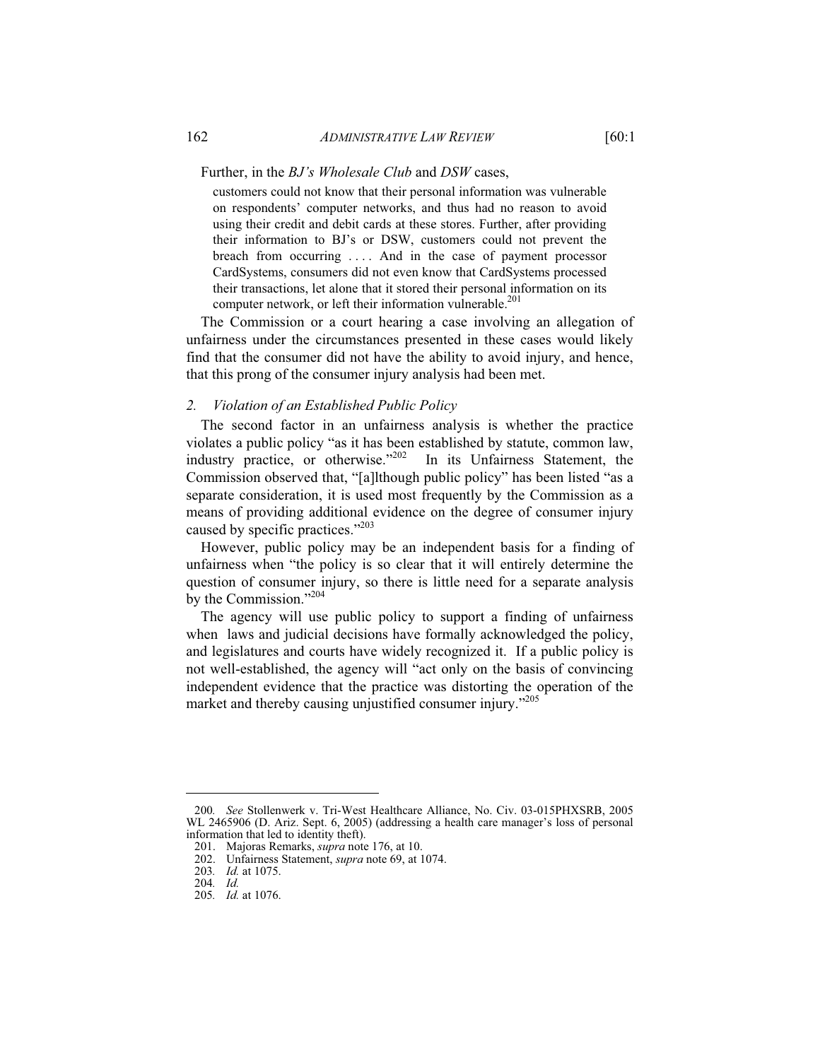Further, in the *BJ's Wholesale Club* and *DSW* cases,

> customers could not know that their personal information was vulnerable on respondents' computer networks, and thus had no reason to avoid using their credit and debit cards at these stores. Further, after providing their information to BJ's or DSW, customers could not prevent the breach from occurring . . . . And in the case of payment processor CardSystems, consumers did not even know that CardSystems processed their transactions, let alone that it stored their personal information on its computer network, or left their information vulnerable.[201]

The Commission or a court hearing a case involving an allegation of unfairness under the circumstances presented in these cases would likely find that the consumer did not have the ability to avoid injury, and hence, that this prong of the consumer injury analysis had been met.

### 2. *Violation of an Established Public Policy*

The second factor in an unfairness analysis is whether the practice violates a public policy "as it has been established by statute, common law, industry practice, or otherwise."[202] In its Unfairness Statement, the Commission observed that, "[a]lthough public policy" has been listed "as a separate consideration, it is used most frequently by the Commission as a means of providing additional evidence on the degree of consumer injury caused by specific practices."[203]

However, public policy may be an independent basis for a finding of unfairness when "the policy is so clear that it will entirely determine the question of consumer injury, so there is little need for a separate analysis by the Commission."[204]

The agency will use public policy to support a finding of unfairness when laws and judicial decisions have formally acknowledged the policy, and legislatures and courts have widely recognized it. If a public policy is not well-established, the agency will "act only on the basis of convincing independent evidence that the practice was distorting the operation of the market and thereby causing unjustified consumer injury."[205]

---

200. *See* Stollenwerk v. Tri-West Healthcare Alliance, No. Civ. 03-015PHXSRB, 2005 WL 2465906 (D. Ariz. Sept. 6, 2005) (addressing a health care manager's loss of personal information that led to identity theft).

201. Majoras Remarks, *supra* note 176, at 10.

202. Unfairness Statement, *supra* note 69, at 1074.

203. *Id.* at 1075.

204. *Id.*

205. *Id.* at 1076.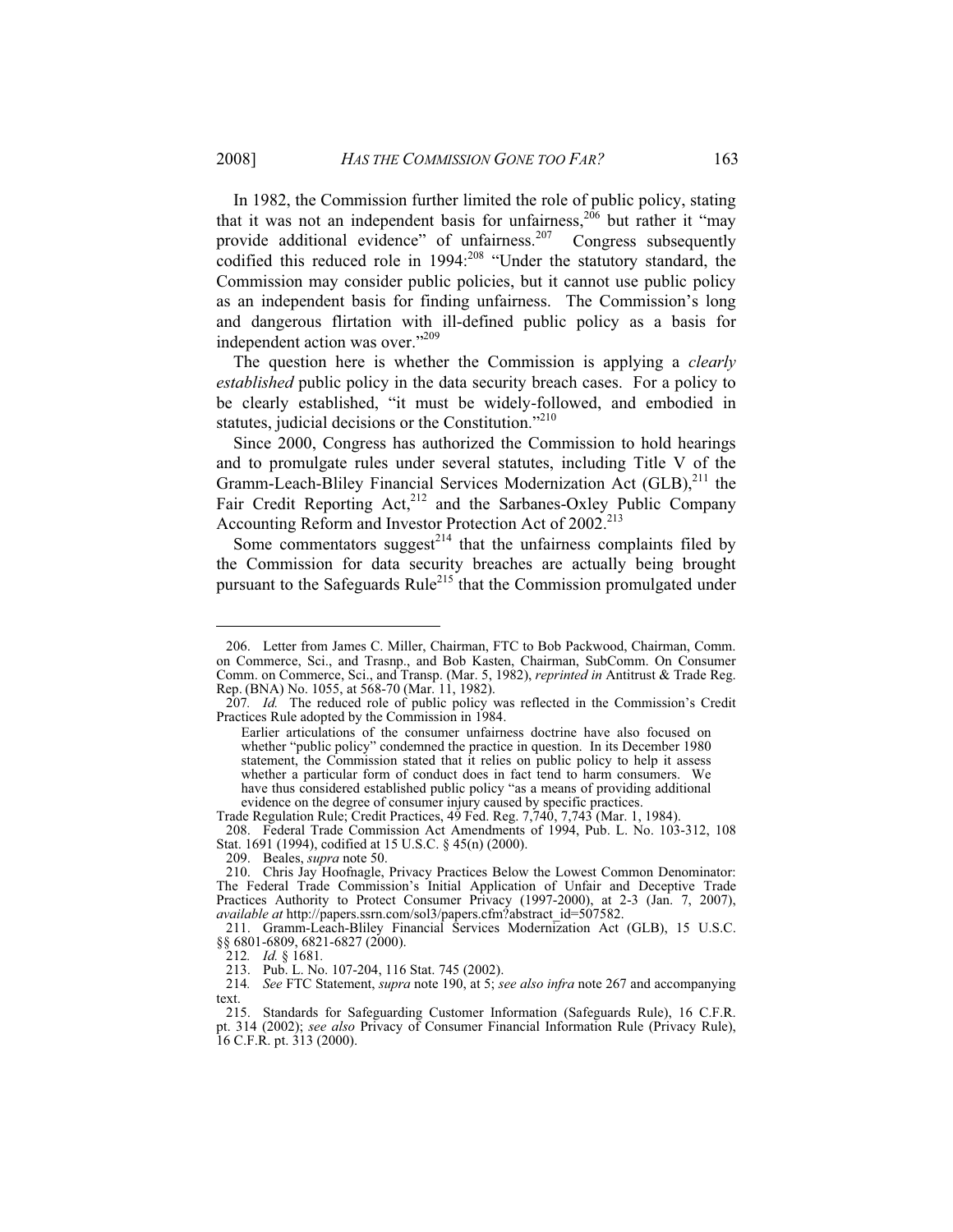In 1982, the Commission further limited the role of public policy, stating that it was not an independent basis for unfairness,[206] but rather it "may provide additional evidence" of unfairness.[207] Congress subsequently codified this reduced role in 1994:[208] "Under the statutory standard, the Commission may consider public policies, but it cannot use public policy as an independent basis for finding unfairness. The Commission's long and dangerous flirtation with ill-defined public policy as a basis for independent action was over."[209]

The question here is whether the Commission is applying a *clearly established* public policy in the data security breach cases. For a policy to be clearly established, "it must be widely-followed, and embodied in statutes, judicial decisions or the Constitution."[210]

Since 2000, Congress has authorized the Commission to hold hearings and to promulgate rules under several statutes, including Title V of the Gramm-Leach-Bliley Financial Services Modernization Act (GLB),[211] the Fair Credit Reporting Act,[212] and the Sarbanes-Oxley Public Company Accounting Reform and Investor Protection Act of 2002.[213]

Some commentators suggest[214] that the unfairness complaints filed by the Commission for data security breaches are actually being brought pursuant to the Safeguards Rule[215] that the Commission promulgated under

---

206. Letter from James C. Miller, Chairman, FTC to Bob Packwood, Chairman, Comm. on Commerce, Sci., and Trasnp., and Bob Kasten, Chairman, SubComm. On Consumer Comm. on Commerce, Sci., and Transp. (Mar. 5, 1982), *reprinted in* Antitrust & Trade Reg. Rep. (BNA) No. 1055, at 568-70 (Mar. 11, 1982).

207. *Id.* The reduced role of public policy was reflected in the Commission's Credit Practices Rule adopted by the Commission in 1984.

> Earlier articulations of the consumer unfairness doctrine have also focused on whether "public policy" condemned the practice in question. In its December 1980 statement, the Commission stated that it relies on public policy to help it assess whether a particular form of conduct does in fact tend to harm consumers. We have thus considered established public policy "as a means of providing additional evidence on the degree of consumer injury caused by specific practices.

Trade Regulation Rule; Credit Practices, 49 Fed. Reg. 7,740, 7,743 (Mar. 1, 1984).

208. Federal Trade Commission Act Amendments of 1994, Pub. L. No. 103-312, 108 Stat. 1691 (1994), codified at 15 U.S.C. § 45(n) (2000).

209. Beales, *supra* note 50.

210. Chris Jay Hoofnagle, Privacy Practices Below the Lowest Common Denominator: The Federal Trade Commission's Initial Application of Unfair and Deceptive Trade Practices Authority to Protect Consumer Privacy (1997-2000), at 2-3 (Jan. 7, 2007), *available at* http://papers.ssrn.com/sol3/papers.cfm?abstract_id=507582.

211. Gramm-Leach-Bliley Financial Services Modernization Act (GLB), 15 U.S.C. §§ 6801-6809, 6821-6827 (2000).

212. *Id.* § 1681.

213. Pub. L. No. 107-204, 116 Stat. 745 (2002).

214. *See* FTC Statement, *supra* note 190, at 5; *see also infra* note 267 and accompanying text.

215. Standards for Safeguarding Customer Information (Safeguards Rule), 16 C.F.R. pt. 314 (2002); *see also* Privacy of Consumer Financial Information Rule (Privacy Rule), 16 C.F.R. pt. 313 (2000).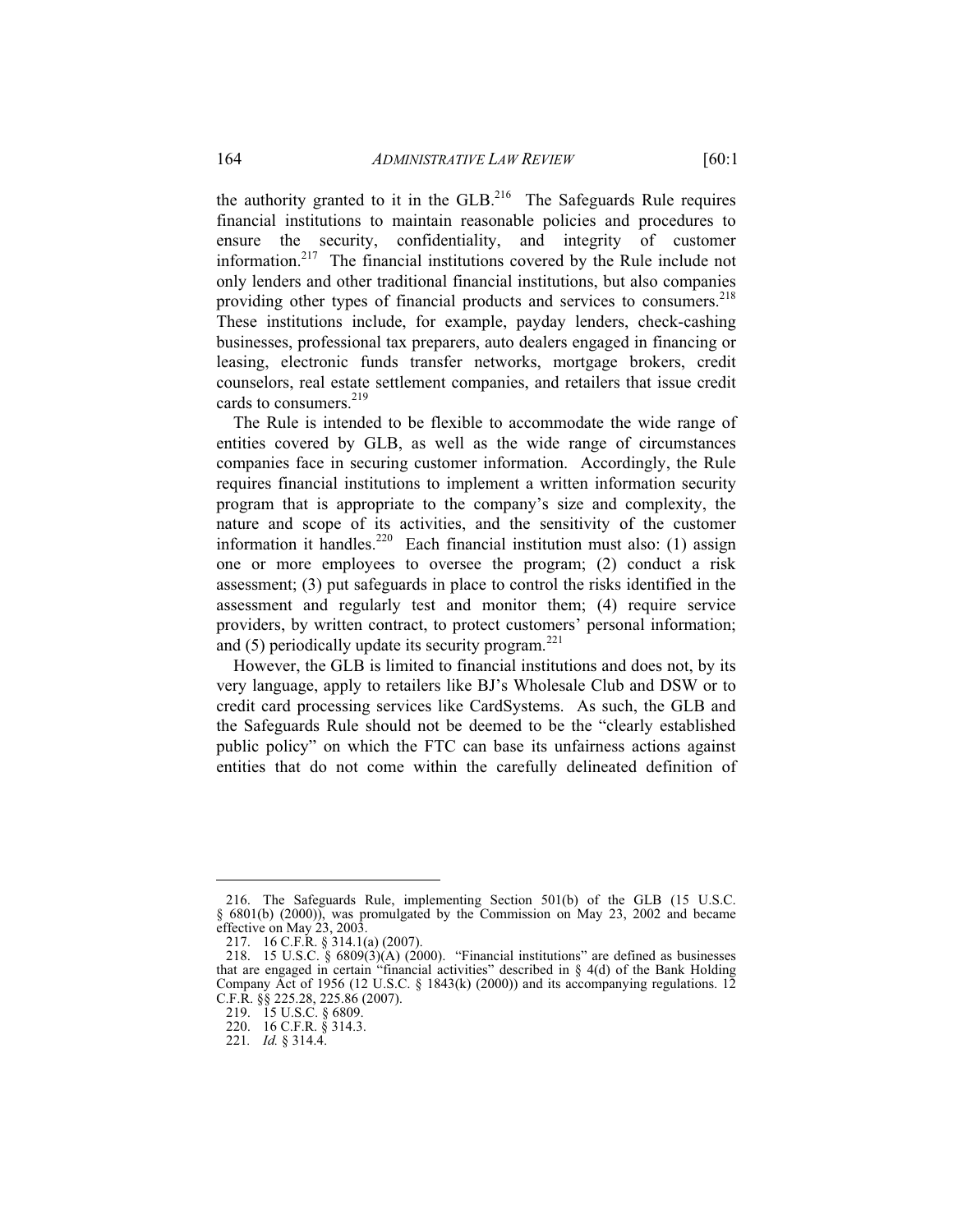the authority granted to it in the GLB.[216] The Safeguards Rule requires financial institutions to maintain reasonable policies and procedures to ensure the security, confidentiality, and integrity of customer information.[217] The financial institutions covered by the Rule include not only lenders and other traditional financial institutions, but also companies providing other types of financial products and services to consumers.[218] These institutions include, for example, payday lenders, check-cashing businesses, professional tax preparers, auto dealers engaged in financing or leasing, electronic funds transfer networks, mortgage brokers, credit counselors, real estate settlement companies, and retailers that issue credit cards to consumers.[219]

The Rule is intended to be flexible to accommodate the wide range of entities covered by GLB, as well as the wide range of circumstances companies face in securing customer information. Accordingly, the Rule requires financial institutions to implement a written information security program that is appropriate to the company's size and complexity, the nature and scope of its activities, and the sensitivity of the customer information it handles.[220] Each financial institution must also: (1) assign one or more employees to oversee the program; (2) conduct a risk assessment; (3) put safeguards in place to control the risks identified in the assessment and regularly test and monitor them; (4) require service providers, by written contract, to protect customers' personal information; and (5) periodically update its security program.[221]

However, the GLB is limited to financial institutions and does not, by its very language, apply to retailers like BJ's Wholesale Club and DSW or to credit card processing services like CardSystems. As such, the GLB and the Safeguards Rule should not be deemed to be the "clearly established public policy" on which the FTC can base its unfairness actions against entities that do not come within the carefully delineated definition of

---

216. The Safeguards Rule, implementing Section 501(b) of the GLB (15 U.S.C. § 6801(b) (2000)), was promulgated by the Commission on May 23, 2002 and became effective on May 23, 2003.

217. 16 C.F.R. § 314.1(a) (2007).

218. 15 U.S.C. § 6809(3)(A) (2000). "Financial institutions" are defined as businesses that are engaged in certain "financial activities" described in § 4(d) of the Bank Holding Company Act of 1956 (12 U.S.C. § 1843(k) (2000)) and its accompanying regulations. 12 C.F.R. §§ 225.28, 225.86 (2007).

219. 15 U.S.C. § 6809.

220. 16 C.F.R. § 314.3.

221. *Id.* § 314.4.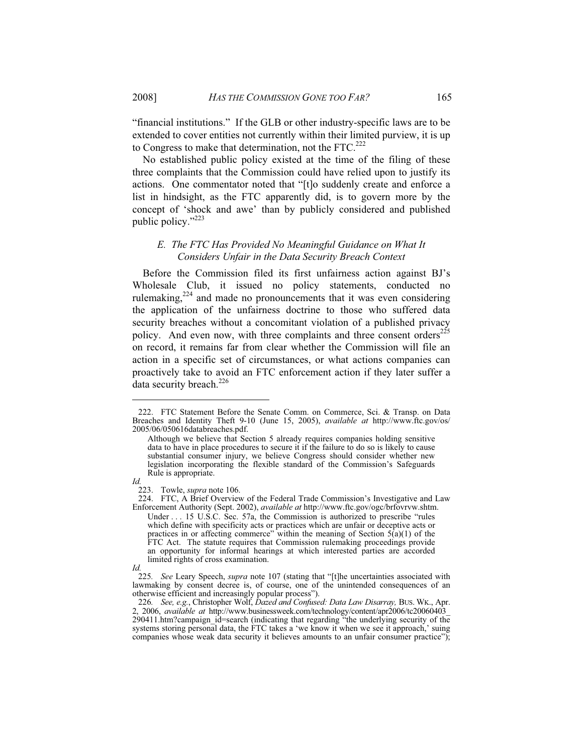"financial institutions." If the GLB or other industry-specific laws are to be extended to cover entities not currently within their limited purview, it is up to Congress to make that determination, not the FTC.[222]

No established public policy existed at the time of the filing of these three complaints that the Commission could have relied upon to justify its actions. One commentator noted that "[t]o suddenly create and enforce a list in hindsight, as the FTC apparently did, is to govern more by the concept of 'shock and awe' than by publicly considered and published public policy."[223]

### *E. The FTC Has Provided No Meaningful Guidance on What It Considers Unfair in the Data Security Breach Context*

Before the Commission filed its first unfairness action against BJ's Wholesale Club, it issued no policy statements, conducted no rulemaking,[224] and made no pronouncements that it was even considering the application of the unfairness doctrine to those who suffered data security breaches without a concomitant violation of a published privacy policy. And even now, with three complaints and three consent orders[225] on record, it remains far from clear whether the Commission will file an action in a specific set of circumstances, or what actions companies can proactively take to avoid an FTC enforcement action if they later suffer a data security breach.[226]

---

222. FTC Statement Before the Senate Comm. on Commerce, Sci. & Transp. on Data Breaches and Identity Theft 9-10 (June 15, 2005), *available at* http://www.ftc.gov/os/2005/06/050616databreaches.pdf.

> Although we believe that Section 5 already requires companies holding sensitive data to have in place procedures to secure it if the failure to do so is likely to cause substantial consumer injury, we believe Congress should consider whether new legislation incorporating the flexible standard of the Commission's Safeguards Rule is appropriate.

*Id.*

223. Towle, *supra* note 106.

224. FTC, A Brief Overview of the Federal Trade Commission's Investigative and Law Enforcement Authority (Sept. 2002), *available at* http://www.ftc.gov/ogc/brfovrvw.shtm.

> Under . . . 15 U.S.C. Sec. 57a, the Commission is authorized to prescribe "rules which define with specificity acts or practices which are unfair or deceptive acts or practices in or affecting commerce" within the meaning of Section 5(a)(1) of the FTC Act. The statute requires that Commission rulemaking proceedings provide an opportunity for informal hearings at which interested parties are accorded limited rights of cross examination.

*Id.*

225. *See* Leary Speech, *supra* note 107 (stating that "[t]he uncertainties associated with lawmaking by consent decree is, of course, one of the unintended consequences of an otherwise efficient and increasingly popular process").

226. *See, e.g.*, Christopher Wolf, *Dazed and Confused: Data Law Disarray,* BUS. WK., Apr. 2, 2006, *available at* http://www.businessweek.com/technology/content/apr2006/tc20060403_290411.htm?campaign_id=search (indicating that regarding "the underlying security of the systems storing personal data, the FTC takes a 'we know it when we see it approach,' suing companies whose weak data security it believes amounts to an unfair consumer practice");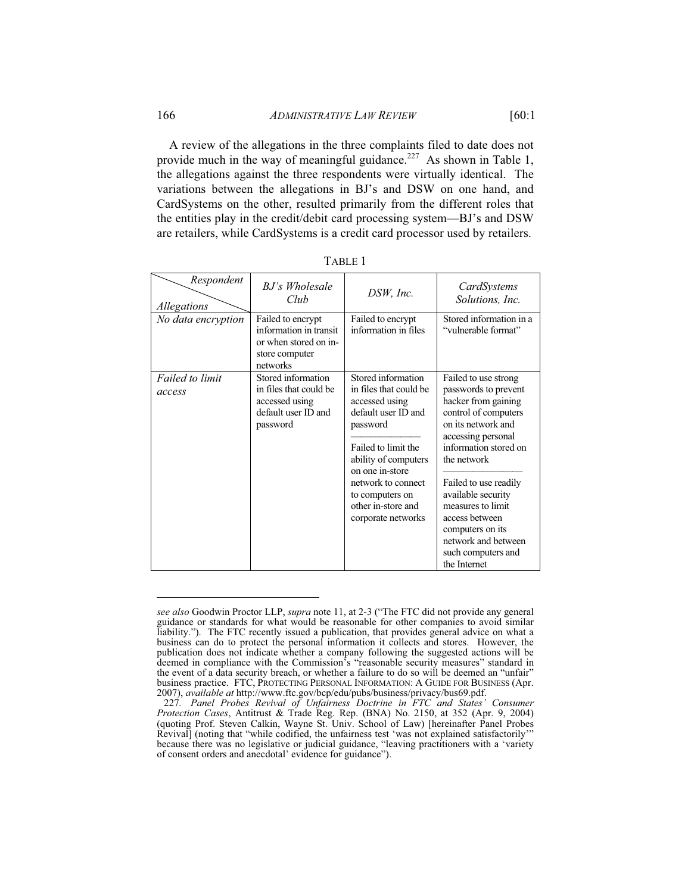A review of the allegations in the three complaints filed to date does not provide much in the way of meaningful guidance.[227] As shown in Table 1, the allegations against the three respondents were virtually identical. The variations between the allegations in BJ's and DSW on one hand, and CardSystems on the other, resulted primarily from the different roles that the entities play in the credit/debit card processing system—BJ's and DSW are retailers, while CardSystems is a credit card processor used by retailers.

TABLE 1

| *Respondent* / *Allegations* | *BJ's Wholesale Club* | *DSW, Inc.* | *CardSystems Solutions, Inc.* |
|---|---|---|---|
| *No data encryption* | Failed to encrypt information in transit or when stored on in-store computer networks | Failed to encrypt information in files | Stored information in a "vulnerable format" |
| *Failed to limit access* | Stored information in files that could be accessed using default user ID and password | Stored information in files that could be accessed using default user ID and password<br>———<br>Failed to limit the ability of computers on one in-store network to connect to computers on other in-store and corporate networks | Failed to use strong passwords to prevent hacker from gaining control of computers on its network and accessing personal information stored on the network<br>———<br>Failed to use readily available security measures to limit access between computers on its network and between such computers and the Internet |

---

*see also* Goodwin Proctor LLP, *supra* note 11, at 2-3 ("The FTC did not provide any general guidance or standards for what would be reasonable for other companies to avoid similar liability."). The FTC recently issued a publication, that provides general advice on what a business can do to protect the personal information it collects and stores. However, the publication does not indicate whether a company following the suggested actions will be deemed in compliance with the Commission's "reasonable security measures" standard in the event of a data security breach, or whether a failure to do so will be deemed an "unfair" business practice. FTC, PROTECTING PERSONAL INFORMATION: A GUIDE FOR BUSINESS (Apr. 2007), *available at* http://www.ftc.gov/bcp/edu/pubs/business/privacy/bus69.pdf.

227. *Panel Probes Revival of Unfairness Doctrine in FTC and States' Consumer Protection Cases*, Antitrust & Trade Reg. Rep. (BNA) No. 2150, at 352 (Apr. 9, 2004) (quoting Prof. Steven Calkin, Wayne St. Univ. School of Law) [hereinafter Panel Probes Revival] (noting that "while codified, the unfairness test 'was not explained satisfactorily'" because there was no legislative or judicial guidance, "leaving practitioners with a 'variety of consent orders and anecdotal' evidence for guidance").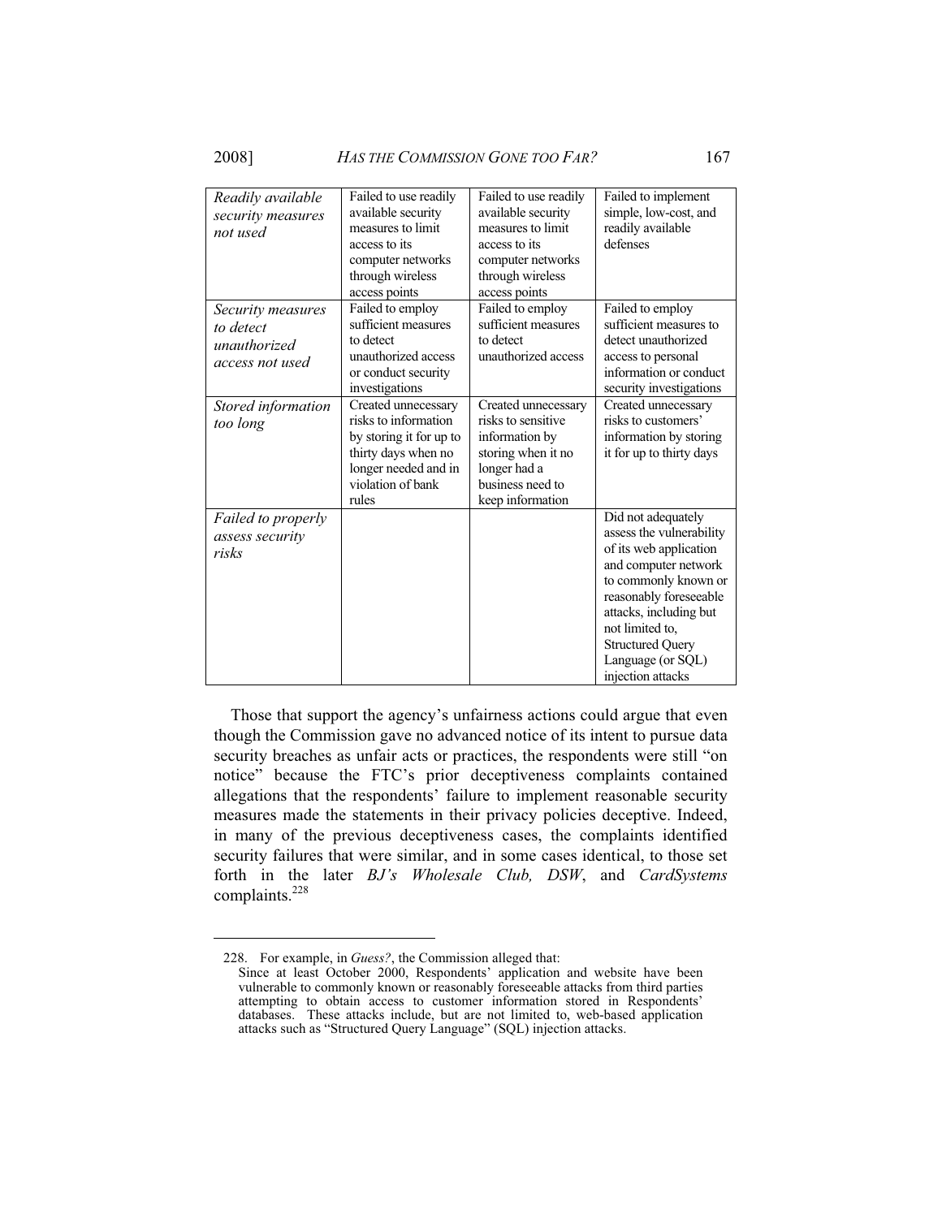| | | | |
|---|---|---|---|
| *Readily available security measures not used* | Failed to use readily available security measures to limit access to its computer networks through wireless access points | Failed to use readily available security measures to limit access to its computer networks through wireless access points | Failed to implement simple, low-cost, and readily available defenses |
| *Security measures to detect unauthorized access not used* | Failed to employ sufficient measures to detect unauthorized access or conduct security investigations | Failed to employ sufficient measures to detect unauthorized access | Failed to employ sufficient measures to detect unauthorized access to personal information or conduct security investigations |
| *Stored information too long* | Created unnecessary risks to information by storing it for up to thirty days when no longer needed and in violation of bank rules | Created unnecessary risks to sensitive information by storing when it no longer had a business need to keep information | Created unnecessary risks to customers' information by storing it for up to thirty days |
| *Failed to properly assess security risks* | | | Did not adequately assess the vulnerability of its web application and computer network to commonly known or reasonably foreseeable attacks, including but not limited to, Structured Query Language (or SQL) injection attacks |

Those that support the agency's unfairness actions could argue that even though the Commission gave no advanced notice of its intent to pursue data security breaches as unfair acts or practices, the respondents were still "on notice" because the FTC's prior deceptiveness complaints contained allegations that the respondents' failure to implement reasonable security measures made the statements in their privacy policies deceptive. Indeed, in many of the previous deceptiveness cases, the complaints identified security failures that were similar, and in some cases identical, to those set forth in the later *BJ's Wholesale Club, DSW*, and *CardSystems* complaints.[228]

---

228. For example, in *Guess?*, the Commission alleged that:

> Since at least October 2000, Respondents' application and website have been vulnerable to commonly known or reasonably foreseeable attacks from third parties attempting to obtain access to customer information stored in Respondents' databases. These attacks include, but are not limited to, web-based application attacks such as "Structured Query Language" (SQL) injection attacks.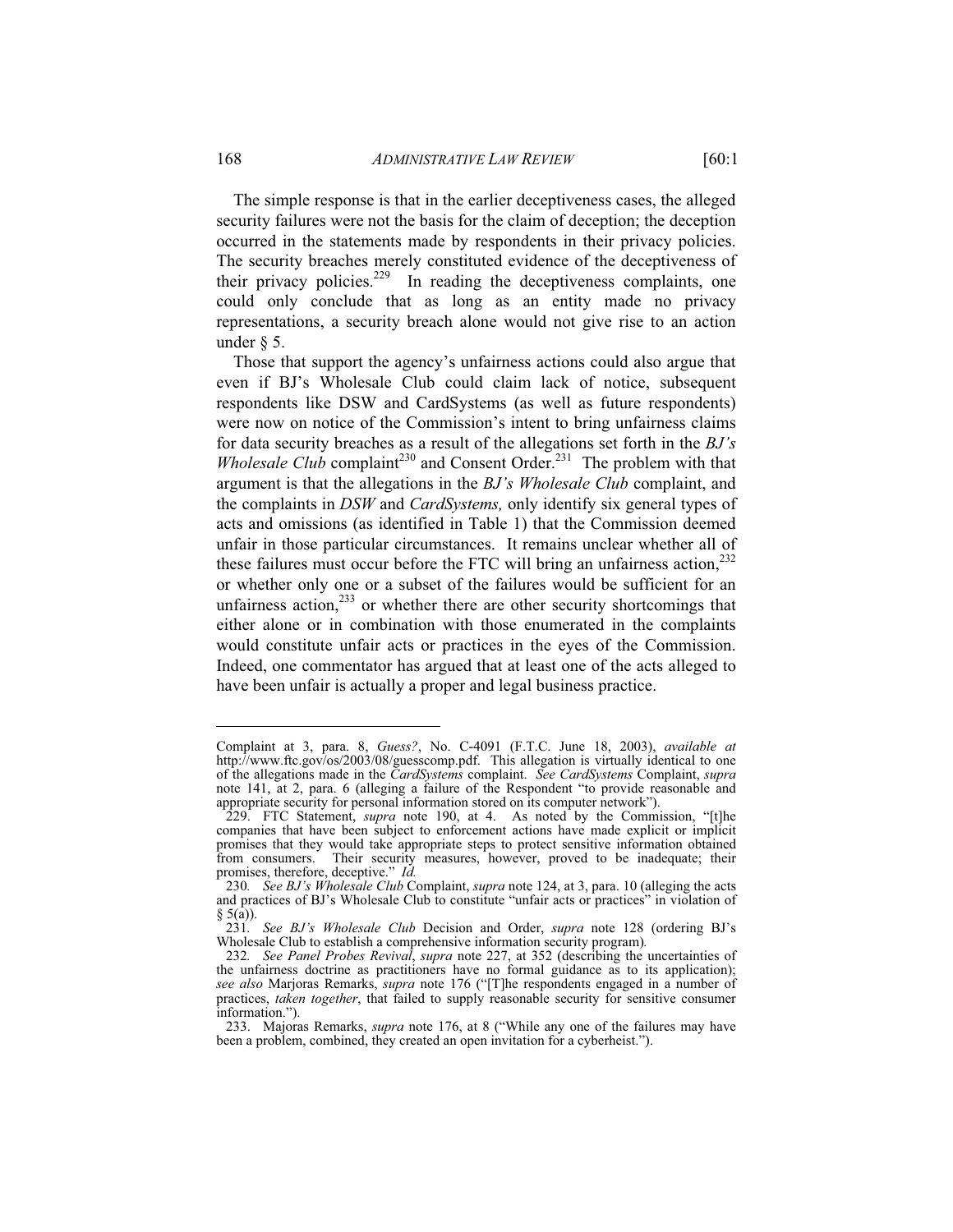The simple response is that in the earlier deceptiveness cases, the alleged security failures were not the basis for the claim of deception; the deception occurred in the statements made by respondents in their privacy policies. The security breaches merely constituted evidence of the deceptiveness of their privacy policies.[229] In reading the deceptiveness complaints, one could only conclude that as long as an entity made no privacy representations, a security breach alone would not give rise to an action under § 5.

Those that support the agency's unfairness actions could also argue that even if BJ's Wholesale Club could claim lack of notice, subsequent respondents like DSW and CardSystems (as well as future respondents) were now on notice of the Commission's intent to bring unfairness claims for data security breaches as a result of the allegations set forth in the *BJ's Wholesale Club* complaint[230] and Consent Order.[231] The problem with that argument is that the allegations in the *BJ's Wholesale Club* complaint, and the complaints in *DSW* and *CardSystems,* only identify six general types of acts and omissions (as identified in Table 1) that the Commission deemed unfair in those particular circumstances. It remains unclear whether all of these failures must occur before the FTC will bring an unfairness action,[232] or whether only one or a subset of the failures would be sufficient for an unfairness action,[233] or whether there are other security shortcomings that either alone or in combination with those enumerated in the complaints would constitute unfair acts or practices in the eyes of the Commission. Indeed, one commentator has argued that at least one of the acts alleged to have been unfair is actually a proper and legal business practice.

---

Complaint at 3, para. 8, *Guess?*, No. C-4091 (F.T.C. June 18, 2003), *available at* http://www.ftc.gov/os/2003/08/guesscomp.pdf. This allegation is virtually identical to one of the allegations made in the *CardSystems* complaint. *See CardSystems* Complaint, *supra* note 141, at 2, para. 6 (alleging a failure of the Respondent "to provide reasonable and appropriate security for personal information stored on its computer network").

229. FTC Statement, *supra* note 190, at 4. As noted by the Commission, "[t]he companies that have been subject to enforcement actions have made explicit or implicit promises that they would take appropriate steps to protect sensitive information obtained from consumers. Their security measures, however, proved to be inadequate; their promises, therefore, deceptive." *Id.*

230. *See BJ's Wholesale Club* Complaint, *supra* note 124, at 3, para. 10 (alleging the acts and practices of BJ's Wholesale Club to constitute "unfair acts or practices" in violation of § 5(a)).

231. *See BJ's Wholesale Club* Decision and Order, *supra* note 128 (ordering BJ's Wholesale Club to establish a comprehensive information security program).

232. *See Panel Probes Revival*, *supra* note 227, at 352 (describing the uncertainties of the unfairness doctrine as practitioners have no formal guidance as to its application); *see also* Marjoras Remarks, *supra* note 176 ("[T]he respondents engaged in a number of practices, *taken together*, that failed to supply reasonable security for sensitive consumer information.").

233. Majoras Remarks, *supra* note 176, at 8 ("While any one of the failures may have been a problem, combined, they created an open invitation for a cyberheist.").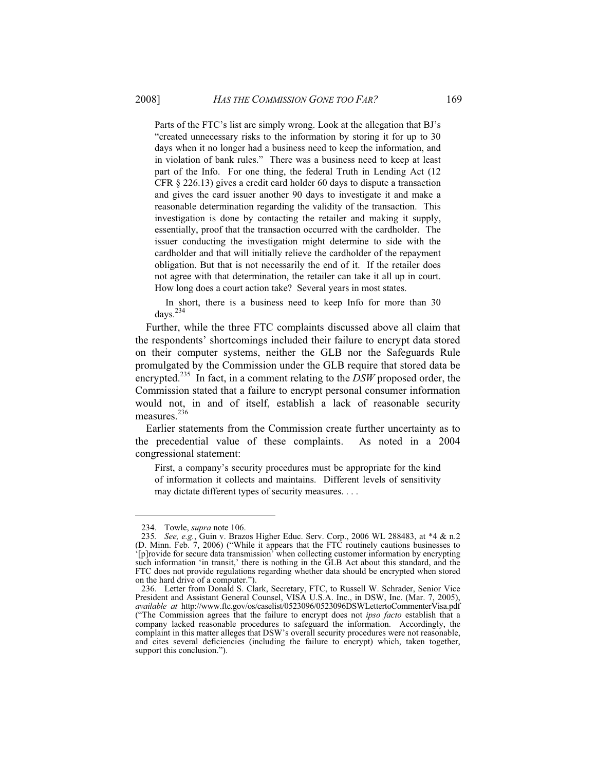> Parts of the FTC's list are simply wrong. Look at the allegation that BJ's "created unnecessary risks to the information by storing it for up to 30 days when it no longer had a business need to keep the information, and in violation of bank rules." There was a business need to keep at least part of the Info. For one thing, the federal Truth in Lending Act (12 CFR § 226.13) gives a credit card holder 60 days to dispute a transaction and gives the card issuer another 90 days to investigate it and make a reasonable determination regarding the validity of the transaction. This investigation is done by contacting the retailer and making it supply, essentially, proof that the transaction occurred with the cardholder. The issuer conducting the investigation might determine to side with the cardholder and that will initially relieve the cardholder of the repayment obligation. But that is not necessarily the end of it. If the retailer does not agree with that determination, the retailer can take it all up in court. How long does a court action take? Several years in most states.
>
> In short, there is a business need to keep Info for more than 30 days.[234]

Further, while the three FTC complaints discussed above all claim that the respondents' shortcomings included their failure to encrypt data stored on their computer systems, neither the GLB nor the Safeguards Rule promulgated by the Commission under the GLB require that stored data be encrypted.[235] In fact, in a comment relating to the *DSW* proposed order, the Commission stated that a failure to encrypt personal consumer information would not, in and of itself, establish a lack of reasonable security measures.[236]

Earlier statements from the Commission create further uncertainty as to the precedential value of these complaints. As noted in a 2004 congressional statement:

> First, a company's security procedures must be appropriate for the kind of information it collects and maintains. Different levels of sensitivity may dictate different types of security measures. . . .

---

234. Towle, *supra* note 106.

235. *See, e.g.*, Guin v. Brazos Higher Educ. Serv. Corp., 2006 WL 288483, at *4 & n.2 (D. Minn. Feb. 7, 2006) ("While it appears that the FTC routinely cautions businesses to '[p]rovide for secure data transmission' when collecting customer information by encrypting such information 'in transit,' there is nothing in the GLB Act about this standard, and the FTC does not provide regulations regarding whether data should be encrypted when stored on the hard drive of a computer.").

236. Letter from Donald S. Clark, Secretary, FTC, to Russell W. Schrader, Senior Vice President and Assistant General Counsel, VISA U.S.A. Inc., in DSW, Inc. (Mar. 7, 2005), *available at* http://www.ftc.gov/os/caselist/0523096/0523096DSWLettertoCommenterVisa.pdf ("The Commission agrees that the failure to encrypt does not *ipso facto* establish that a company lacked reasonable procedures to safeguard the information. Accordingly, the complaint in this matter alleges that DSW's overall security procedures were not reasonable, and cites several deficiencies (including the failure to encrypt) which, taken together, support this conclusion.").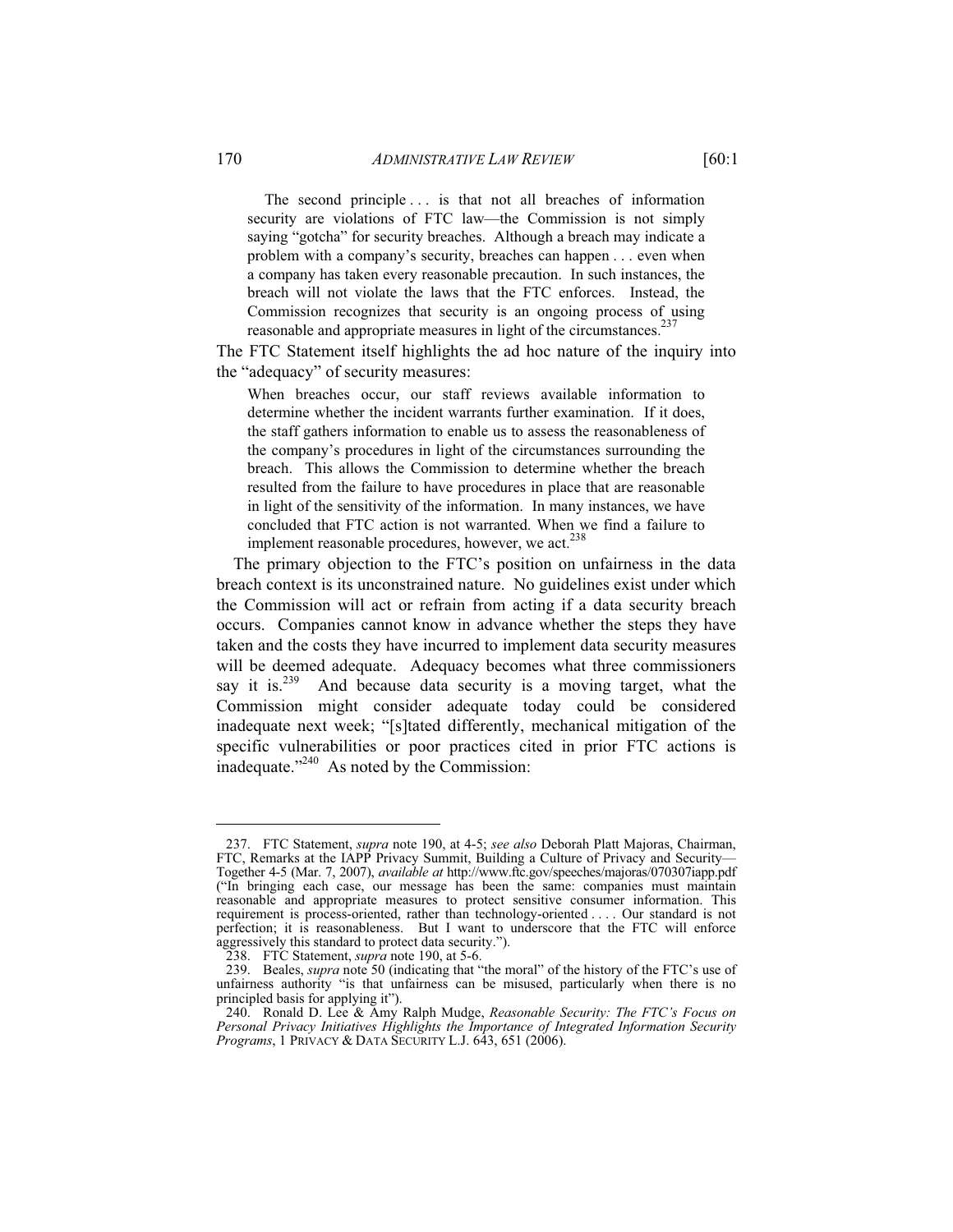> The second principle . . . is that not all breaches of information security are violations of FTC law—the Commission is not simply saying "gotcha" for security breaches. Although a breach may indicate a problem with a company's security, breaches can happen . . . even when a company has taken every reasonable precaution. In such instances, the breach will not violate the laws that the FTC enforces. Instead, the Commission recognizes that security is an ongoing process of using reasonable and appropriate measures in light of the circumstances.[237]

The FTC Statement itself highlights the ad hoc nature of the inquiry into the "adequacy" of security measures:

> When breaches occur, our staff reviews available information to determine whether the incident warrants further examination. If it does, the staff gathers information to enable us to assess the reasonableness of the company's procedures in light of the circumstances surrounding the breach. This allows the Commission to determine whether the breach resulted from the failure to have procedures in place that are reasonable in light of the sensitivity of the information. In many instances, we have concluded that FTC action is not warranted. When we find a failure to implement reasonable procedures, however, we act.[238]

The primary objection to the FTC's position on unfairness in the data breach context is its unconstrained nature. No guidelines exist under which the Commission will act or refrain from acting if a data security breach occurs. Companies cannot know in advance whether the steps they have taken and the costs they have incurred to implement data security measures will be deemed adequate. Adequacy becomes what three commissioners say it is.[239] And because data security is a moving target, what the Commission might consider adequate today could be considered inadequate next week; "[s]tated differently, mechanical mitigation of the specific vulnerabilities or poor practices cited in prior FTC actions is inadequate."[240] As noted by the Commission:

---

237. FTC Statement, *supra* note 190, at 4-5; *see also* Deborah Platt Majoras, Chairman, FTC, Remarks at the IAPP Privacy Summit, Building a Culture of Privacy and Security—Together 4-5 (Mar. 7, 2007), *available at* http://www.ftc.gov/speeches/majoras/070307iapp.pdf ("In bringing each case, our message has been the same: companies must maintain reasonable and appropriate measures to protect sensitive consumer information. This requirement is process-oriented, rather than technology-oriented . . . . Our standard is not perfection; it is reasonableness. But I want to underscore that the FTC will enforce aggressively this standard to protect data security.").

238. FTC Statement, *supra* note 190, at 5-6.

239. Beales, *supra* note 50 (indicating that "the moral" of the history of the FTC's use of unfairness authority "is that unfairness can be misused, particularly when there is no principled basis for applying it").

240. Ronald D. Lee & Amy Ralph Mudge, *Reasonable Security: The FTC's Focus on Personal Privacy Initiatives Highlights the Importance of Integrated Information Security Programs*, 1 PRIVACY & DATA SECURITY L.J. 643, 651 (2006).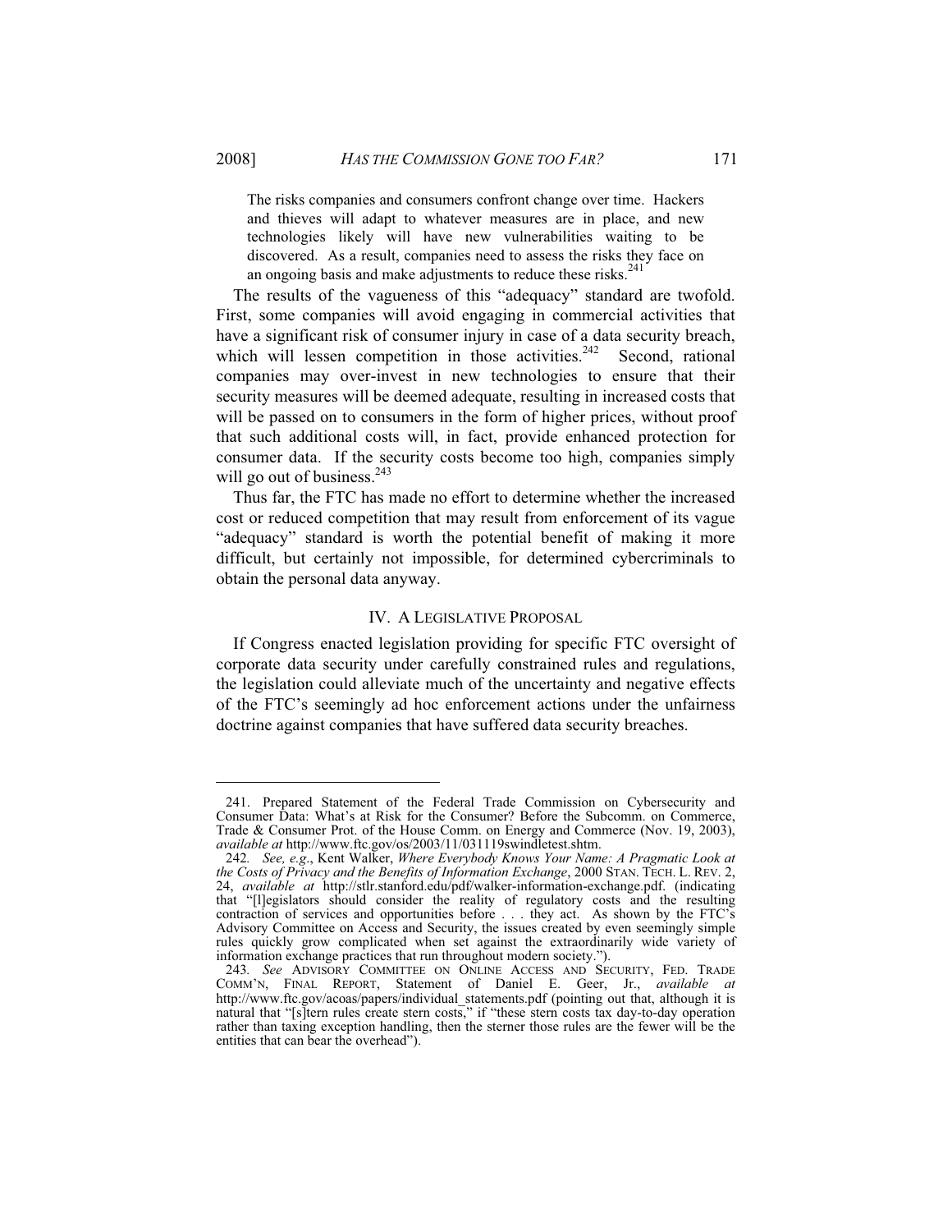> The risks companies and consumers confront change over time. Hackers and thieves will adapt to whatever measures are in place, and new technologies likely will have new vulnerabilities waiting to be discovered. As a result, companies need to assess the risks they face on an ongoing basis and make adjustments to reduce these risks.[241]

The results of the vagueness of this "adequacy" standard are twofold. First, some companies will avoid engaging in commercial activities that have a significant risk of consumer injury in case of a data security breach, which will lessen competition in those activities.[242] Second, rational companies may over-invest in new technologies to ensure that their security measures will be deemed adequate, resulting in increased costs that will be passed on to consumers in the form of higher prices, without proof that such additional costs will, in fact, provide enhanced protection for consumer data. If the security costs become too high, companies simply will go out of business.[243]

Thus far, the FTC has made no effort to determine whether the increased cost or reduced competition that may result from enforcement of its vague "adequacy" standard is worth the potential benefit of making it more difficult, but certainly not impossible, for determined cybercriminals to obtain the personal data anyway.

## IV. A LEGISLATIVE PROPOSAL

If Congress enacted legislation providing for specific FTC oversight of corporate data security under carefully constrained rules and regulations, the legislation could alleviate much of the uncertainty and negative effects of the FTC's seemingly ad hoc enforcement actions under the unfairness doctrine against companies that have suffered data security breaches.

---

241. Prepared Statement of the Federal Trade Commission on Cybersecurity and Consumer Data: What's at Risk for the Consumer? Before the Subcomm. on Commerce, Trade & Consumer Prot. of the House Comm. on Energy and Commerce (Nov. 19, 2003), *available at* http://www.ftc.gov/os/2003/11/031119swindletest.shtm.

242. *See, e.g.*, Kent Walker, *Where Everybody Knows Your Name: A Pragmatic Look at the Costs of Privacy and the Benefits of Information Exchange*, 2000 STAN. TECH. L. REV. 2, 24, *available at* http://stlr.stanford.edu/pdf/walker-information-exchange.pdf. (indicating that "[l]egislators should consider the reality of regulatory costs and the resulting contraction of services and opportunities before . . . they act. As shown by the FTC's Advisory Committee on Access and Security, the issues created by even seemingly simple rules quickly grow complicated when set against the extraordinarily wide variety of information exchange practices that run throughout modern society.").

243. *See* ADVISORY COMMITTEE ON ONLINE ACCESS AND SECURITY, FED. TRADE COMM'N, FINAL REPORT, Statement of Daniel E. Geer, Jr., *available at* http://www.ftc.gov/acoas/papers/individual_statements.pdf (pointing out that, although it is natural that "[s]tern rules create stern costs," if "these stern costs tax day-to-day operation rather than taxing exception handling, then the sterner those rules are the fewer will be the entities that can bear the overhead").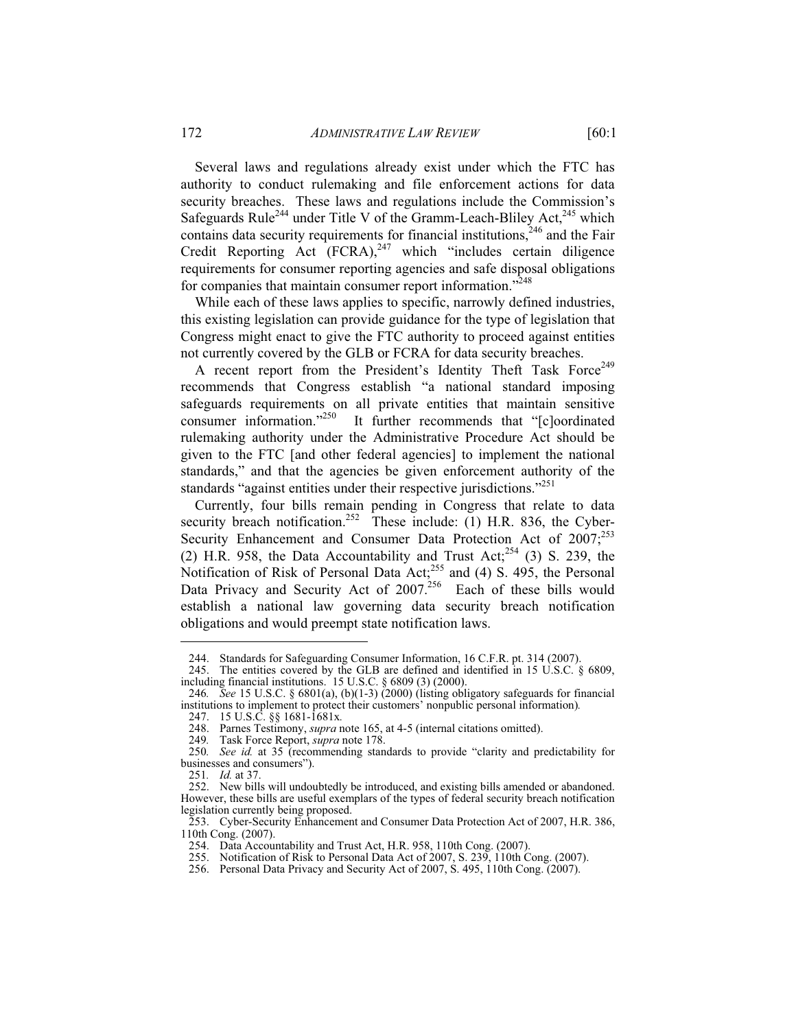Several laws and regulations already exist under which the FTC has authority to conduct rulemaking and file enforcement actions for data security breaches. These laws and regulations include the Commission's Safeguards Rule[244] under Title V of the Gramm-Leach-Bliley Act,[245] which contains data security requirements for financial institutions,[246] and the Fair Credit Reporting Act (FCRA),[247] which "includes certain diligence requirements for consumer reporting agencies and safe disposal obligations for companies that maintain consumer report information."[248]

While each of these laws applies to specific, narrowly defined industries, this existing legislation can provide guidance for the type of legislation that Congress might enact to give the FTC authority to proceed against entities not currently covered by the GLB or FCRA for data security breaches.

A recent report from the President's Identity Theft Task Force[249] recommends that Congress establish "a national standard imposing safeguards requirements on all private entities that maintain sensitive consumer information."[250] It further recommends that "[c]oordinated rulemaking authority under the Administrative Procedure Act should be given to the FTC [and other federal agencies] to implement the national standards," and that the agencies be given enforcement authority of the standards "against entities under their respective jurisdictions."[251]

Currently, four bills remain pending in Congress that relate to data security breach notification.[252] These include: (1) H.R. 836, the Cyber-Security Enhancement and Consumer Data Protection Act of 2007;[253] (2) H.R. 958, the Data Accountability and Trust Act;[254] (3) S. 239, the Notification of Risk of Personal Data Act;[255] and (4) S. 495, the Personal Data Privacy and Security Act of 2007.[256] Each of these bills would establish a national law governing data security breach notification obligations and would preempt state notification laws.

---

244. Standards for Safeguarding Consumer Information, 16 C.F.R. pt. 314 (2007).

245. The entities covered by the GLB are defined and identified in 15 U.S.C. § 6809, including financial institutions. 15 U.S.C. § 6809 (3) (2000).

246. *See* 15 U.S.C. § 6801(a), (b)(1-3) (2000) (listing obligatory safeguards for financial institutions to implement to protect their customers' nonpublic personal information).

247. 15 U.S.C. §§ 1681-1681x.

248. Parnes Testimony, *supra* note 165, at 4-5 (internal citations omitted).

249. Task Force Report, *supra* note 178.

250. *See id.* at 35 (recommending standards to provide "clarity and predictability for businesses and consumers").

251. *Id.* at 37.

252. New bills will undoubtedly be introduced, and existing bills amended or abandoned. However, these bills are useful exemplars of the types of federal security breach notification legislation currently being proposed.

253. Cyber-Security Enhancement and Consumer Data Protection Act of 2007, H.R. 386, 110th Cong. (2007).

254. Data Accountability and Trust Act, H.R. 958, 110th Cong. (2007).

255. Notification of Risk to Personal Data Act of 2007, S. 239, 110th Cong. (2007).

256. Personal Data Privacy and Security Act of 2007, S. 495, 110th Cong. (2007).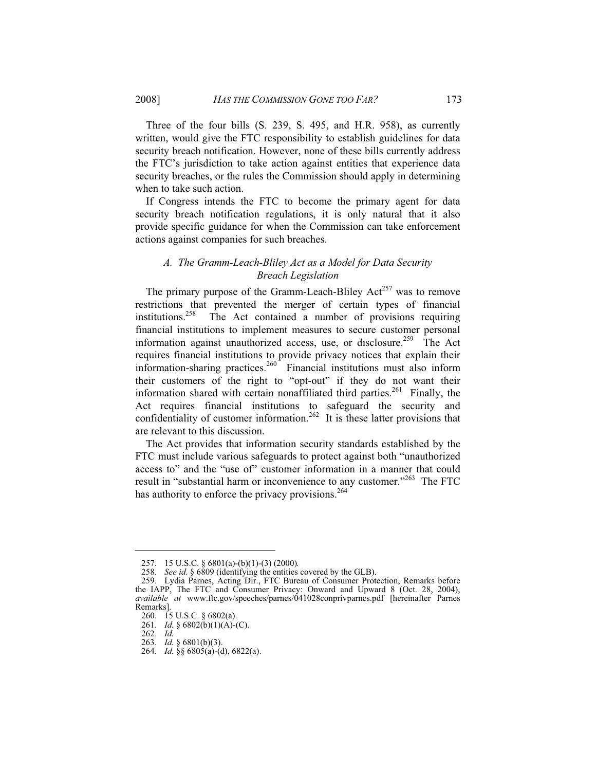Three of the four bills (S. 239, S. 495, and H.R. 958), as currently written, would give the FTC responsibility to establish guidelines for data security breach notification. However, none of these bills currently address the FTC's jurisdiction to take action against entities that experience data security breaches, or the rules the Commission should apply in determining when to take such action.

If Congress intends the FTC to become the primary agent for data security breach notification regulations, it is only natural that it also provide specific guidance for when the Commission can take enforcement actions against companies for such breaches.

### *A. The Gramm-Leach-Bliley Act as a Model for Data Security Breach Legislation*

The primary purpose of the Gramm-Leach-Bliley Act[257] was to remove restrictions that prevented the merger of certain types of financial institutions.[258] The Act contained a number of provisions requiring financial institutions to implement measures to secure customer personal information against unauthorized access, use, or disclosure.[259] The Act requires financial institutions to provide privacy notices that explain their information-sharing practices.[260] Financial institutions must also inform their customers of the right to "opt-out" if they do not want their information shared with certain nonaffiliated third parties.[261] Finally, the Act requires financial institutions to safeguard the security and confidentiality of customer information.[262] It is these latter provisions that are relevant to this discussion.

The Act provides that information security standards established by the FTC must include various safeguards to protect against both "unauthorized access to" and the "use of" customer information in a manner that could result in "substantial harm or inconvenience to any customer."[263] The FTC has authority to enforce the privacy provisions.[264]

---

257. 15 U.S.C. § 6801(a)-(b)(1)-(3) (2000).

258. *See id.* § 6809 (identifying the entities covered by the GLB).

259. Lydia Parnes, Acting Dir., FTC Bureau of Consumer Protection, Remarks before the IAPP, The FTC and Consumer Privacy: Onward and Upward 8 (Oct. 28, 2004), *available at* www.ftc.gov/speeches/parnes/041028conprivparnes.pdf [hereinafter Parnes Remarks].

260. 15 U.S.C. § 6802(a).

261. *Id.* § 6802(b)(1)(A)-(C).

262. *Id.*

263. *Id.* § 6801(b)(3).

264. *Id.* §§ 6805(a)-(d), 6822(a).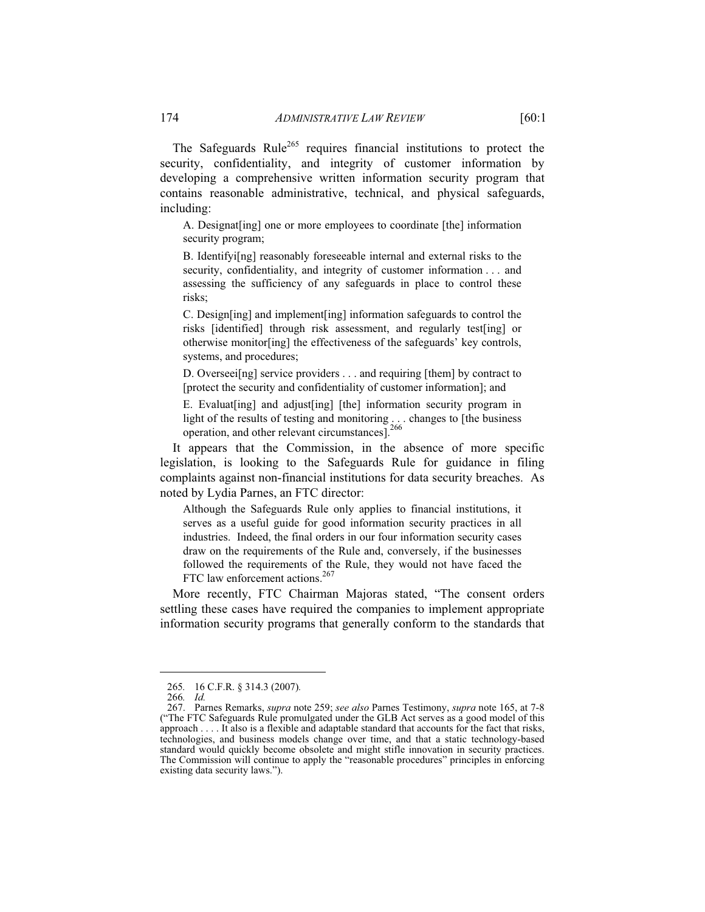The Safeguards Rule[265] requires financial institutions to protect the security, confidentiality, and integrity of customer information by developing a comprehensive written information security program that contains reasonable administrative, technical, and physical safeguards, including:

> A. Designat[ing] one or more employees to coordinate [the] information security program;
>
> B. Identifyi[ng] reasonably foreseeable internal and external risks to the security, confidentiality, and integrity of customer information . . . and assessing the sufficiency of any safeguards in place to control these risks;
>
> C. Design[ing] and implement[ing] information safeguards to control the risks [identified] through risk assessment, and regularly test[ing] or otherwise monitor[ing] the effectiveness of the safeguards' key controls, systems, and procedures;
>
> D. Overseei[ng] service providers . . . and requiring [them] by contract to [protect the security and confidentiality of customer information]; and
>
> E. Evaluat[ing] and adjust[ing] [the] information security program in light of the results of testing and monitoring . . . changes to [the business operation, and other relevant circumstances].[266]

It appears that the Commission, in the absence of more specific legislation, is looking to the Safeguards Rule for guidance in filing complaints against non-financial institutions for data security breaches. As noted by Lydia Parnes, an FTC director:

> Although the Safeguards Rule only applies to financial institutions, it serves as a useful guide for good information security practices in all industries. Indeed, the final orders in our four information security cases draw on the requirements of the Rule and, conversely, if the businesses followed the requirements of the Rule, they would not have faced the FTC law enforcement actions.[267]

More recently, FTC Chairman Majoras stated, "The consent orders settling these cases have required the companies to implement appropriate information security programs that generally conform to the standards that

---

265. 16 C.F.R. § 314.3 (2007).

266. *Id.*

267. Parnes Remarks, *supra* note 259; *see also* Parnes Testimony, *supra* note 165, at 7-8 ("The FTC Safeguards Rule promulgated under the GLB Act serves as a good model of this approach . . . . It also is a flexible and adaptable standard that accounts for the fact that risks, technologies, and business models change over time, and that a static technology-based standard would quickly become obsolete and might stifle innovation in security practices. The Commission will continue to apply the "reasonable procedures" principles in enforcing existing data security laws.").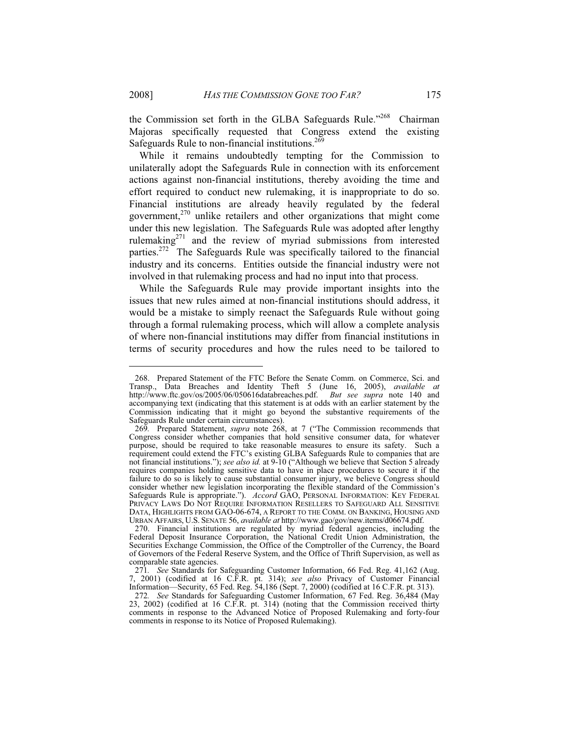the Commission set forth in the GLBA Safeguards Rule."[268] Chairman Majoras specifically requested that Congress extend the existing Safeguards Rule to non-financial institutions.[269]

While it remains undoubtedly tempting for the Commission to unilaterally adopt the Safeguards Rule in connection with its enforcement actions against non-financial institutions, thereby avoiding the time and effort required to conduct new rulemaking, it is inappropriate to do so. Financial institutions are already heavily regulated by the federal government,[270] unlike retailers and other organizations that might come under this new legislation. The Safeguards Rule was adopted after lengthy rulemaking[271] and the review of myriad submissions from interested parties.[272] The Safeguards Rule was specifically tailored to the financial industry and its concerns. Entities outside the financial industry were not involved in that rulemaking process and had no input into that process.

While the Safeguards Rule may provide important insights into the issues that new rules aimed at non-financial institutions should address, it would be a mistake to simply reenact the Safeguards Rule without going through a formal rulemaking process, which will allow a complete analysis of where non-financial institutions may differ from financial institutions in terms of security procedures and how the rules need to be tailored to

---

268. Prepared Statement of the FTC Before the Senate Comm. on Commerce, Sci. and Transp., Data Breaches and Identity Theft 5 (June 16, 2005), *available at* http://www.ftc.gov/os/2005/06/050616databreaches.pdf. *But see supra* note 140 and accompanying text (indicating that this statement is at odds with an earlier statement by the Commission indicating that it might go beyond the substantive requirements of the Safeguards Rule under certain circumstances).

269. Prepared Statement, *supra* note 268, at 7 ("The Commission recommends that Congress consider whether companies that hold sensitive consumer data, for whatever purpose, should be required to take reasonable measures to ensure its safety. Such a requirement could extend the FTC's existing GLBA Safeguards Rule to companies that are not financial institutions."); *see also id.* at 9-10 ("Although we believe that Section 5 already requires companies holding sensitive data to have in place procedures to secure it if the failure to do so is likely to cause substantial consumer injury, we believe Congress should consider whether new legislation incorporating the flexible standard of the Commission's Safeguards Rule is appropriate."). *Accord* GAO, PERSONAL INFORMATION: KEY FEDERAL PRIVACY LAWS DO NOT REQUIRE INFORMATION RESELLERS TO SAFEGUARD ALL SENSITIVE DATA, HIGHLIGHTS FROM GAO-06-674, A REPORT TO THE COMM. ON BANKING, HOUSING AND URBAN AFFAIRS, U.S. SENATE 56, *available at* http://www.gao/gov/new.items/d06674.pdf.

270. Financial institutions are regulated by myriad federal agencies, including the Federal Deposit Insurance Corporation, the National Credit Union Administration, the Securities Exchange Commission, the Office of the Comptroller of the Currency, the Board of Governors of the Federal Reserve System, and the Office of Thrift Supervision, as well as comparable state agencies.

271. *See* Standards for Safeguarding Customer Information, 66 Fed. Reg. 41,162 (Aug. 7, 2001) (codified at 16 C.F.R. pt. 314); *see also* Privacy of Customer Financial Information—Security, 65 Fed. Reg. 54,186 (Sept. 7, 2000) (codified at 16 C.F.R. pt. 313).

272. *See* Standards for Safeguarding Customer Information, 67 Fed. Reg. 36,484 (May 23, 2002) (codified at 16 C.F.R. pt. 314) (noting that the Commission received thirty comments in response to the Advanced Notice of Proposed Rulemaking and forty-four comments in response to its Notice of Proposed Rulemaking).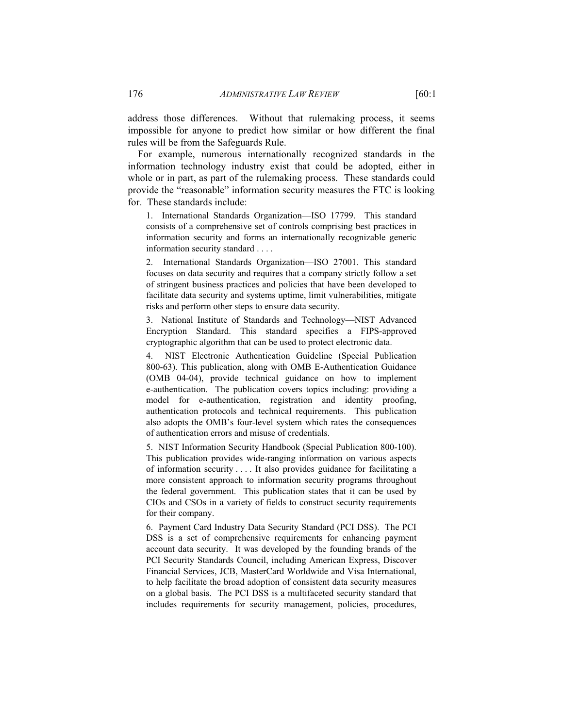address those differences. Without that rulemaking process, it seems impossible for anyone to predict how similar or how different the final rules will be from the Safeguards Rule.

For example, numerous internationally recognized standards in the information technology industry exist that could be adopted, either in whole or in part, as part of the rulemaking process. These standards could provide the "reasonable" information security measures the FTC is looking for. These standards include:

> 1. International Standards Organization—ISO 17799. This standard consists of a comprehensive set of controls comprising best practices in information security and forms an internationally recognizable generic information security standard . . . .
>
> 2. International Standards Organization—ISO 27001. This standard focuses on data security and requires that a company strictly follow a set of stringent business practices and policies that have been developed to facilitate data security and systems uptime, limit vulnerabilities, mitigate risks and perform other steps to ensure data security.
>
> 3. National Institute of Standards and Technology—NIST Advanced Encryption Standard. This standard specifies a FIPS-approved cryptographic algorithm that can be used to protect electronic data.
>
> 4. NIST Electronic Authentication Guideline (Special Publication 800-63). This publication, along with OMB E-Authentication Guidance (OMB 04-04), provide technical guidance on how to implement e-authentication. The publication covers topics including: providing a model for e-authentication, registration and identity proofing, authentication protocols and technical requirements. This publication also adopts the OMB's four-level system which rates the consequences of authentication errors and misuse of credentials.
>
> 5. NIST Information Security Handbook (Special Publication 800-100). This publication provides wide-ranging information on various aspects of information security . . . . It also provides guidance for facilitating a more consistent approach to information security programs throughout the federal government. This publication states that it can be used by CIOs and CSOs in a variety of fields to construct security requirements for their company.
>
> 6. Payment Card Industry Data Security Standard (PCI DSS). The PCI DSS is a set of comprehensive requirements for enhancing payment account data security. It was developed by the founding brands of the PCI Security Standards Council, including American Express, Discover Financial Services, JCB, MasterCard Worldwide and Visa International, to help facilitate the broad adoption of consistent data security measures on a global basis. The PCI DSS is a multifaceted security standard that includes requirements for security management, policies, procedures,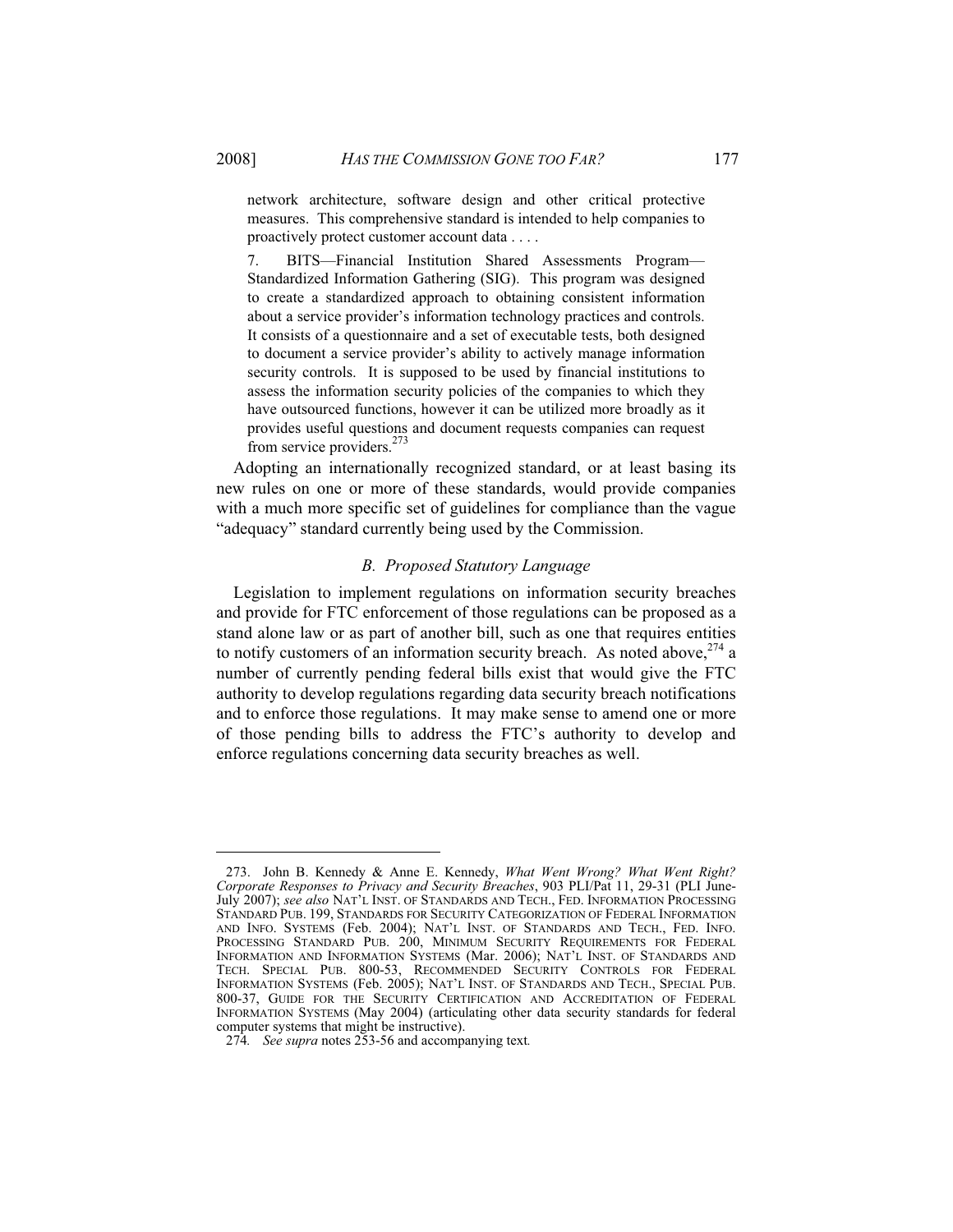> network architecture, software design and other critical protective measures. This comprehensive standard is intended to help companies to proactively protect customer account data . . . .
>
> 7. BITS—Financial Institution Shared Assessments Program—Standardized Information Gathering (SIG). This program was designed to create a standardized approach to obtaining consistent information about a service provider's information technology practices and controls. It consists of a questionnaire and a set of executable tests, both designed to document a service provider's ability to actively manage information security controls. It is supposed to be used by financial institutions to assess the information security policies of the companies to which they have outsourced functions, however it can be utilized more broadly as it provides useful questions and document requests companies can request from service providers.[273]

Adopting an internationally recognized standard, or at least basing its new rules on one or more of these standards, would provide companies with a much more specific set of guidelines for compliance than the vague "adequacy" standard currently being used by the Commission.

### *B. Proposed Statutory Language*

Legislation to implement regulations on information security breaches and provide for FTC enforcement of those regulations can be proposed as a stand alone law or as part of another bill, such as one that requires entities to notify customers of an information security breach. As noted above,[274] a number of currently pending federal bills exist that would give the FTC authority to develop regulations regarding data security breach notifications and to enforce those regulations. It may make sense to amend one or more of those pending bills to address the FTC's authority to develop and enforce regulations concerning data security breaches as well.

---

273. John B. Kennedy & Anne E. Kennedy, *What Went Wrong? What Went Right? Corporate Responses to Privacy and Security Breaches*, 903 PLI/Pat 11, 29-31 (PLI June-July 2007); *see also* NAT'L INST. OF STANDARDS AND TECH., FED. INFORMATION PROCESSING STANDARD PUB. 199, STANDARDS FOR SECURITY CATEGORIZATION OF FEDERAL INFORMATION AND INFO. SYSTEMS (Feb. 2004); NAT'L INST. OF STANDARDS AND TECH., FED. INFO. PROCESSING STANDARD PUB. 200, MINIMUM SECURITY REQUIREMENTS FOR FEDERAL INFORMATION AND INFORMATION SYSTEMS (Mar. 2006); NAT'L INST. OF STANDARDS AND TECH. SPECIAL PUB. 800-53, RECOMMENDED SECURITY CONTROLS FOR FEDERAL INFORMATION SYSTEMS (Feb. 2005); NAT'L INST. OF STANDARDS AND TECH., SPECIAL PUB. 800-37, GUIDE FOR THE SECURITY CERTIFICATION AND ACCREDITATION OF FEDERAL INFORMATION SYSTEMS (May 2004) (articulating other data security standards for federal computer systems that might be instructive).

274. *See supra* notes 253-56 and accompanying text.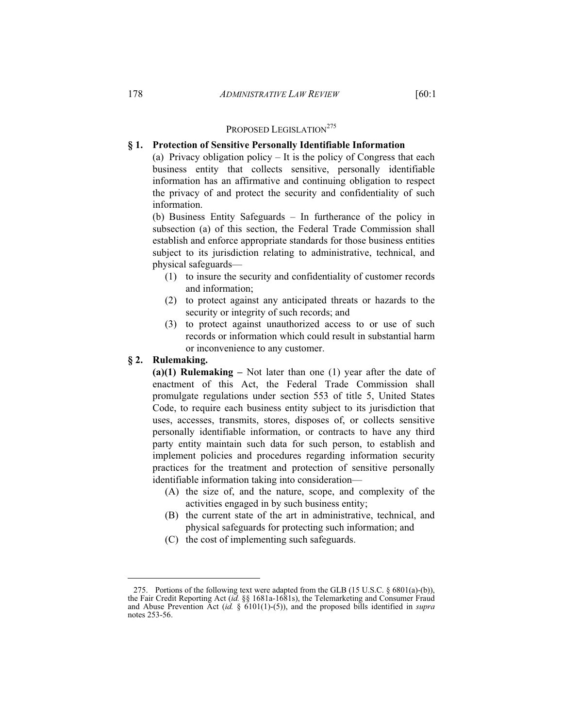## PROPOSED LEGISLATION[275]

**§ 1. Protection of Sensitive Personally Identifiable Information**

(a) Privacy obligation policy – It is the policy of Congress that each business entity that collects sensitive, personally identifiable information has an affirmative and continuing obligation to respect the privacy of and protect the security and confidentiality of such information.

(b) Business Entity Safeguards – In furtherance of the policy in subsection (a) of this section, the Federal Trade Commission shall establish and enforce appropriate standards for those business entities subject to its jurisdiction relating to administrative, technical, and physical safeguards—

(1) to insure the security and confidentiality of customer records and information;

(2) to protect against any anticipated threats or hazards to the security or integrity of such records; and

(3) to protect against unauthorized access to or use of such records or information which could result in substantial harm or inconvenience to any customer.

**§ 2. Rulemaking.**

**(a)(1) Rulemaking –** Not later than one (1) year after the date of enactment of this Act, the Federal Trade Commission shall promulgate regulations under section 553 of title 5, United States Code, to require each business entity subject to its jurisdiction that uses, accesses, transmits, stores, disposes of, or collects sensitive personally identifiable information, or contracts to have any third party entity maintain such data for such person, to establish and implement policies and procedures regarding information security practices for the treatment and protection of sensitive personally identifiable information taking into consideration—

(A) the size of, and the nature, scope, and complexity of the activities engaged in by such business entity;

(B) the current state of the art in administrative, technical, and physical safeguards for protecting such information; and

(C) the cost of implementing such safeguards.

---

275. Portions of the following text were adapted from the GLB (15 U.S.C. § 6801(a)-(b)), the Fair Credit Reporting Act (*id.* §§ 1681a-1681s), the Telemarketing and Consumer Fraud and Abuse Prevention Act (*id.* § 6101(1)-(5)), and the proposed bills identified in *supra* notes 253-56.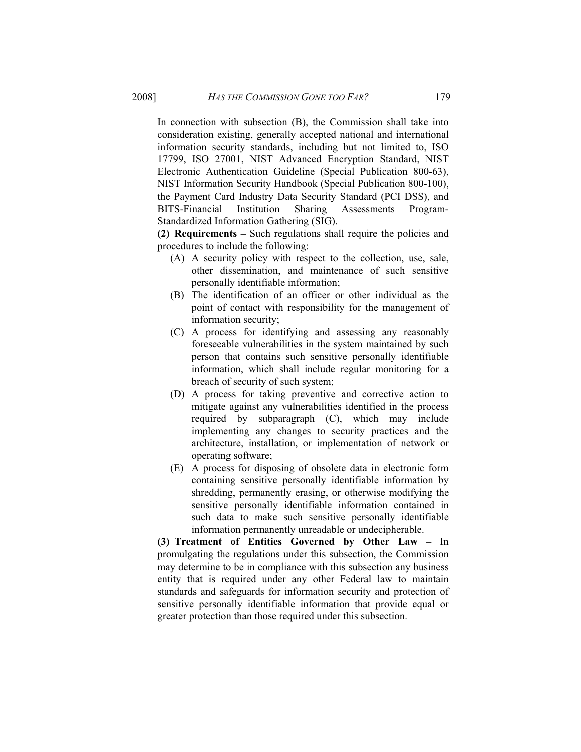In connection with subsection (B), the Commission shall take into consideration existing, generally accepted national and international information security standards, including but not limited to, ISO 17799, ISO 27001, NIST Advanced Encryption Standard, NIST Electronic Authentication Guideline (Special Publication 800-63), NIST Information Security Handbook (Special Publication 800-100), the Payment Card Industry Data Security Standard (PCI DSS), and BITS-Financial Institution Sharing Assessments Program-Standardized Information Gathering (SIG).

**(2) Requirements –** Such regulations shall require the policies and procedures to include the following:

(A) A security policy with respect to the collection, use, sale, other dissemination, and maintenance of such sensitive personally identifiable information;

(B) The identification of an officer or other individual as the point of contact with responsibility for the management of information security;

(C) A process for identifying and assessing any reasonably foreseeable vulnerabilities in the system maintained by such person that contains such sensitive personally identifiable information, which shall include regular monitoring for a breach of security of such system;

(D) A process for taking preventive and corrective action to mitigate against any vulnerabilities identified in the process required by subparagraph (C), which may include implementing any changes to security practices and the architecture, installation, or implementation of network or operating software;

(E) A process for disposing of obsolete data in electronic form containing sensitive personally identifiable information by shredding, permanently erasing, or otherwise modifying the sensitive personally identifiable information contained in such data to make such sensitive personally identifiable information permanently unreadable or undecipherable.

**(3) Treatment of Entities Governed by Other Law –** In promulgating the regulations under this subsection, the Commission may determine to be in compliance with this subsection any business entity that is required under any other Federal law to maintain standards and safeguards for information security and protection of sensitive personally identifiable information that provide equal or greater protection than those required under this subsection.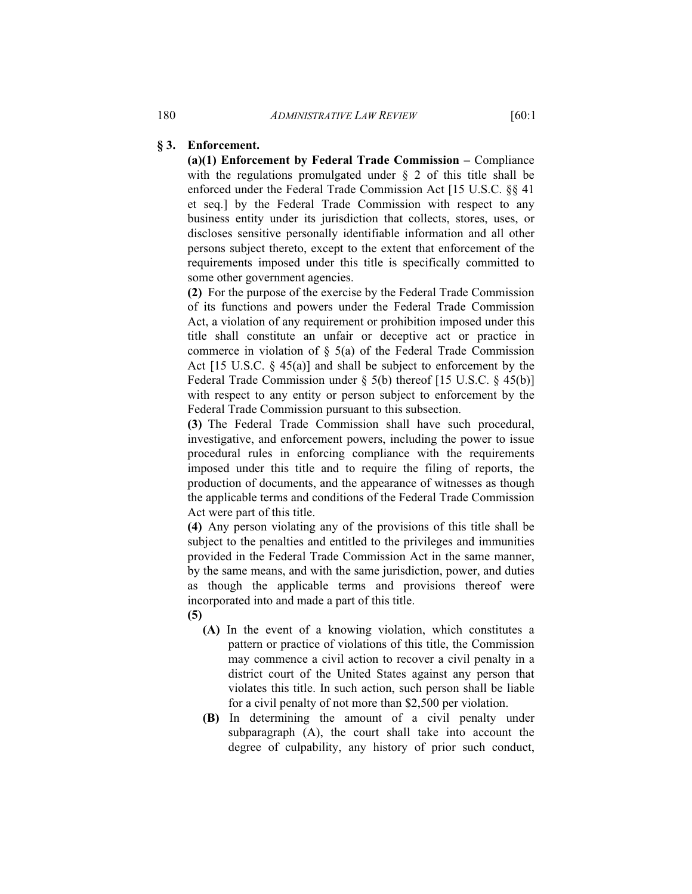**§ 3. Enforcement.**

**(a)(1) Enforcement by Federal Trade Commission –** Compliance with the regulations promulgated under § 2 of this title shall be enforced under the Federal Trade Commission Act [15 U.S.C. §§ 41 et seq.] by the Federal Trade Commission with respect to any business entity under its jurisdiction that collects, stores, uses, or discloses sensitive personally identifiable information and all other persons subject thereto, except to the extent that enforcement of the requirements imposed under this title is specifically committed to some other government agencies.

**(2)** For the purpose of the exercise by the Federal Trade Commission of its functions and powers under the Federal Trade Commission Act, a violation of any requirement or prohibition imposed under this title shall constitute an unfair or deceptive act or practice in commerce in violation of § 5(a) of the Federal Trade Commission Act [15 U.S.C. § 45(a)] and shall be subject to enforcement by the Federal Trade Commission under § 5(b) thereof [15 U.S.C. § 45(b)] with respect to any entity or person subject to enforcement by the Federal Trade Commission pursuant to this subsection.

**(3)** The Federal Trade Commission shall have such procedural, investigative, and enforcement powers, including the power to issue procedural rules in enforcing compliance with the requirements imposed under this title and to require the filing of reports, the production of documents, and the appearance of witnesses as though the applicable terms and conditions of the Federal Trade Commission Act were part of this title.

**(4)** Any person violating any of the provisions of this title shall be subject to the penalties and entitled to the privileges and immunities provided in the Federal Trade Commission Act in the same manner, by the same means, and with the same jurisdiction, power, and duties as though the applicable terms and provisions thereof were incorporated into and made a part of this title.

**(5)**

**(A)** In the event of a knowing violation, which constitutes a pattern or practice of violations of this title, the Commission may commence a civil action to recover a civil penalty in a district court of the United States against any person that violates this title. In such action, such person shall be liable for a civil penalty of not more than $2,500 per violation.

**(B)** In determining the amount of a civil penalty under subparagraph (A), the court shall take into account the degree of culpability, any history of prior such conduct,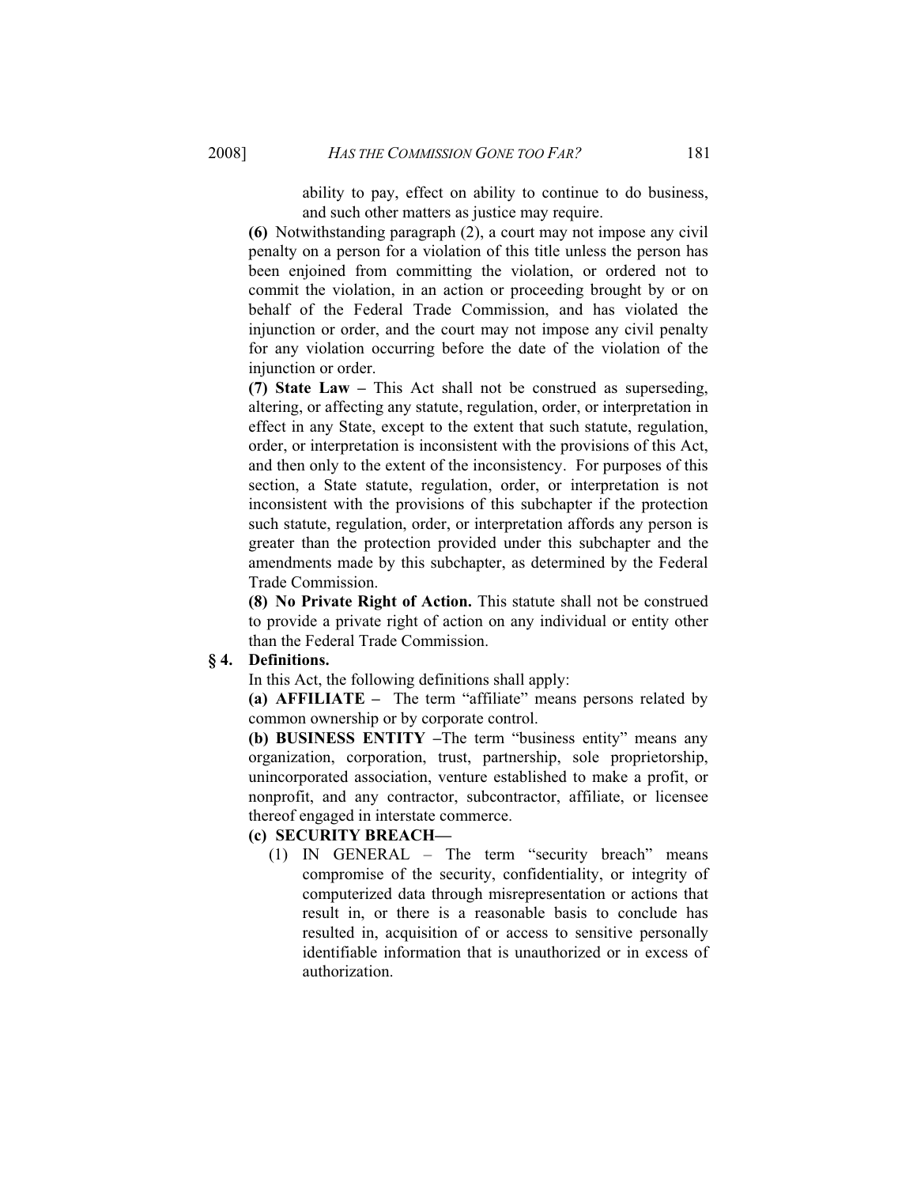ability to pay, effect on ability to continue to do business, and such other matters as justice may require.

**(6)** Notwithstanding paragraph (2), a court may not impose any civil penalty on a person for a violation of this title unless the person has been enjoined from committing the violation, or ordered not to commit the violation, in an action or proceeding brought by or on behalf of the Federal Trade Commission, and has violated the injunction or order, and the court may not impose any civil penalty for any violation occurring before the date of the violation of the injunction or order.

**(7) State Law –** This Act shall not be construed as superseding, altering, or affecting any statute, regulation, order, or interpretation in effect in any State, except to the extent that such statute, regulation, order, or interpretation is inconsistent with the provisions of this Act, and then only to the extent of the inconsistency. For purposes of this section, a State statute, regulation, order, or interpretation is not inconsistent with the provisions of this subchapter if the protection such statute, regulation, order, or interpretation affords any person is greater than the protection provided under this subchapter and the amendments made by this subchapter, as determined by the Federal Trade Commission.

**(8) No Private Right of Action.** This statute shall not be construed to provide a private right of action on any individual or entity other than the Federal Trade Commission.

**§ 4. Definitions.**

In this Act, the following definitions shall apply:

**(a) AFFILIATE –** The term "affiliate" means persons related by common ownership or by corporate control.

**(b) BUSINESS ENTITY –**The term "business entity" means any organization, corporation, trust, partnership, sole proprietorship, unincorporated association, venture established to make a profit, or nonprofit, and any contractor, subcontractor, affiliate, or licensee thereof engaged in interstate commerce.

**(c) SECURITY BREACH—**

(1) IN GENERAL – The term "security breach" means compromise of the security, confidentiality, or integrity of computerized data through misrepresentation or actions that result in, or there is a reasonable basis to conclude has resulted in, acquisition of or access to sensitive personally identifiable information that is unauthorized or in excess of authorization.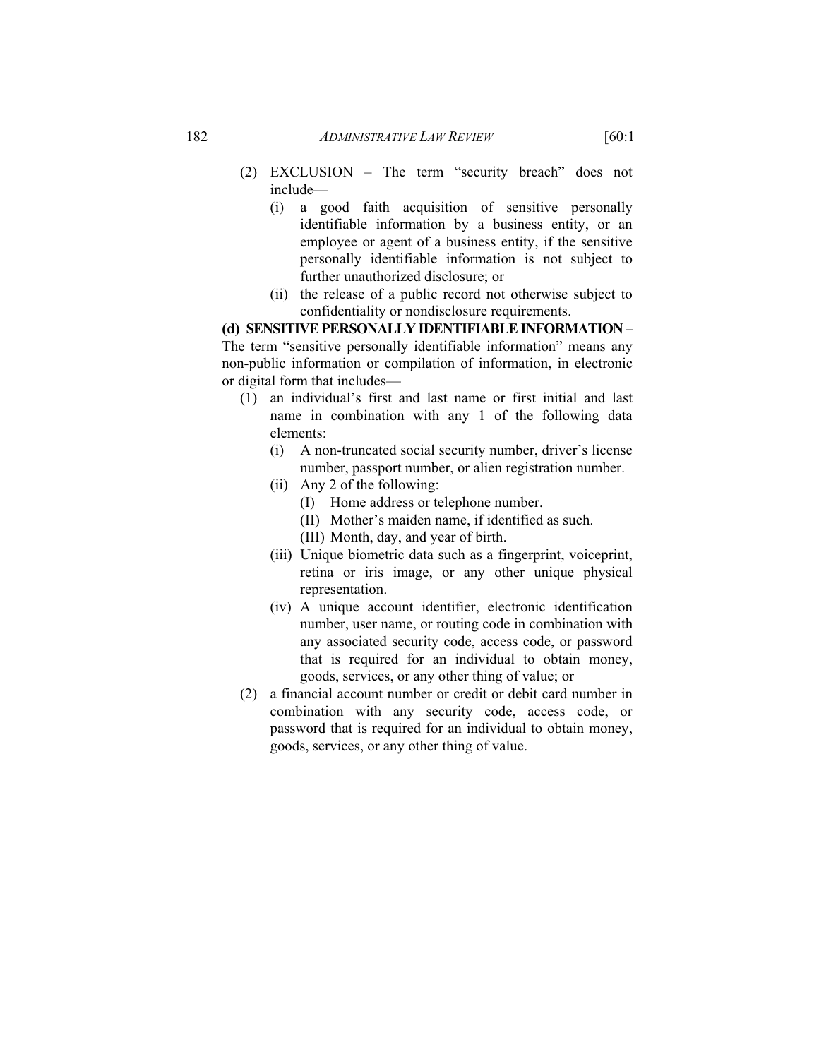(2) EXCLUSION – The term "security breach" does not include—

  (i) a good faith acquisition of sensitive personally identifiable information by a business entity, or an employee or agent of a business entity, if the sensitive personally identifiable information is not subject to further unauthorized disclosure; or

  (ii) the release of a public record not otherwise subject to confidentiality or nondisclosure requirements.

**(d) SENSITIVE PERSONALLY IDENTIFIABLE INFORMATION –** The term "sensitive personally identifiable information" means any non-public information or compilation of information, in electronic or digital form that includes—

(1) an individual's first and last name or first initial and last name in combination with any 1 of the following data elements:

  (i) A non-truncated social security number, driver's license number, passport number, or alien registration number.

  (ii) Any 2 of the following:

    (I) Home address or telephone number.

    (II) Mother's maiden name, if identified as such.

    (III) Month, day, and year of birth.

  (iii) Unique biometric data such as a fingerprint, voiceprint, retina or iris image, or any other unique physical representation.

  (iv) A unique account identifier, electronic identification number, user name, or routing code in combination with any associated security code, access code, or password that is required for an individual to obtain money, goods, services, or any other thing of value; or

(2) a financial account number or credit or debit card number in combination with any security code, access code, or password that is required for an individual to obtain money, goods, services, or any other thing of value.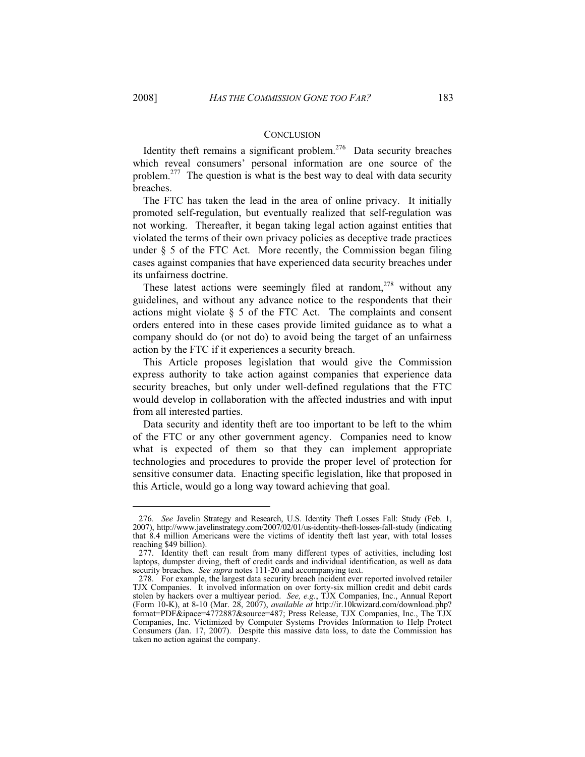## CONCLUSION

Identity theft remains a significant problem.[276] Data security breaches which reveal consumers' personal information are one source of the problem.[277] The question is what is the best way to deal with data security breaches.

The FTC has taken the lead in the area of online privacy. It initially promoted self-regulation, but eventually realized that self-regulation was not working. Thereafter, it began taking legal action against entities that violated the terms of their own privacy policies as deceptive trade practices under § 5 of the FTC Act. More recently, the Commission began filing cases against companies that have experienced data security breaches under its unfairness doctrine.

These latest actions were seemingly filed at random,[278] without any guidelines, and without any advance notice to the respondents that their actions might violate § 5 of the FTC Act. The complaints and consent orders entered into in these cases provide limited guidance as to what a company should do (or not do) to avoid being the target of an unfairness action by the FTC if it experiences a security breach.

This Article proposes legislation that would give the Commission express authority to take action against companies that experience data security breaches, but only under well-defined regulations that the FTC would develop in collaboration with the affected industries and with input from all interested parties.

Data security and identity theft are too important to be left to the whim of the FTC or any other government agency. Companies need to know what is expected of them so that they can implement appropriate technologies and procedures to provide the proper level of protection for sensitive consumer data. Enacting specific legislation, like that proposed in this Article, would go a long way toward achieving that goal.

---

276. *See* Javelin Strategy and Research, U.S. Identity Theft Losses Fall: Study (Feb. 1, 2007), http://www.javelinstrategy.com/2007/02/01/us-identity-theft-losses-fall-study (indicating that 8.4 million Americans were the victims of identity theft last year, with total losses reaching $49 billion).

277. Identity theft can result from many different types of activities, including lost laptops, dumpster diving, theft of credit cards and individual identification, as well as data security breaches. *See supra* notes 111-20 and accompanying text.

278. For example, the largest data security breach incident ever reported involved retailer TJX Companies. It involved information on over forty-six million credit and debit cards stolen by hackers over a multiyear period. *See, e.g.*, TJX Companies, Inc., Annual Report (Form 10-K), at 8-10 (Mar. 28, 2007), *available at* http://ir.10kwizard.com/download.php?format=PDF&ipace=4772887&source=487; Press Release, TJX Companies, Inc., The TJX Companies, Inc. Victimized by Computer Systems Provides Information to Help Protect Consumers (Jan. 17, 2007). Despite this massive data loss, to date the Commission has taken no action against the company.